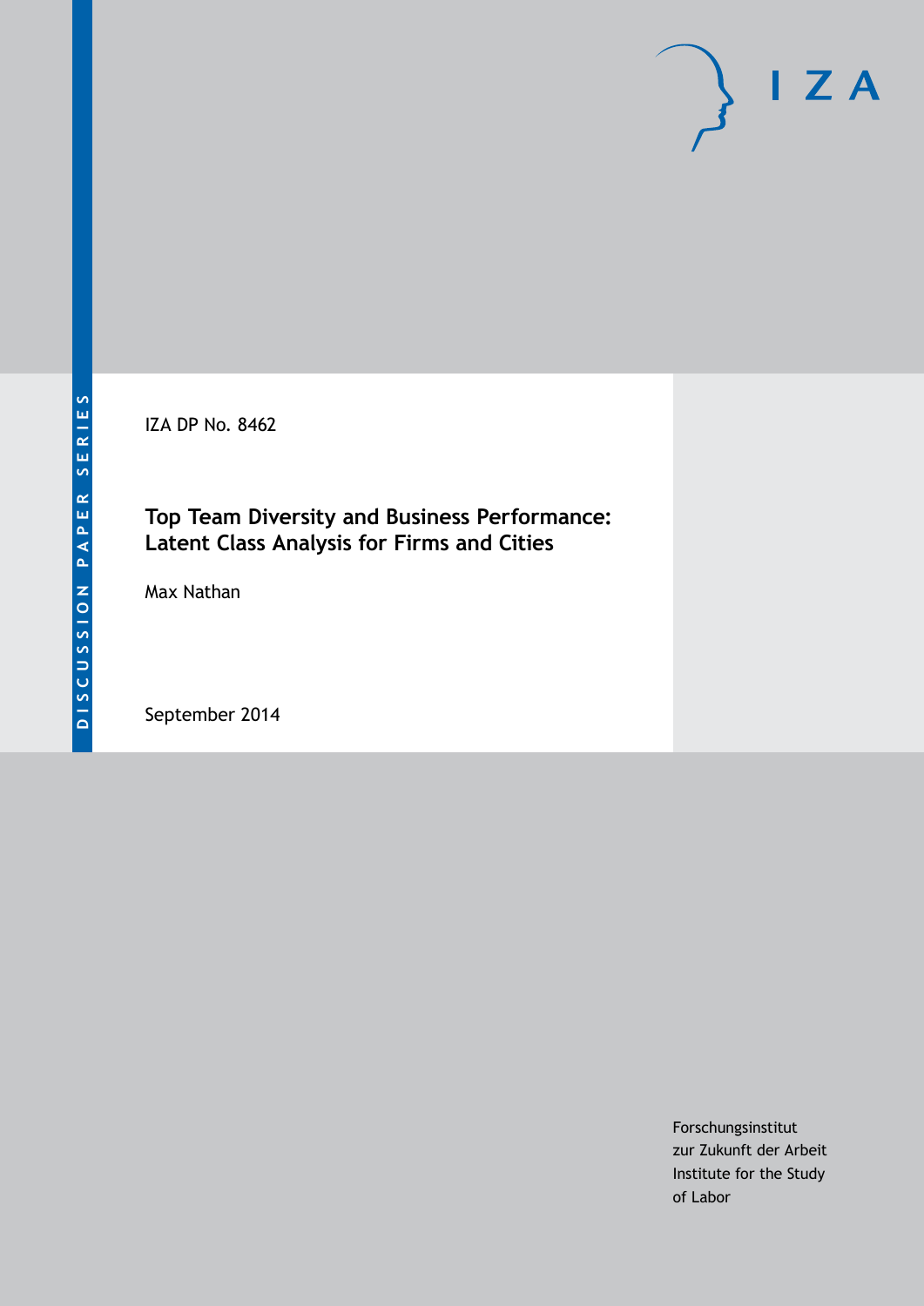DISCUSSION PAPER SERIES

IZA DP No. 8462

# Top Team Diversity and Business Performance: Latent Class Analysis for Firms and Cities

Max Nathan

September 2014

Forschungsinstitut
zur Zukunft der Arbeit
Institute for the Study
of Labor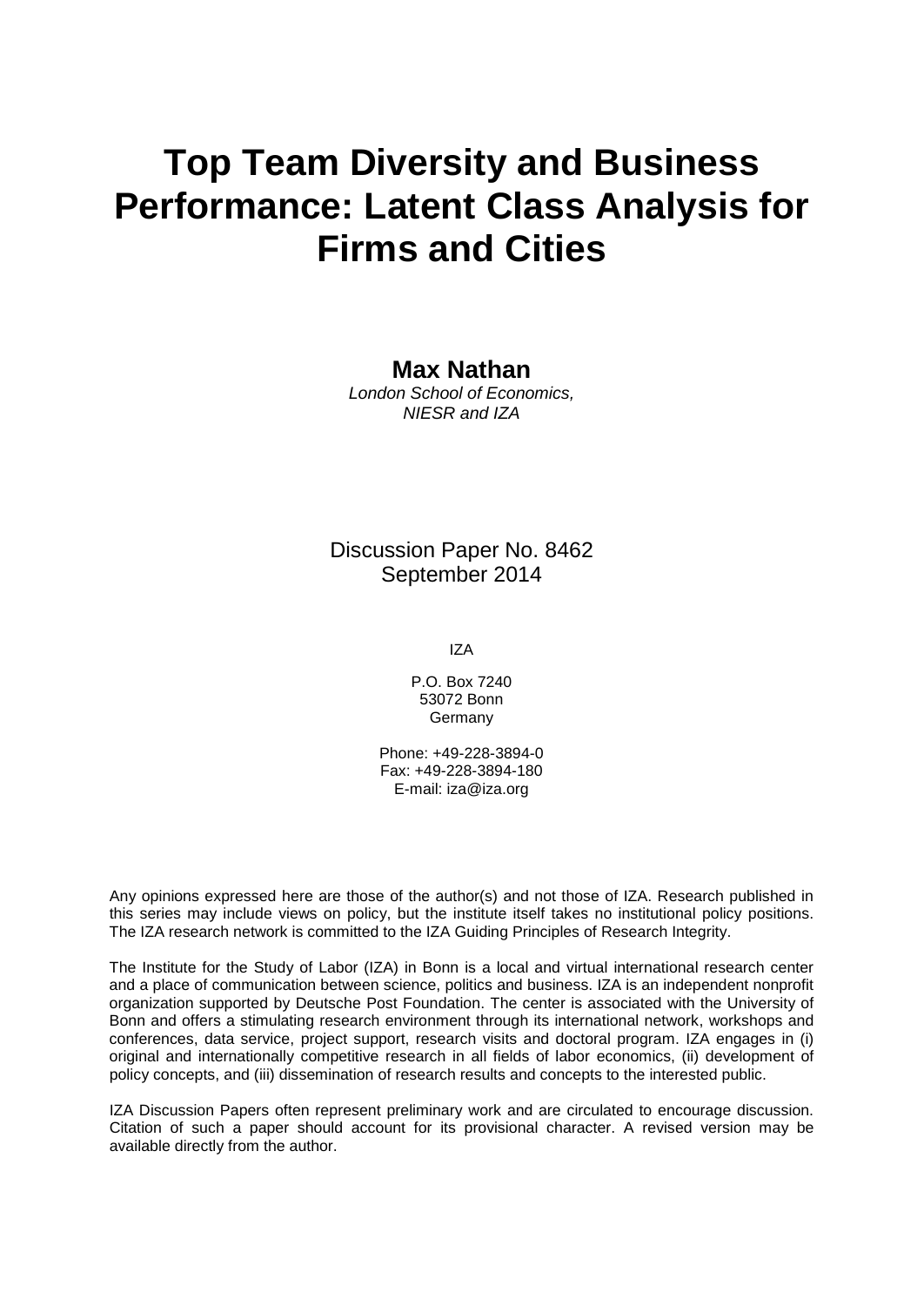# Top Team Diversity and Business Performance: Latent Class Analysis for Firms and Cities

**Max Nathan**

*London School of Economics, NIESR and IZA*

Discussion Paper No. 8462
September 2014

IZA

P.O. Box 7240
53072 Bonn
Germany

Phone: +49-228-3894-0
Fax: +49-228-3894-180
E-mail: iza@iza.org

Any opinions expressed here are those of the author(s) and not those of IZA. Research published in this series may include views on policy, but the institute itself takes no institutional policy positions. The IZA research network is committed to the IZA Guiding Principles of Research Integrity.

The Institute for the Study of Labor (IZA) in Bonn is a local and virtual international research center and a place of communication between science, politics and business. IZA is an independent nonprofit organization supported by Deutsche Post Foundation. The center is associated with the University of Bonn and offers a stimulating research environment through its international network, workshops and conferences, data service, project support, research visits and doctoral program. IZA engages in (i) original and internationally competitive research in all fields of labor economics, (ii) development of policy concepts, and (iii) dissemination of research results and concepts to the interested public.

IZA Discussion Papers often represent preliminary work and are circulated to encourage discussion. Citation of such a paper should account for its provisional character. A revised version may be available directly from the author.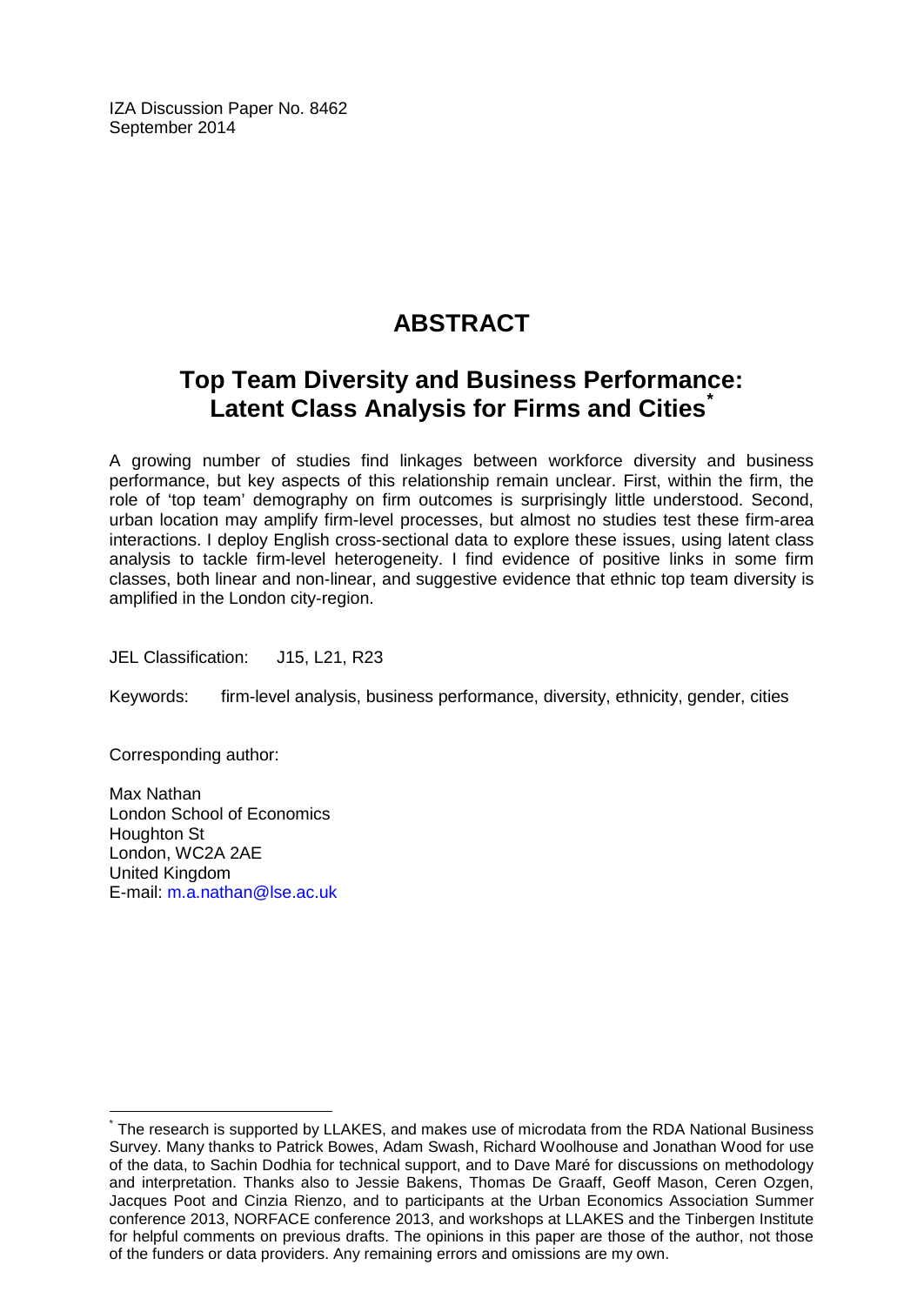IZA Discussion Paper No. 8462
September 2014

# ABSTRACT

## Top Team Diversity and Business Performance: Latent Class Analysis for Firms and Cities[*]

A growing number of studies find linkages between workforce diversity and business performance, but key aspects of this relationship remain unclear. First, within the firm, the role of 'top team' demography on firm outcomes is surprisingly little understood. Second, urban location may amplify firm-level processes, but almost no studies test these firm-area interactions. I deploy English cross-sectional data to explore these issues, using latent class analysis to tackle firm-level heterogeneity. I find evidence of positive links in some firm classes, both linear and non-linear, and suggestive evidence that ethnic top team diversity is amplified in the London city-region.

JEL Classification: J15, L21, R23

Keywords: firm-level analysis, business performance, diversity, ethnicity, gender, cities

Corresponding author:

Max Nathan
London School of Economics
Houghton St
London, WC2A 2AE
United Kingdom
E-mail: m.a.nathan@lse.ac.uk

[*] The research is supported by LLAKES, and makes use of microdata from the RDA National Business Survey. Many thanks to Patrick Bowes, Adam Swash, Richard Woolhouse and Jonathan Wood for use of the data, to Sachin Dodhia for technical support, and to Dave Maré for discussions on methodology and interpretation. Thanks also to Jessie Bakens, Thomas De Graaff, Geoff Mason, Ceren Ozgen, Jacques Poot and Cinzia Rienzo, and to participants at the Urban Economics Association Summer conference 2013, NORFACE conference 2013, and workshops at LLAKES and the Tinbergen Institute for helpful comments on previous drafts. The opinions in this paper are those of the author, not those of the funders or data providers. Any remaining errors and omissions are my own.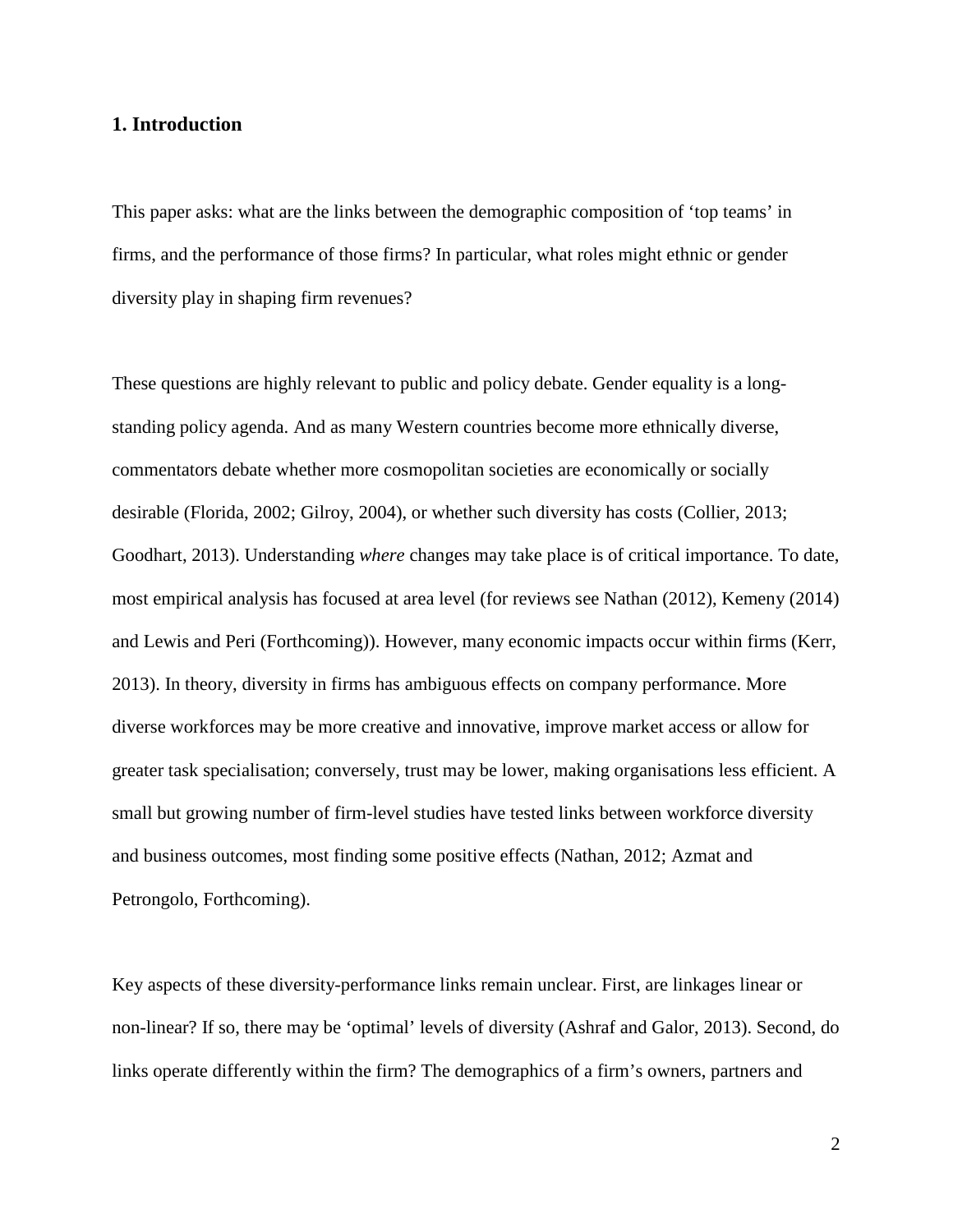## 1. Introduction

This paper asks: what are the links between the demographic composition of 'top teams' in firms, and the performance of those firms? In particular, what roles might ethnic or gender diversity play in shaping firm revenues?

These questions are highly relevant to public and policy debate. Gender equality is a long-standing policy agenda. And as many Western countries become more ethnically diverse, commentators debate whether more cosmopolitan societies are economically or socially desirable (Florida, 2002; Gilroy, 2004), or whether such diversity has costs (Collier, 2013; Goodhart, 2013). Understanding *where* changes may take place is of critical importance. To date, most empirical analysis has focused at area level (for reviews see Nathan (2012), Kemeny (2014) and Lewis and Peri (Forthcoming)). However, many economic impacts occur within firms (Kerr, 2013). In theory, diversity in firms has ambiguous effects on company performance. More diverse workforces may be more creative and innovative, improve market access or allow for greater task specialisation; conversely, trust may be lower, making organisations less efficient. A small but growing number of firm-level studies have tested links between workforce diversity and business outcomes, most finding some positive effects (Nathan, 2012; Azmat and Petrongolo, Forthcoming).

Key aspects of these diversity-performance links remain unclear. First, are linkages linear or non-linear? If so, there may be 'optimal' levels of diversity (Ashraf and Galor, 2013). Second, do links operate differently within the firm? The demographics of a firm's owners, partners and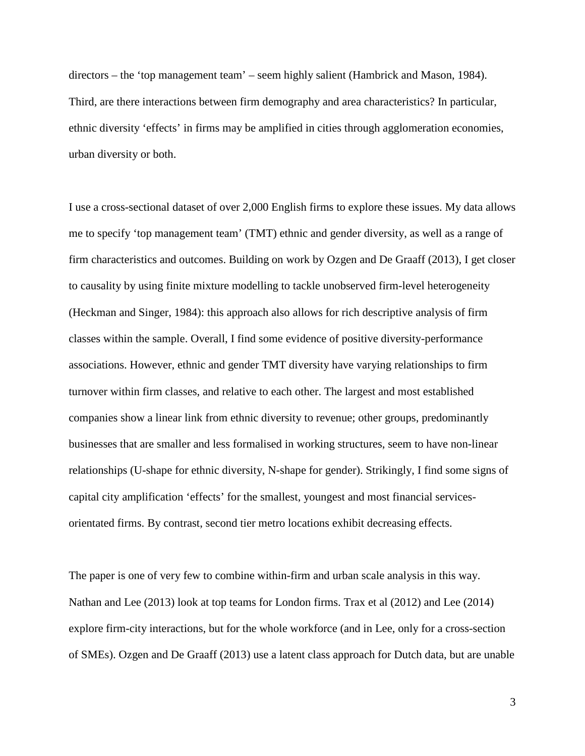directors – the 'top management team' – seem highly salient (Hambrick and Mason, 1984). Third, are there interactions between firm demography and area characteristics? In particular, ethnic diversity 'effects' in firms may be amplified in cities through agglomeration economies, urban diversity or both.

I use a cross-sectional dataset of over 2,000 English firms to explore these issues. My data allows me to specify 'top management team' (TMT) ethnic and gender diversity, as well as a range of firm characteristics and outcomes. Building on work by Ozgen and De Graaff (2013), I get closer to causality by using finite mixture modelling to tackle unobserved firm-level heterogeneity (Heckman and Singer, 1984): this approach also allows for rich descriptive analysis of firm classes within the sample. Overall, I find some evidence of positive diversity-performance associations. However, ethnic and gender TMT diversity have varying relationships to firm turnover within firm classes, and relative to each other. The largest and most established companies show a linear link from ethnic diversity to revenue; other groups, predominantly businesses that are smaller and less formalised in working structures, seem to have non-linear relationships (U-shape for ethnic diversity, N-shape for gender). Strikingly, I find some signs of capital city amplification 'effects' for the smallest, youngest and most financial services-orientated firms. By contrast, second tier metro locations exhibit decreasing effects.

The paper is one of very few to combine within-firm and urban scale analysis in this way. Nathan and Lee (2013) look at top teams for London firms. Trax et al (2012) and Lee (2014) explore firm-city interactions, but for the whole workforce (and in Lee, only for a cross-section of SMEs). Ozgen and De Graaff (2013) use a latent class approach for Dutch data, but are unable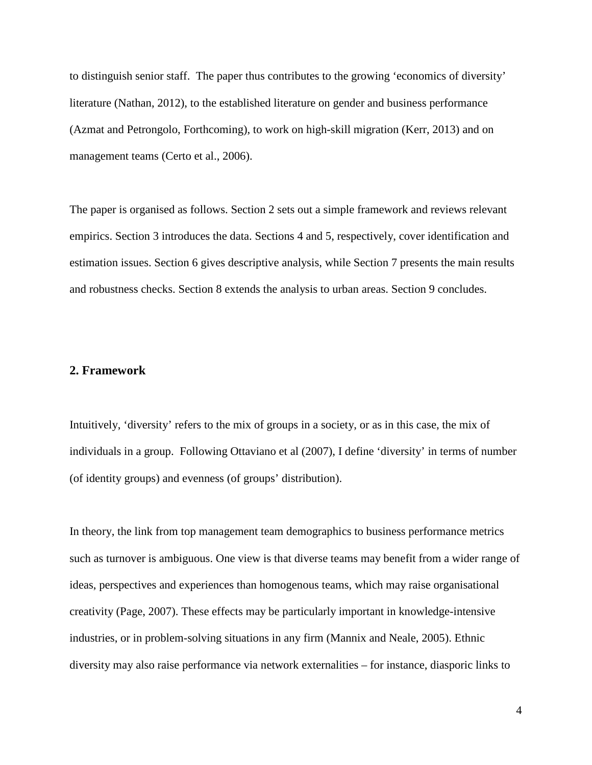to distinguish senior staff. The paper thus contributes to the growing 'economics of diversity' literature (Nathan, 2012), to the established literature on gender and business performance (Azmat and Petrongolo, Forthcoming), to work on high-skill migration (Kerr, 2013) and on management teams (Certo et al., 2006).

The paper is organised as follows. Section 2 sets out a simple framework and reviews relevant empirics. Section 3 introduces the data. Sections 4 and 5, respectively, cover identification and estimation issues. Section 6 gives descriptive analysis, while Section 7 presents the main results and robustness checks. Section 8 extends the analysis to urban areas. Section 9 concludes.

## 2. Framework

Intuitively, 'diversity' refers to the mix of groups in a society, or as in this case, the mix of individuals in a group. Following Ottaviano et al (2007), I define 'diversity' in terms of number (of identity groups) and evenness (of groups' distribution).

In theory, the link from top management team demographics to business performance metrics such as turnover is ambiguous. One view is that diverse teams may benefit from a wider range of ideas, perspectives and experiences than homogenous teams, which may raise organisational creativity (Page, 2007). These effects may be particularly important in knowledge-intensive industries, or in problem-solving situations in any firm (Mannix and Neale, 2005). Ethnic diversity may also raise performance via network externalities – for instance, diasporic links to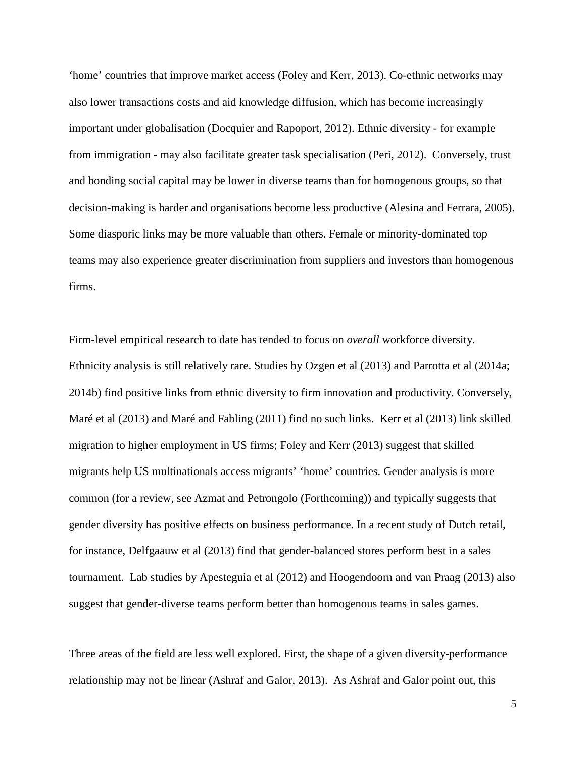'home' countries that improve market access (Foley and Kerr, 2013). Co-ethnic networks may also lower transactions costs and aid knowledge diffusion, which has become increasingly important under globalisation (Docquier and Rapoport, 2012). Ethnic diversity - for example from immigration - may also facilitate greater task specialisation (Peri, 2012). Conversely, trust and bonding social capital may be lower in diverse teams than for homogenous groups, so that decision-making is harder and organisations become less productive (Alesina and Ferrara, 2005). Some diasporic links may be more valuable than others. Female or minority-dominated top teams may also experience greater discrimination from suppliers and investors than homogenous firms.

Firm-level empirical research to date has tended to focus on *overall* workforce diversity. Ethnicity analysis is still relatively rare. Studies by Ozgen et al (2013) and Parrotta et al (2014a; 2014b) find positive links from ethnic diversity to firm innovation and productivity. Conversely, Maré et al (2013) and Maré and Fabling (2011) find no such links. Kerr et al (2013) link skilled migration to higher employment in US firms; Foley and Kerr (2013) suggest that skilled migrants help US multinationals access migrants' 'home' countries. Gender analysis is more common (for a review, see Azmat and Petrongolo (Forthcoming)) and typically suggests that gender diversity has positive effects on business performance. In a recent study of Dutch retail, for instance, Delfgaauw et al (2013) find that gender-balanced stores perform best in a sales tournament. Lab studies by Apesteguia et al (2012) and Hoogendoorn and van Praag (2013) also suggest that gender-diverse teams perform better than homogenous teams in sales games.

Three areas of the field are less well explored. First, the shape of a given diversity-performance relationship may not be linear (Ashraf and Galor, 2013). As Ashraf and Galor point out, this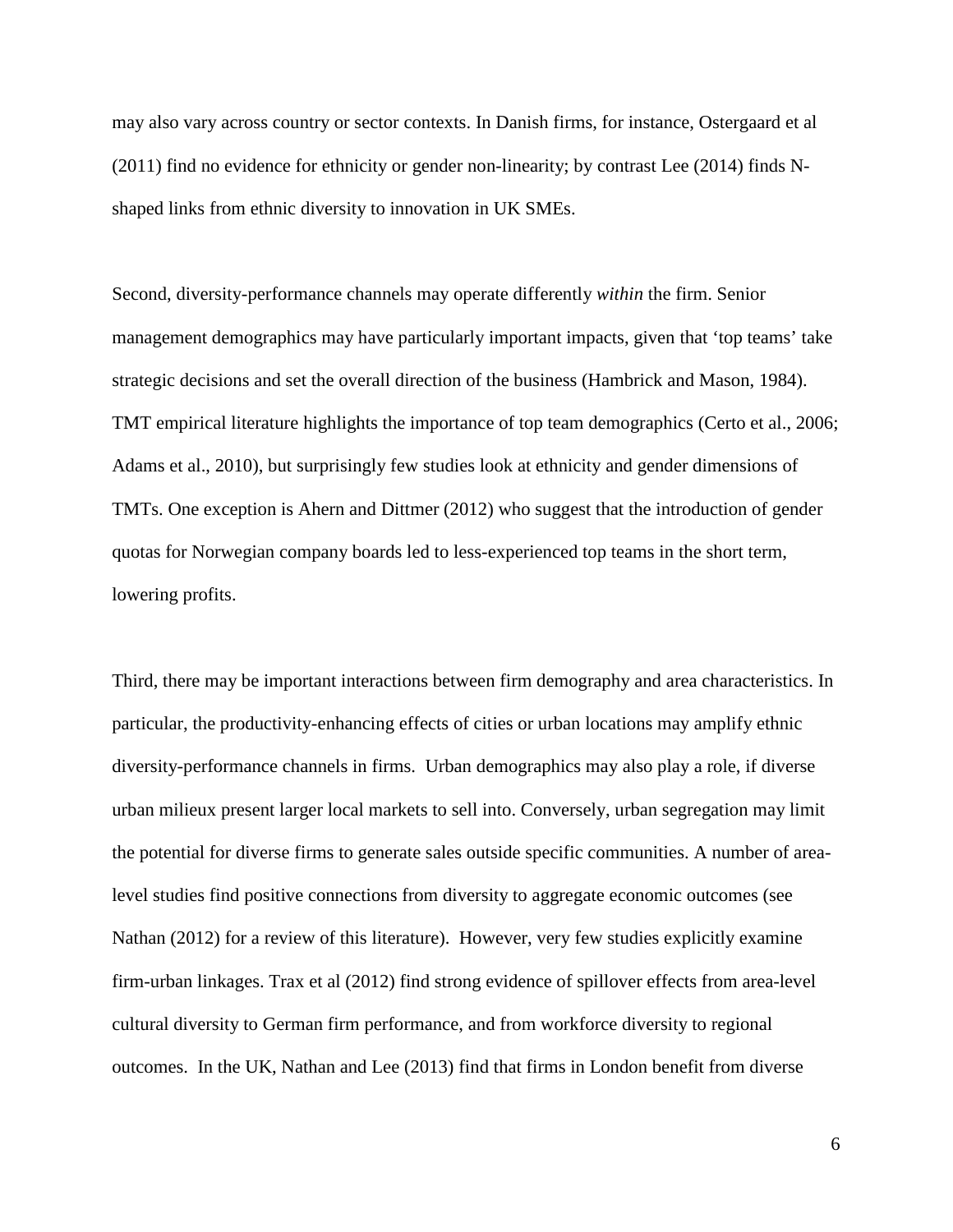may also vary across country or sector contexts. In Danish firms, for instance, Ostergaard et al (2011) find no evidence for ethnicity or gender non-linearity; by contrast Lee (2014) finds N-shaped links from ethnic diversity to innovation in UK SMEs.

Second, diversity-performance channels may operate differently *within* the firm. Senior management demographics may have particularly important impacts, given that 'top teams' take strategic decisions and set the overall direction of the business (Hambrick and Mason, 1984). TMT empirical literature highlights the importance of top team demographics (Certo et al., 2006; Adams et al., 2010), but surprisingly few studies look at ethnicity and gender dimensions of TMTs. One exception is Ahern and Dittmer (2012) who suggest that the introduction of gender quotas for Norwegian company boards led to less-experienced top teams in the short term, lowering profits.

Third, there may be important interactions between firm demography and area characteristics. In particular, the productivity-enhancing effects of cities or urban locations may amplify ethnic diversity-performance channels in firms. Urban demographics may also play a role, if diverse urban milieux present larger local markets to sell into. Conversely, urban segregation may limit the potential for diverse firms to generate sales outside specific communities. A number of area-level studies find positive connections from diversity to aggregate economic outcomes (see Nathan (2012) for a review of this literature). However, very few studies explicitly examine firm-urban linkages. Trax et al (2012) find strong evidence of spillover effects from area-level cultural diversity to German firm performance, and from workforce diversity to regional outcomes. In the UK, Nathan and Lee (2013) find that firms in London benefit from diverse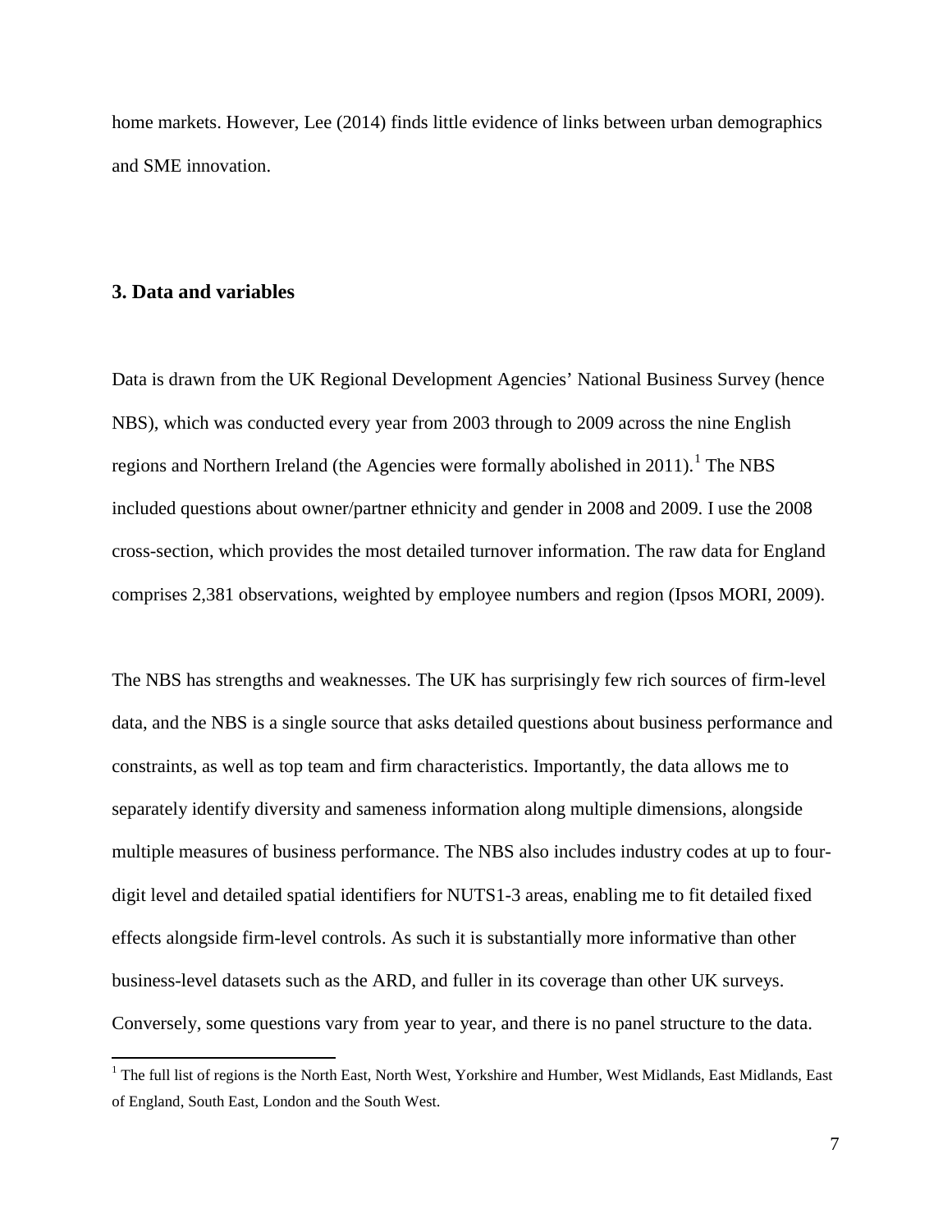home markets. However, Lee (2014) finds little evidence of links between urban demographics and SME innovation.

## 3. Data and variables

Data is drawn from the UK Regional Development Agencies' National Business Survey (hence NBS), which was conducted every year from 2003 through to 2009 across the nine English regions and Northern Ireland (the Agencies were formally abolished in 2011).[1] The NBS included questions about owner/partner ethnicity and gender in 2008 and 2009. I use the 2008 cross-section, which provides the most detailed turnover information. The raw data for England comprises 2,381 observations, weighted by employee numbers and region (Ipsos MORI, 2009).

The NBS has strengths and weaknesses. The UK has surprisingly few rich sources of firm-level data, and the NBS is a single source that asks detailed questions about business performance and constraints, as well as top team and firm characteristics. Importantly, the data allows me to separately identify diversity and sameness information along multiple dimensions, alongside multiple measures of business performance. The NBS also includes industry codes at up to four-digit level and detailed spatial identifiers for NUTS1-3 areas, enabling me to fit detailed fixed effects alongside firm-level controls. As such it is substantially more informative than other business-level datasets such as the ARD, and fuller in its coverage than other UK surveys. Conversely, some questions vary from year to year, and there is no panel structure to the data.

[1] The full list of regions is the North East, North West, Yorkshire and Humber, West Midlands, East Midlands, East of England, South East, London and the South West.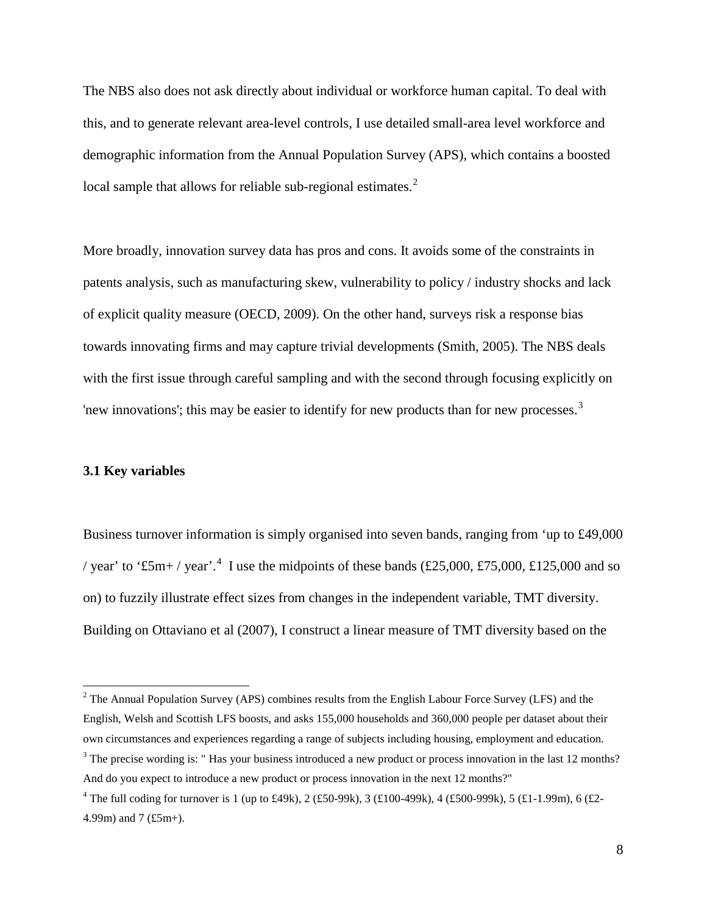The NBS also does not ask directly about individual or workforce human capital. To deal with this, and to generate relevant area-level controls, I use detailed small-area level workforce and demographic information from the Annual Population Survey (APS), which contains a boosted local sample that allows for reliable sub-regional estimates.[2]

More broadly, innovation survey data has pros and cons. It avoids some of the constraints in patents analysis, such as manufacturing skew, vulnerability to policy / industry shocks and lack of explicit quality measure (OECD, 2009). On the other hand, surveys risk a response bias towards innovating firms and may capture trivial developments (Smith, 2005). The NBS deals with the first issue through careful sampling and with the second through focusing explicitly on 'new innovations'; this may be easier to identify for new products than for new processes.[3]

### 3.1 Key variables

Business turnover information is simply organised into seven bands, ranging from 'up to £49,000 / year' to '£5m+ / year'.[4] I use the midpoints of these bands (£25,000, £75,000, £125,000 and so on) to fuzzily illustrate effect sizes from changes in the independent variable, TMT diversity. Building on Ottaviano et al (2007), I construct a linear measure of TMT diversity based on the

---

[2] The Annual Population Survey (APS) combines results from the English Labour Force Survey (LFS) and the English, Welsh and Scottish LFS boosts, and asks 155,000 households and 360,000 people per dataset about their own circumstances and experiences regarding a range of subjects including housing, employment and education.

[3] The precise wording is: " Has your business introduced a new product or process innovation in the last 12 months? And do you expect to introduce a new product or process innovation in the next 12 months?"

[4] The full coding for turnover is 1 (up to £49k), 2 (£50-99k), 3 (£100-499k), 4 (£500-999k), 5 (£1-1.99m), 6 (£2-4.99m) and 7 (£5m+).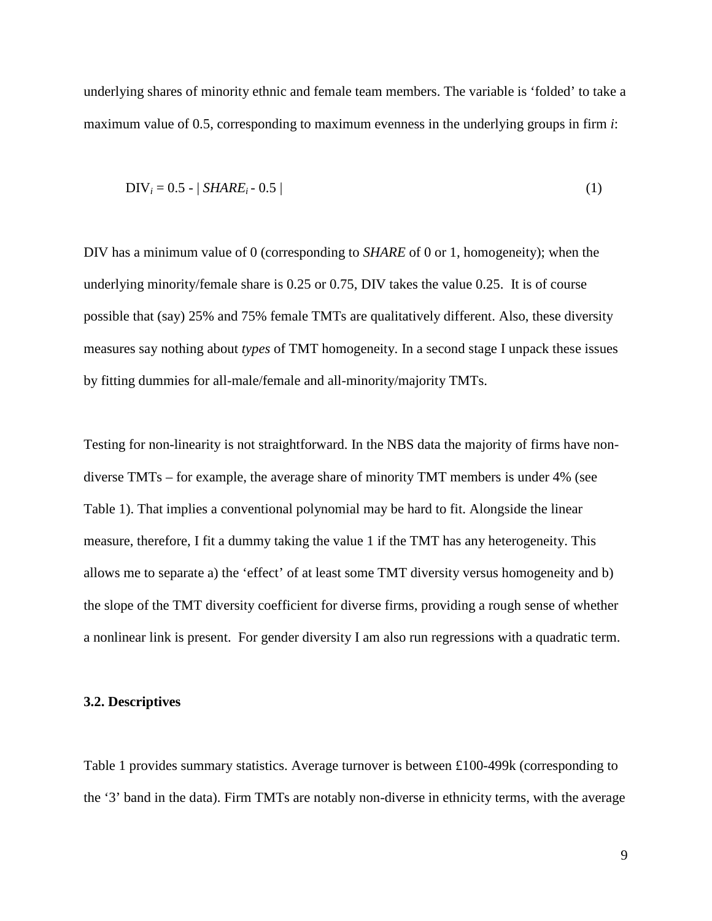underlying shares of minority ethnic and female team members. The variable is 'folded' to take a maximum value of 0.5, corresponding to maximum evenness in the underlying groups in firm *i*:

$$\text{DIV}_i = 0.5 - |\ SHARE_i - 0.5\ | \tag{1}$$

DIV has a minimum value of 0 (corresponding to *SHARE* of 0 or 1, homogeneity); when the underlying minority/female share is 0.25 or 0.75, DIV takes the value 0.25. It is of course possible that (say) 25% and 75% female TMTs are qualitatively different. Also, these diversity measures say nothing about *types* of TMT homogeneity. In a second stage I unpack these issues by fitting dummies for all-male/female and all-minority/majority TMTs.

Testing for non-linearity is not straightforward. In the NBS data the majority of firms have non-diverse TMTs – for example, the average share of minority TMT members is under 4% (see Table 1). That implies a conventional polynomial may be hard to fit. Alongside the linear measure, therefore, I fit a dummy taking the value 1 if the TMT has any heterogeneity. This allows me to separate a) the 'effect' of at least some TMT diversity versus homogeneity and b) the slope of the TMT diversity coefficient for diverse firms, providing a rough sense of whether a nonlinear link is present. For gender diversity I am also run regressions with a quadratic term.

### 3.2. Descriptives

Table 1 provides summary statistics. Average turnover is between £100-499k (corresponding to the '3' band in the data). Firm TMTs are notably non-diverse in ethnicity terms, with the average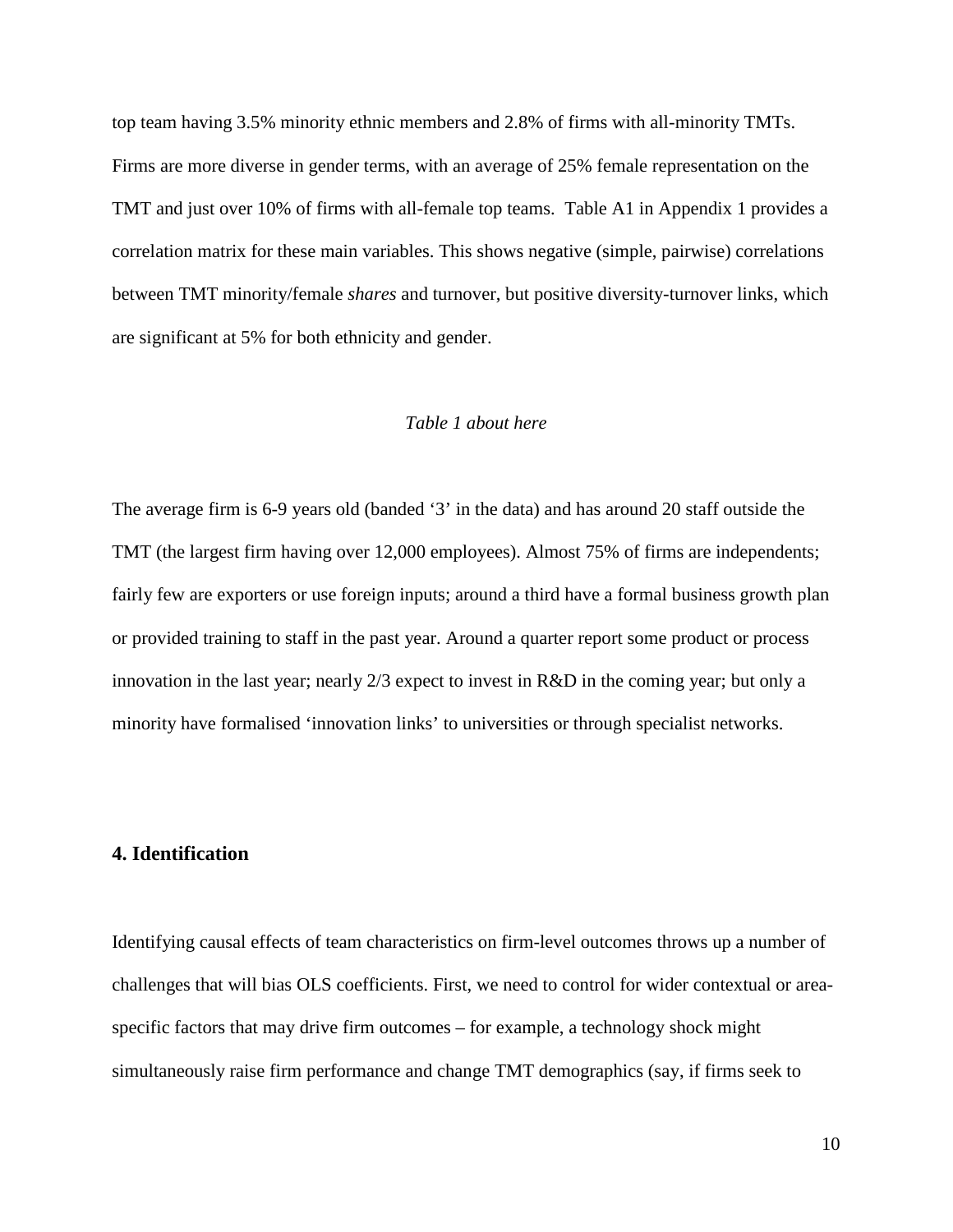top team having 3.5% minority ethnic members and 2.8% of firms with all-minority TMTs. Firms are more diverse in gender terms, with an average of 25% female representation on the TMT and just over 10% of firms with all-female top teams. Table A1 in Appendix 1 provides a correlation matrix for these main variables. This shows negative (simple, pairwise) correlations between TMT minority/female *shares* and turnover, but positive diversity-turnover links, which are significant at 5% for both ethnicity and gender.

*Table 1 about here*

The average firm is 6-9 years old (banded '3' in the data) and has around 20 staff outside the TMT (the largest firm having over 12,000 employees). Almost 75% of firms are independents; fairly few are exporters or use foreign inputs; around a third have a formal business growth plan or provided training to staff in the past year. Around a quarter report some product or process innovation in the last year; nearly 2/3 expect to invest in R&D in the coming year; but only a minority have formalised 'innovation links' to universities or through specialist networks.

## 4. Identification

Identifying causal effects of team characteristics on firm-level outcomes throws up a number of challenges that will bias OLS coefficients. First, we need to control for wider contextual or area-specific factors that may drive firm outcomes – for example, a technology shock might simultaneously raise firm performance and change TMT demographics (say, if firms seek to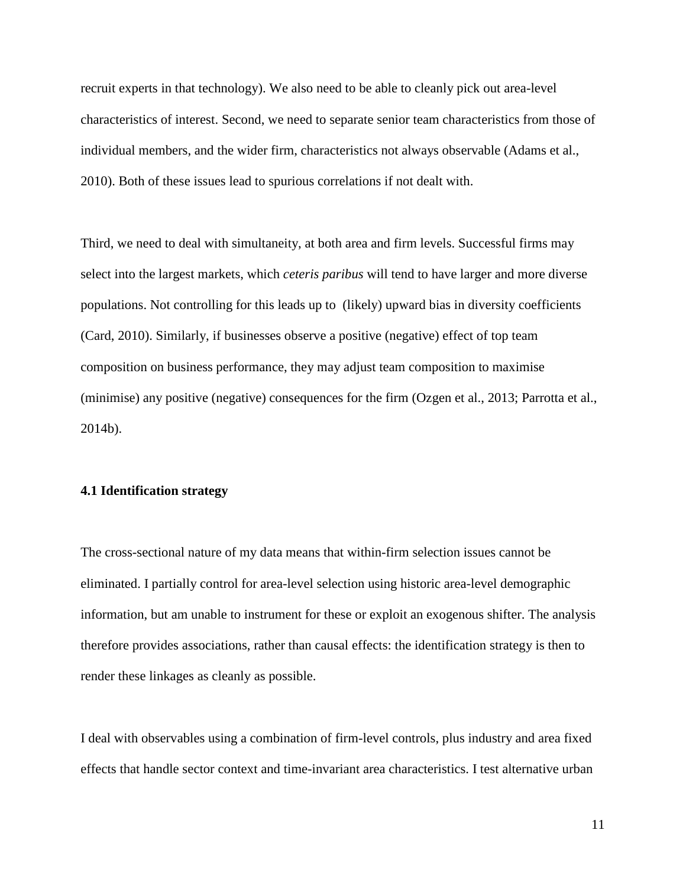recruit experts in that technology). We also need to be able to cleanly pick out area-level characteristics of interest. Second, we need to separate senior team characteristics from those of individual members, and the wider firm, characteristics not always observable (Adams et al., 2010). Both of these issues lead to spurious correlations if not dealt with.

Third, we need to deal with simultaneity, at both area and firm levels. Successful firms may select into the largest markets, which *ceteris paribus* will tend to have larger and more diverse populations. Not controlling for this leads up to  (likely) upward bias in diversity coefficients (Card, 2010). Similarly, if businesses observe a positive (negative) effect of top team composition on business performance, they may adjust team composition to maximise (minimise) any positive (negative) consequences for the firm (Ozgen et al., 2013; Parrotta et al., 2014b).

**4.1 Identification strategy**

The cross-sectional nature of my data means that within-firm selection issues cannot be eliminated. I partially control for area-level selection using historic area-level demographic information, but am unable to instrument for these or exploit an exogenous shifter. The analysis therefore provides associations, rather than causal effects: the identification strategy is then to render these linkages as cleanly as possible.

I deal with observables using a combination of firm-level controls, plus industry and area fixed effects that handle sector context and time-invariant area characteristics. I test alternative urban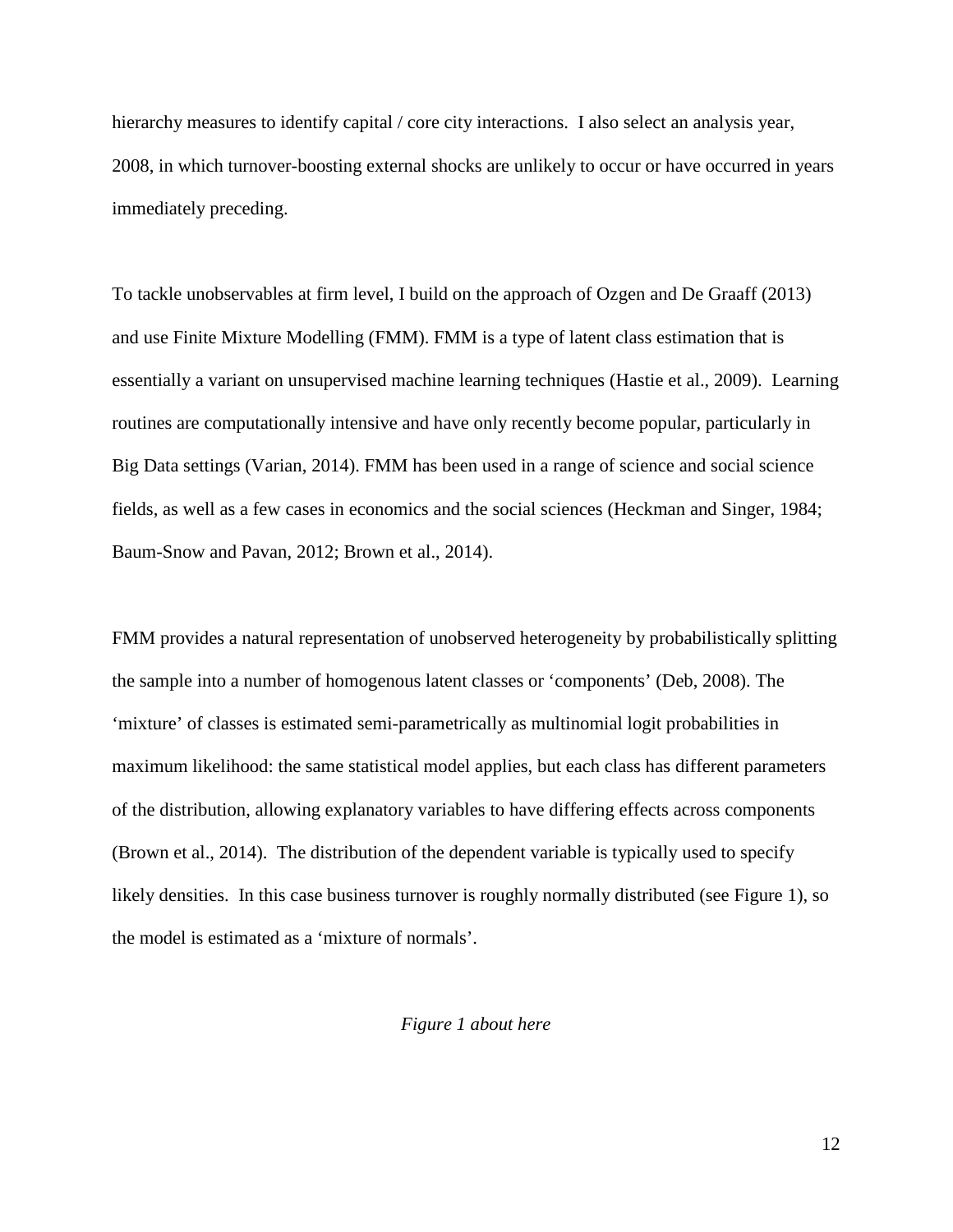hierarchy measures to identify capital / core city interactions. I also select an analysis year, 2008, in which turnover-boosting external shocks are unlikely to occur or have occurred in years immediately preceding.

To tackle unobservables at firm level, I build on the approach of Ozgen and De Graaff (2013) and use Finite Mixture Modelling (FMM). FMM is a type of latent class estimation that is essentially a variant on unsupervised machine learning techniques (Hastie et al., 2009). Learning routines are computationally intensive and have only recently become popular, particularly in Big Data settings (Varian, 2014). FMM has been used in a range of science and social science fields, as well as a few cases in economics and the social sciences (Heckman and Singer, 1984; Baum-Snow and Pavan, 2012; Brown et al., 2014).

FMM provides a natural representation of unobserved heterogeneity by probabilistically splitting the sample into a number of homogenous latent classes or 'components' (Deb, 2008). The 'mixture' of classes is estimated semi-parametrically as multinomial logit probabilities in maximum likelihood: the same statistical model applies, but each class has different parameters of the distribution, allowing explanatory variables to have differing effects across components (Brown et al., 2014). The distribution of the dependent variable is typically used to specify likely densities. In this case business turnover is roughly normally distributed (see Figure 1), so the model is estimated as a 'mixture of normals'.

*Figure 1 about here*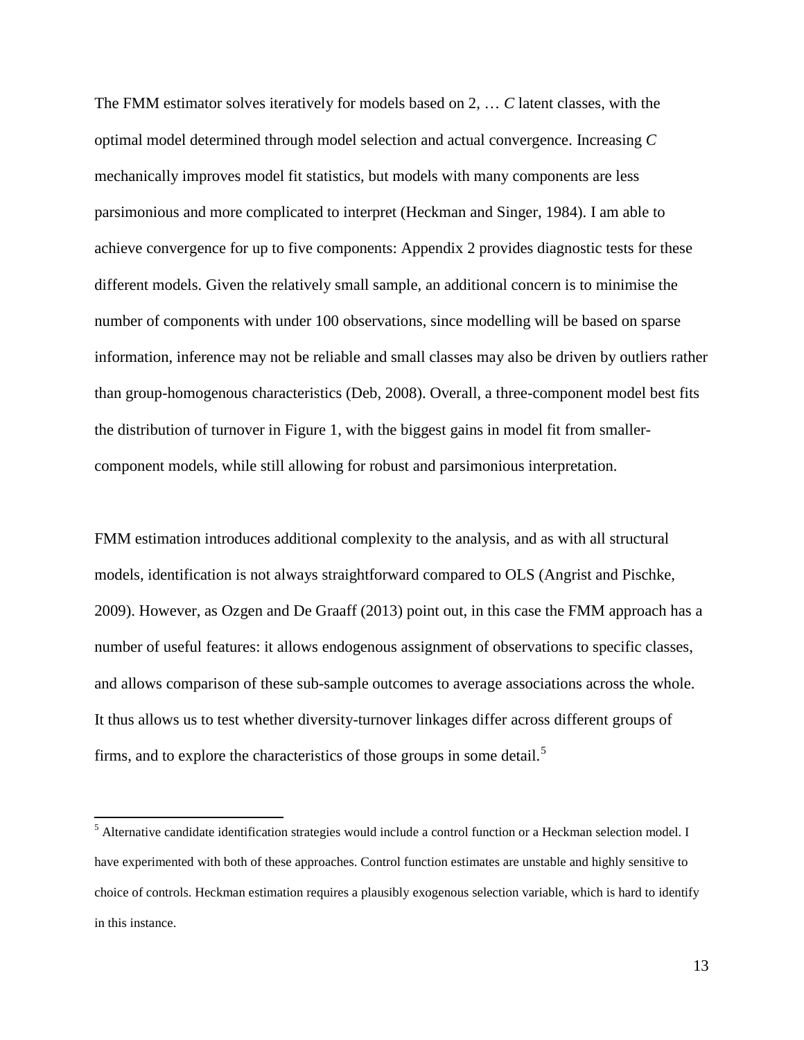The FMM estimator solves iteratively for models based on 2, … *C* latent classes, with the optimal model determined through model selection and actual convergence. Increasing *C* mechanically improves model fit statistics, but models with many components are less parsimonious and more complicated to interpret (Heckman and Singer, 1984). I am able to achieve convergence for up to five components: Appendix 2 provides diagnostic tests for these different models. Given the relatively small sample, an additional concern is to minimise the number of components with under 100 observations, since modelling will be based on sparse information, inference may not be reliable and small classes may also be driven by outliers rather than group-homogenous characteristics (Deb, 2008). Overall, a three-component model best fits the distribution of turnover in Figure 1, with the biggest gains in model fit from smaller-component models, while still allowing for robust and parsimonious interpretation.

FMM estimation introduces additional complexity to the analysis, and as with all structural models, identification is not always straightforward compared to OLS (Angrist and Pischke, 2009). However, as Ozgen and De Graaff (2013) point out, in this case the FMM approach has a number of useful features: it allows endogenous assignment of observations to specific classes, and allows comparison of these sub-sample outcomes to average associations across the whole. It thus allows us to test whether diversity-turnover linkages differ across different groups of firms, and to explore the characteristics of those groups in some detail.[5]

[5] Alternative candidate identification strategies would include a control function or a Heckman selection model. I have experimented with both of these approaches. Control function estimates are unstable and highly sensitive to choice of controls. Heckman estimation requires a plausibly exogenous selection variable, which is hard to identify in this instance.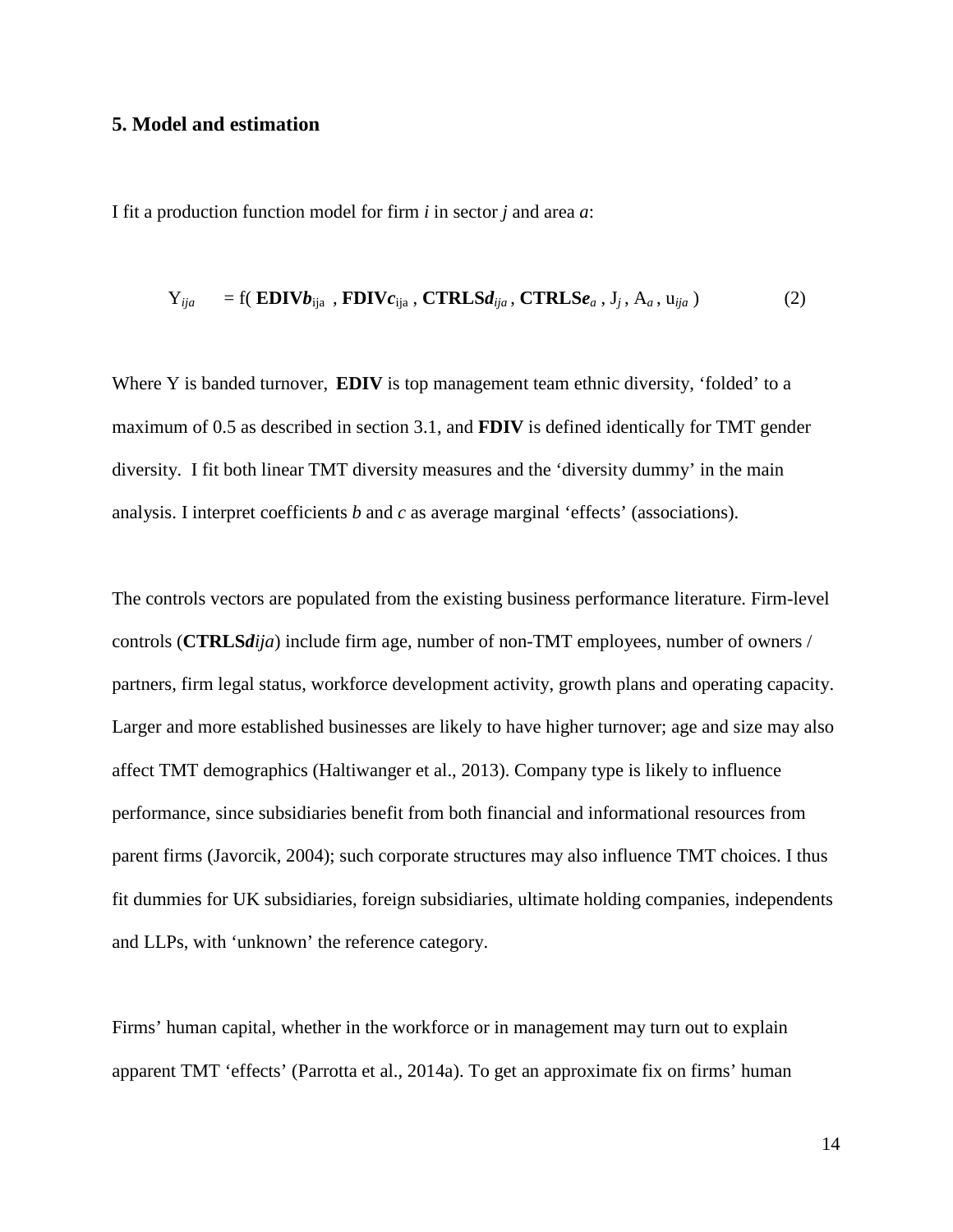## 5. Model and estimation

I fit a production function model for firm *i* in sector *j* and area *a*:

$$Y_{ija} \quad = f(\,\mathbf{EDIV}\boldsymbol{b}_{ija}\,,\, \mathbf{FDIV}\boldsymbol{c}_{ija}\,,\, \mathbf{CTRLS}\boldsymbol{d}_{ija}\,,\, \mathbf{CTRLS}\boldsymbol{e}_{a}\,,\, J_j\,,\, A_a\,,\, u_{ija}\,) \qquad (2)$$

Where Y is banded turnover, **EDIV** is top management team ethnic diversity, 'folded' to a maximum of 0.5 as described in section 3.1, and **FDIV** is defined identically for TMT gender diversity. I fit both linear TMT diversity measures and the 'diversity dummy' in the main analysis. I interpret coefficients *b* and *c* as average marginal 'effects' (associations).

The controls vectors are populated from the existing business performance literature. Firm-level controls ($\mathbf{CTRLS}\boldsymbol{d}_{ija}$) include firm age, number of non-TMT employees, number of owners / partners, firm legal status, workforce development activity, growth plans and operating capacity. Larger and more established businesses are likely to have higher turnover; age and size may also affect TMT demographics (Haltiwanger et al., 2013). Company type is likely to influence performance, since subsidiaries benefit from both financial and informational resources from parent firms (Javorcik, 2004); such corporate structures may also influence TMT choices. I thus fit dummies for UK subsidiaries, foreign subsidiaries, ultimate holding companies, independents and LLPs, with 'unknown' the reference category.

Firms' human capital, whether in the workforce or in management may turn out to explain apparent TMT 'effects' (Parrotta et al., 2014a). To get an approximate fix on firms' human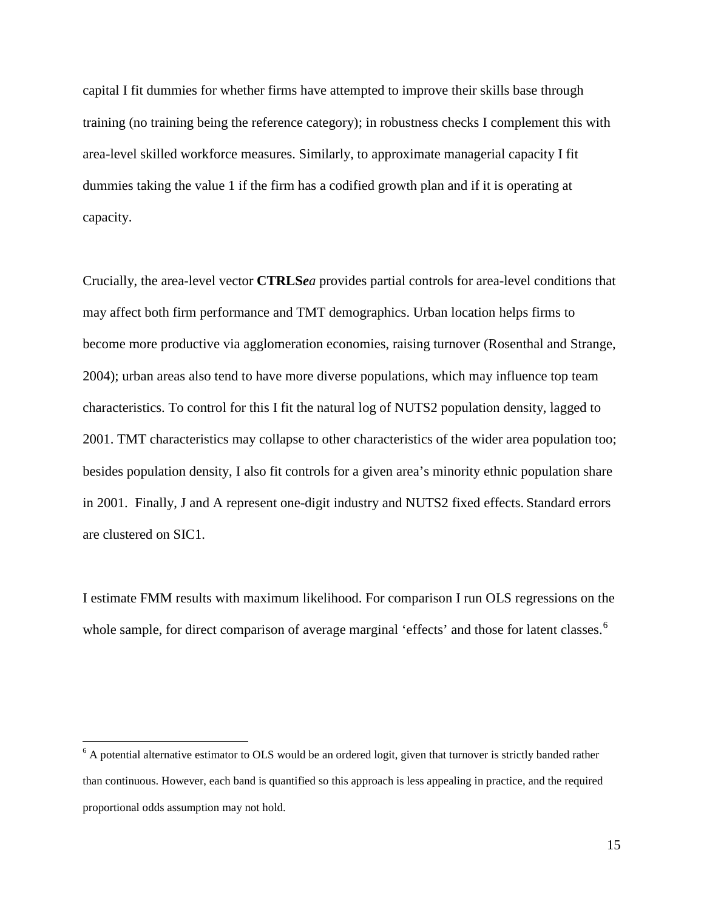capital I fit dummies for whether firms have attempted to improve their skills base through training (no training being the reference category); in robustness checks I complement this with area-level skilled workforce measures. Similarly, to approximate managerial capacity I fit dummies taking the value 1 if the firm has a codified growth plan and if it is operating at capacity.

Crucially, the area-level vector **CTRLS*ea*** provides partial controls for area-level conditions that may affect both firm performance and TMT demographics. Urban location helps firms to become more productive via agglomeration economies, raising turnover (Rosenthal and Strange, 2004); urban areas also tend to have more diverse populations, which may influence top team characteristics. To control for this I fit the natural log of NUTS2 population density, lagged to 2001. TMT characteristics may collapse to other characteristics of the wider area population too; besides population density, I also fit controls for a given area's minority ethnic population share in 2001. Finally, J and A represent one-digit industry and NUTS2 fixed effects. Standard errors are clustered on SIC1.

I estimate FMM results with maximum likelihood. For comparison I run OLS regressions on the whole sample, for direct comparison of average marginal 'effects' and those for latent classes.[6]

[6] A potential alternative estimator to OLS would be an ordered logit, given that turnover is strictly banded rather than continuous. However, each band is quantified so this approach is less appealing in practice, and the required proportional odds assumption may not hold.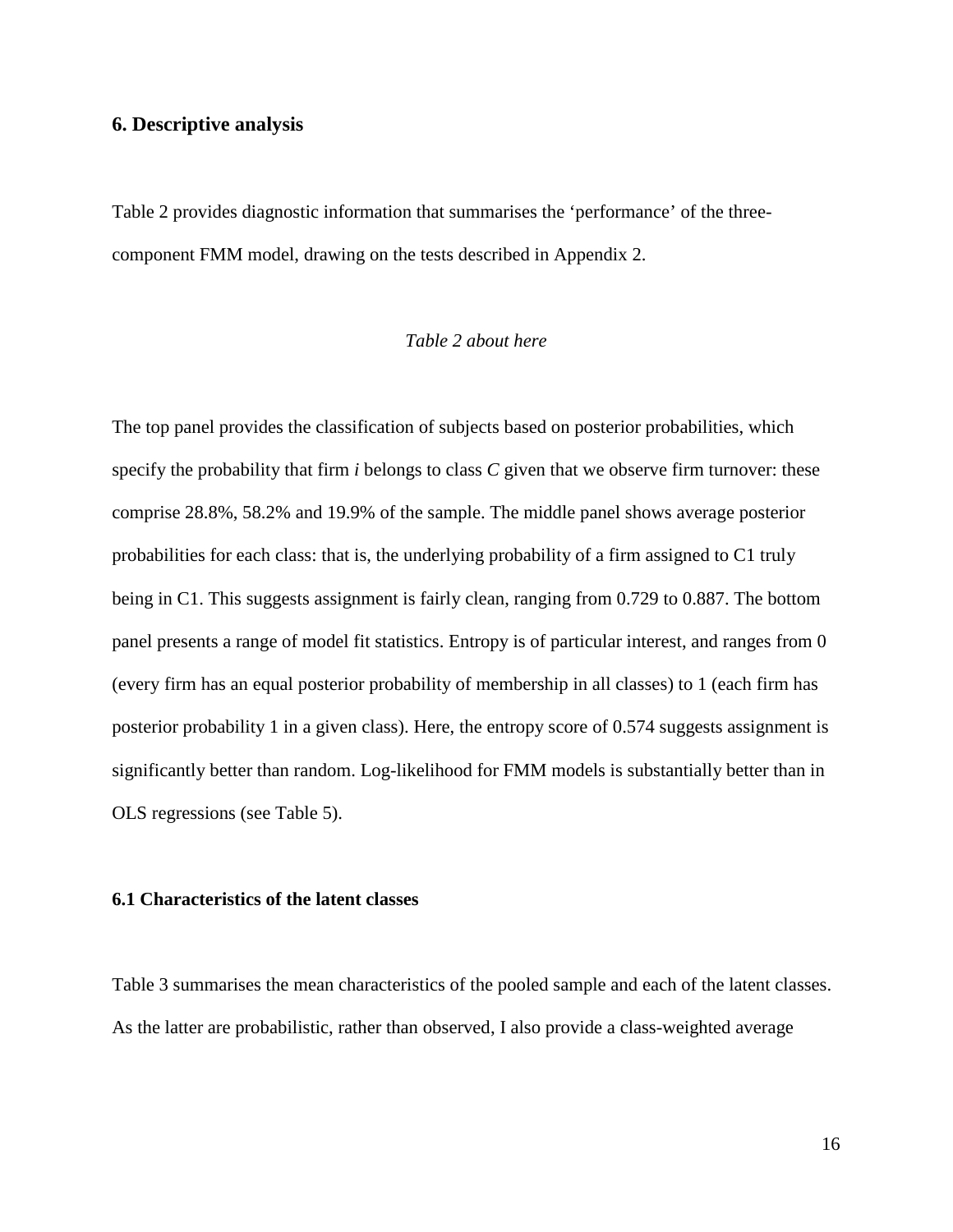## 6. Descriptive analysis

Table 2 provides diagnostic information that summarises the 'performance' of the three-component FMM model, drawing on the tests described in Appendix 2.

*Table 2 about here*

The top panel provides the classification of subjects based on posterior probabilities, which specify the probability that firm *i* belongs to class *C* given that we observe firm turnover: these comprise 28.8%, 58.2% and 19.9% of the sample. The middle panel shows average posterior probabilities for each class: that is, the underlying probability of a firm assigned to C1 truly being in C1. This suggests assignment is fairly clean, ranging from 0.729 to 0.887. The bottom panel presents a range of model fit statistics. Entropy is of particular interest, and ranges from 0 (every firm has an equal posterior probability of membership in all classes) to 1 (each firm has posterior probability 1 in a given class). Here, the entropy score of 0.574 suggests assignment is significantly better than random. Log-likelihood for FMM models is substantially better than in OLS regressions (see Table 5).

### 6.1 Characteristics of the latent classes

Table 3 summarises the mean characteristics of the pooled sample and each of the latent classes. As the latter are probabilistic, rather than observed, I also provide a class-weighted average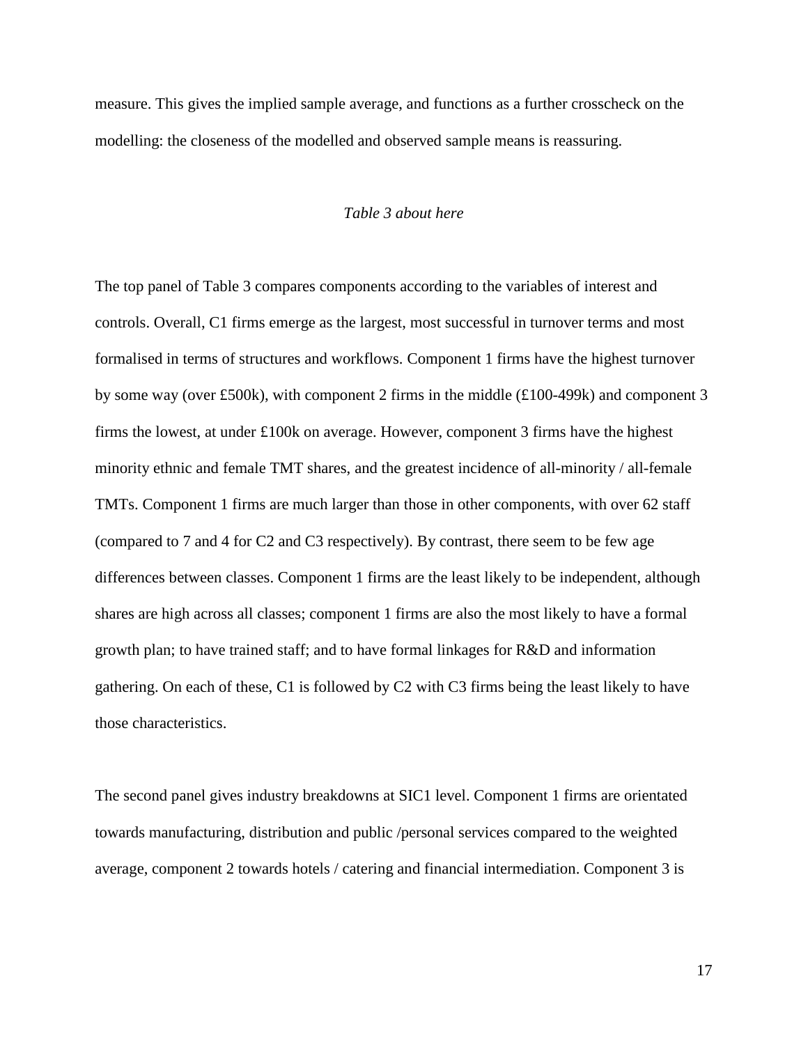measure. This gives the implied sample average, and functions as a further crosscheck on the modelling: the closeness of the modelled and observed sample means is reassuring.

*Table 3 about here*

The top panel of Table 3 compares components according to the variables of interest and controls. Overall, C1 firms emerge as the largest, most successful in turnover terms and most formalised in terms of structures and workflows. Component 1 firms have the highest turnover by some way (over £500k), with component 2 firms in the middle (£100-499k) and component 3 firms the lowest, at under £100k on average. However, component 3 firms have the highest minority ethnic and female TMT shares, and the greatest incidence of all-minority / all-female TMTs. Component 1 firms are much larger than those in other components, with over 62 staff (compared to 7 and 4 for C2 and C3 respectively). By contrast, there seem to be few age differences between classes. Component 1 firms are the least likely to be independent, although shares are high across all classes; component 1 firms are also the most likely to have a formal growth plan; to have trained staff; and to have formal linkages for R&D and information gathering. On each of these, C1 is followed by C2 with C3 firms being the least likely to have those characteristics.

The second panel gives industry breakdowns at SIC1 level. Component 1 firms are orientated towards manufacturing, distribution and public /personal services compared to the weighted average, component 2 towards hotels / catering and financial intermediation. Component 3 is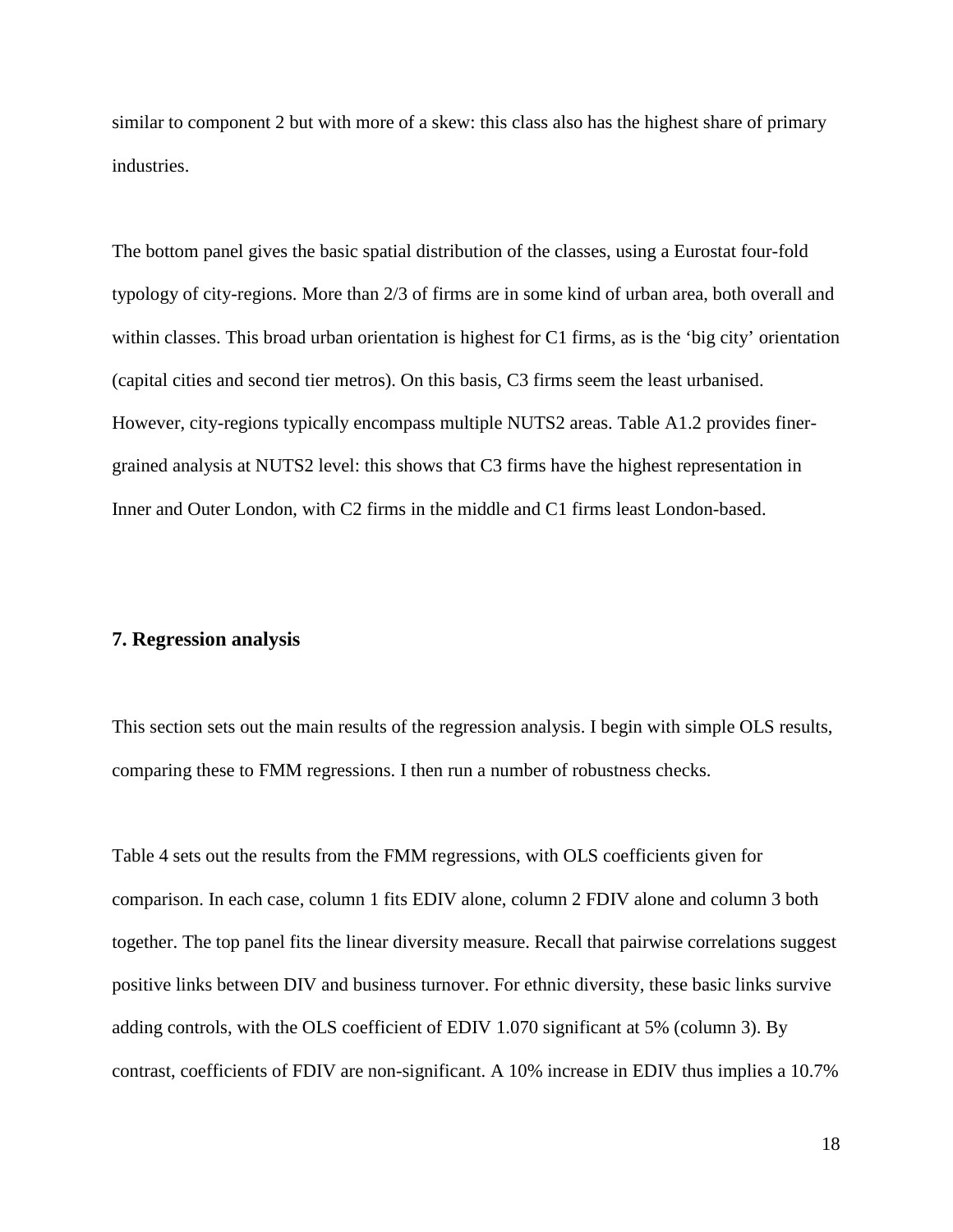similar to component 2 but with more of a skew: this class also has the highest share of primary industries.

The bottom panel gives the basic spatial distribution of the classes, using a Eurostat four-fold typology of city-regions. More than 2/3 of firms are in some kind of urban area, both overall and within classes. This broad urban orientation is highest for C1 firms, as is the 'big city' orientation (capital cities and second tier metros). On this basis, C3 firms seem the least urbanised. However, city-regions typically encompass multiple NUTS2 areas. Table A1.2 provides finer-grained analysis at NUTS2 level: this shows that C3 firms have the highest representation in Inner and Outer London, with C2 firms in the middle and C1 firms least London-based.

## 7. Regression analysis

This section sets out the main results of the regression analysis. I begin with simple OLS results, comparing these to FMM regressions. I then run a number of robustness checks.

Table 4 sets out the results from the FMM regressions, with OLS coefficients given for comparison. In each case, column 1 fits EDIV alone, column 2 FDIV alone and column 3 both together. The top panel fits the linear diversity measure. Recall that pairwise correlations suggest positive links between DIV and business turnover. For ethnic diversity, these basic links survive adding controls, with the OLS coefficient of EDIV 1.070 significant at 5% (column 3). By contrast, coefficients of FDIV are non-significant. A 10% increase in EDIV thus implies a 10.7%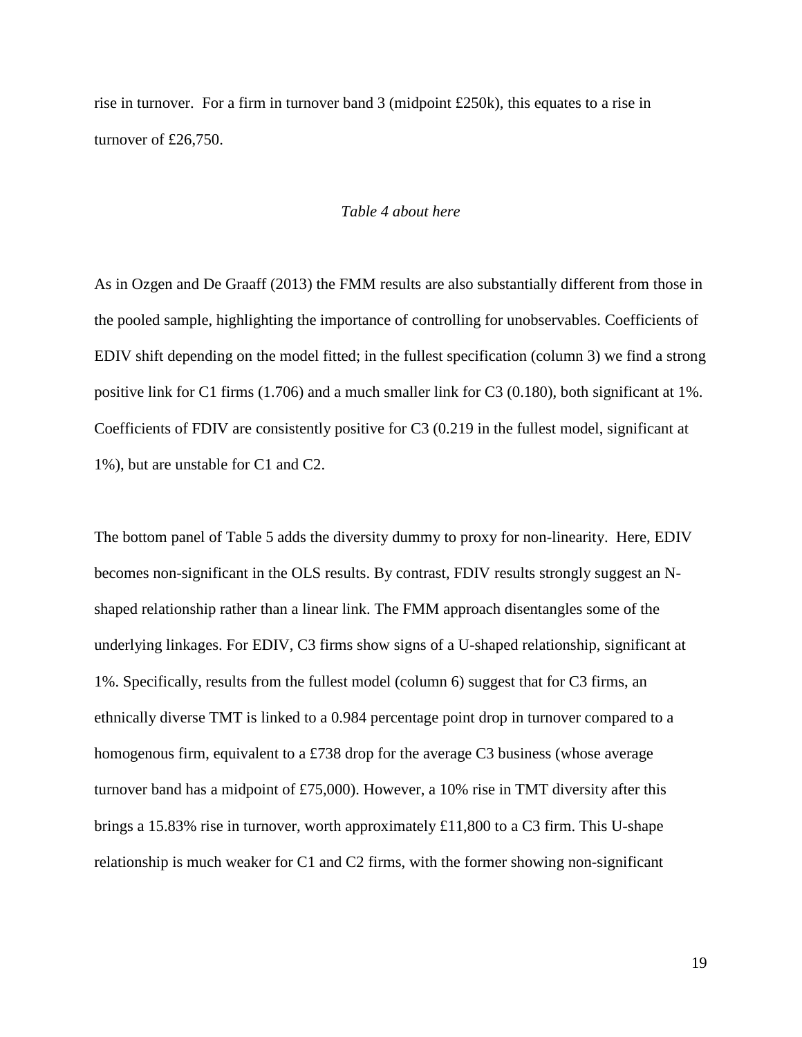rise in turnover. For a firm in turnover band 3 (midpoint £250k), this equates to a rise in turnover of £26,750.

*Table 4 about here*

As in Ozgen and De Graaff (2013) the FMM results are also substantially different from those in the pooled sample, highlighting the importance of controlling for unobservables. Coefficients of EDIV shift depending on the model fitted; in the fullest specification (column 3) we find a strong positive link for C1 firms (1.706) and a much smaller link for C3 (0.180), both significant at 1%. Coefficients of FDIV are consistently positive for C3 (0.219 in the fullest model, significant at 1%), but are unstable for C1 and C2.

The bottom panel of Table 5 adds the diversity dummy to proxy for non-linearity. Here, EDIV becomes non-significant in the OLS results. By contrast, FDIV results strongly suggest an N-shaped relationship rather than a linear link. The FMM approach disentangles some of the underlying linkages. For EDIV, C3 firms show signs of a U-shaped relationship, significant at 1%. Specifically, results from the fullest model (column 6) suggest that for C3 firms, an ethnically diverse TMT is linked to a 0.984 percentage point drop in turnover compared to a homogenous firm, equivalent to a £738 drop for the average C3 business (whose average turnover band has a midpoint of £75,000). However, a 10% rise in TMT diversity after this brings a 15.83% rise in turnover, worth approximately £11,800 to a C3 firm. This U-shape relationship is much weaker for C1 and C2 firms, with the former showing non-significant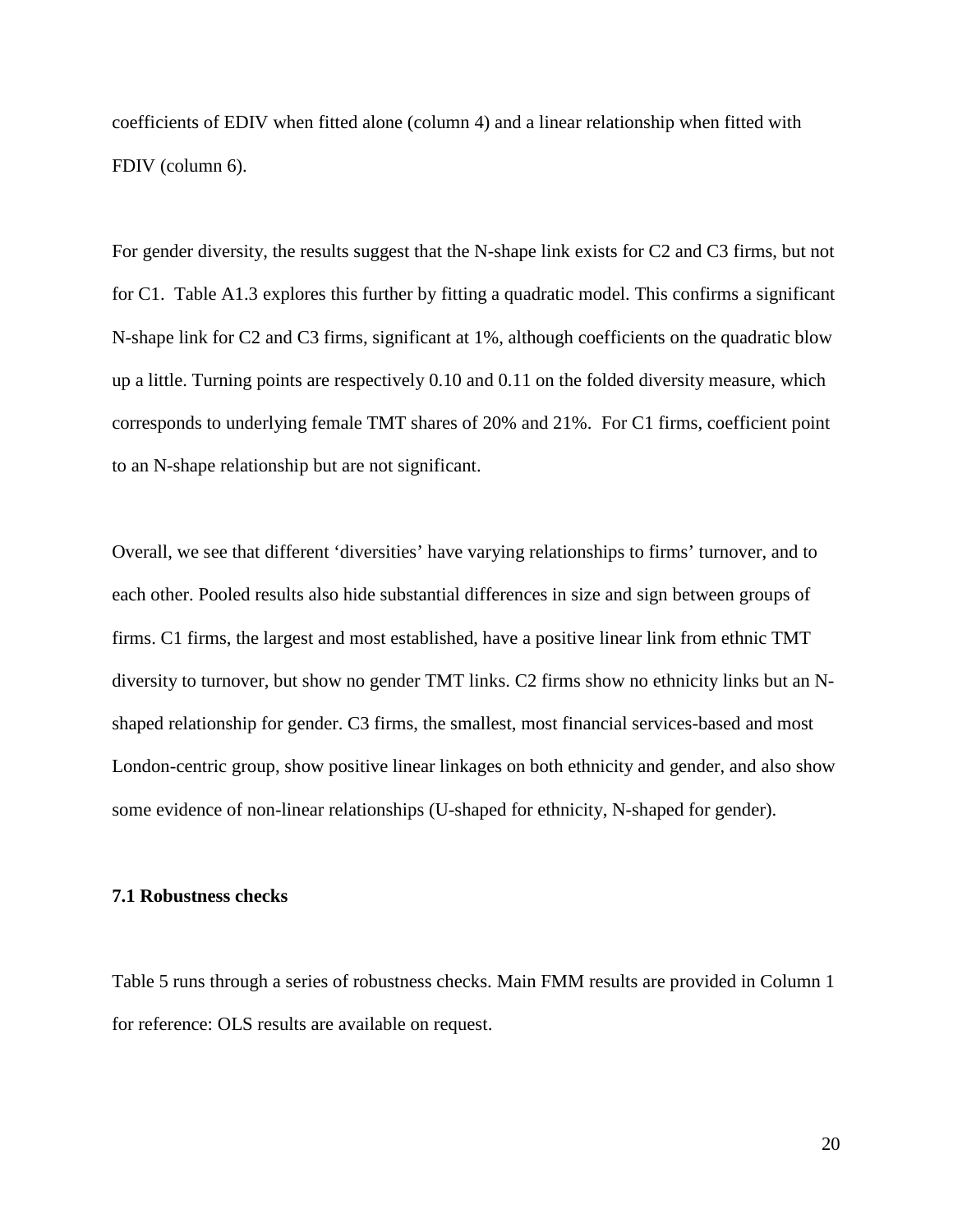coefficients of EDIV when fitted alone (column 4) and a linear relationship when fitted with FDIV (column 6).

For gender diversity, the results suggest that the N-shape link exists for C2 and C3 firms, but not for C1. Table A1.3 explores this further by fitting a quadratic model. This confirms a significant N-shape link for C2 and C3 firms, significant at 1%, although coefficients on the quadratic blow up a little. Turning points are respectively 0.10 and 0.11 on the folded diversity measure, which corresponds to underlying female TMT shares of 20% and 21%. For C1 firms, coefficient point to an N-shape relationship but are not significant.

Overall, we see that different 'diversities' have varying relationships to firms' turnover, and to each other. Pooled results also hide substantial differences in size and sign between groups of firms. C1 firms, the largest and most established, have a positive linear link from ethnic TMT diversity to turnover, but show no gender TMT links. C2 firms show no ethnicity links but an N-shaped relationship for gender. C3 firms, the smallest, most financial services-based and most London-centric group, show positive linear linkages on both ethnicity and gender, and also show some evidence of non-linear relationships (U-shaped for ethnicity, N-shaped for gender).

### 7.1 Robustness checks

Table 5 runs through a series of robustness checks. Main FMM results are provided in Column 1 for reference: OLS results are available on request.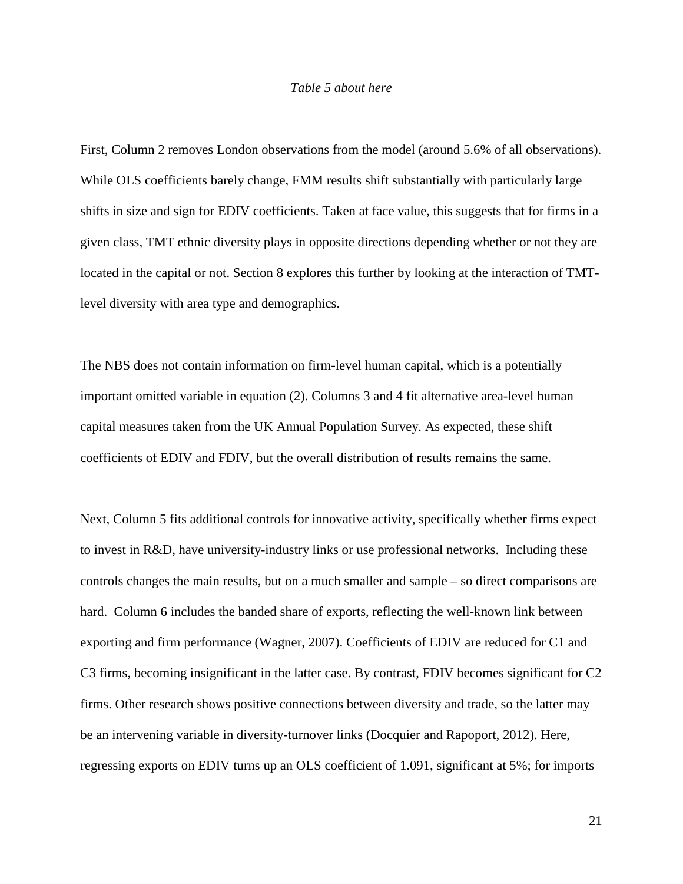*Table 5 about here*

First, Column 2 removes London observations from the model (around 5.6% of all observations). While OLS coefficients barely change, FMM results shift substantially with particularly large shifts in size and sign for EDIV coefficients. Taken at face value, this suggests that for firms in a given class, TMT ethnic diversity plays in opposite directions depending whether or not they are located in the capital or not. Section 8 explores this further by looking at the interaction of TMT-level diversity with area type and demographics.

The NBS does not contain information on firm-level human capital, which is a potentially important omitted variable in equation (2). Columns 3 and 4 fit alternative area-level human capital measures taken from the UK Annual Population Survey. As expected, these shift coefficients of EDIV and FDIV, but the overall distribution of results remains the same.

Next, Column 5 fits additional controls for innovative activity, specifically whether firms expect to invest in R&D, have university-industry links or use professional networks. Including these controls changes the main results, but on a much smaller and sample – so direct comparisons are hard. Column 6 includes the banded share of exports, reflecting the well-known link between exporting and firm performance (Wagner, 2007). Coefficients of EDIV are reduced for C1 and C3 firms, becoming insignificant in the latter case. By contrast, FDIV becomes significant for C2 firms. Other research shows positive connections between diversity and trade, so the latter may be an intervening variable in diversity-turnover links (Docquier and Rapoport, 2012). Here, regressing exports on EDIV turns up an OLS coefficient of 1.091, significant at 5%; for imports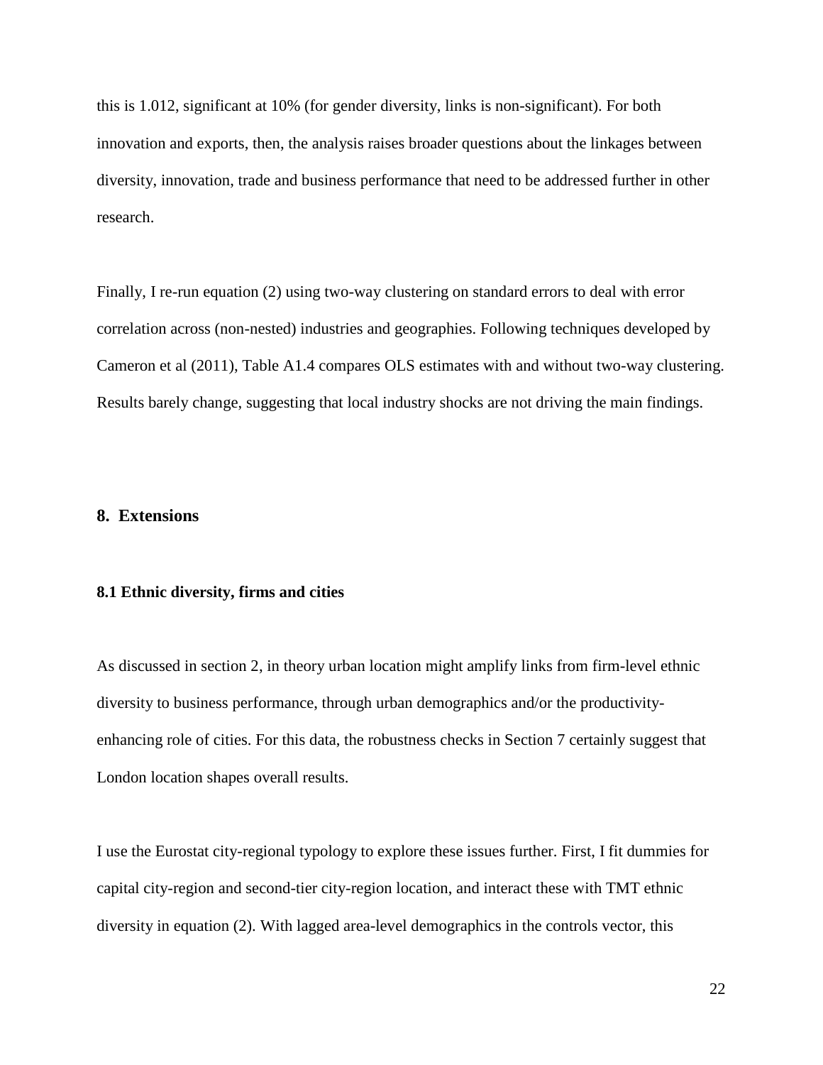this is 1.012, significant at 10% (for gender diversity, links is non-significant). For both innovation and exports, then, the analysis raises broader questions about the linkages between diversity, innovation, trade and business performance that need to be addressed further in other research.

Finally, I re-run equation (2) using two-way clustering on standard errors to deal with error correlation across (non-nested) industries and geographies. Following techniques developed by Cameron et al (2011), Table A1.4 compares OLS estimates with and without two-way clustering. Results barely change, suggesting that local industry shocks are not driving the main findings.

## 8. Extensions

### 8.1 Ethnic diversity, firms and cities

As discussed in section 2, in theory urban location might amplify links from firm-level ethnic diversity to business performance, through urban demographics and/or the productivity-enhancing role of cities. For this data, the robustness checks in Section 7 certainly suggest that London location shapes overall results.

I use the Eurostat city-regional typology to explore these issues further. First, I fit dummies for capital city-region and second-tier city-region location, and interact these with TMT ethnic diversity in equation (2). With lagged area-level demographics in the controls vector, this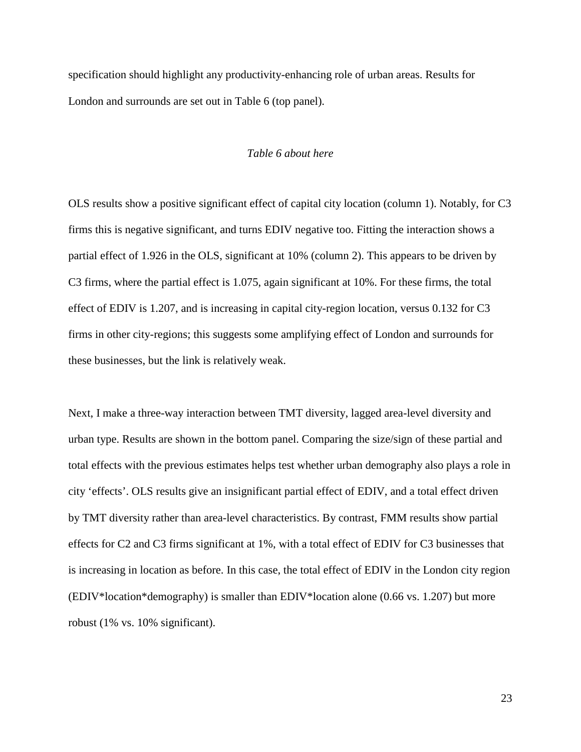specification should highlight any productivity-enhancing role of urban areas. Results for London and surrounds are set out in Table 6 (top panel).

*Table 6 about here*

OLS results show a positive significant effect of capital city location (column 1). Notably, for C3 firms this is negative significant, and turns EDIV negative too. Fitting the interaction shows a partial effect of 1.926 in the OLS, significant at 10% (column 2). This appears to be driven by C3 firms, where the partial effect is 1.075, again significant at 10%. For these firms, the total effect of EDIV is 1.207, and is increasing in capital city-region location, versus 0.132 for C3 firms in other city-regions; this suggests some amplifying effect of London and surrounds for these businesses, but the link is relatively weak.

Next, I make a three-way interaction between TMT diversity, lagged area-level diversity and urban type. Results are shown in the bottom panel. Comparing the size/sign of these partial and total effects with the previous estimates helps test whether urban demography also plays a role in city 'effects'. OLS results give an insignificant partial effect of EDIV, and a total effect driven by TMT diversity rather than area-level characteristics. By contrast, FMM results show partial effects for C2 and C3 firms significant at 1%, with a total effect of EDIV for C3 businesses that is increasing in location as before. In this case, the total effect of EDIV in the London city region (EDIV*location*demography) is smaller than EDIV*location alone (0.66 vs. 1.207) but more robust (1% vs. 10% significant).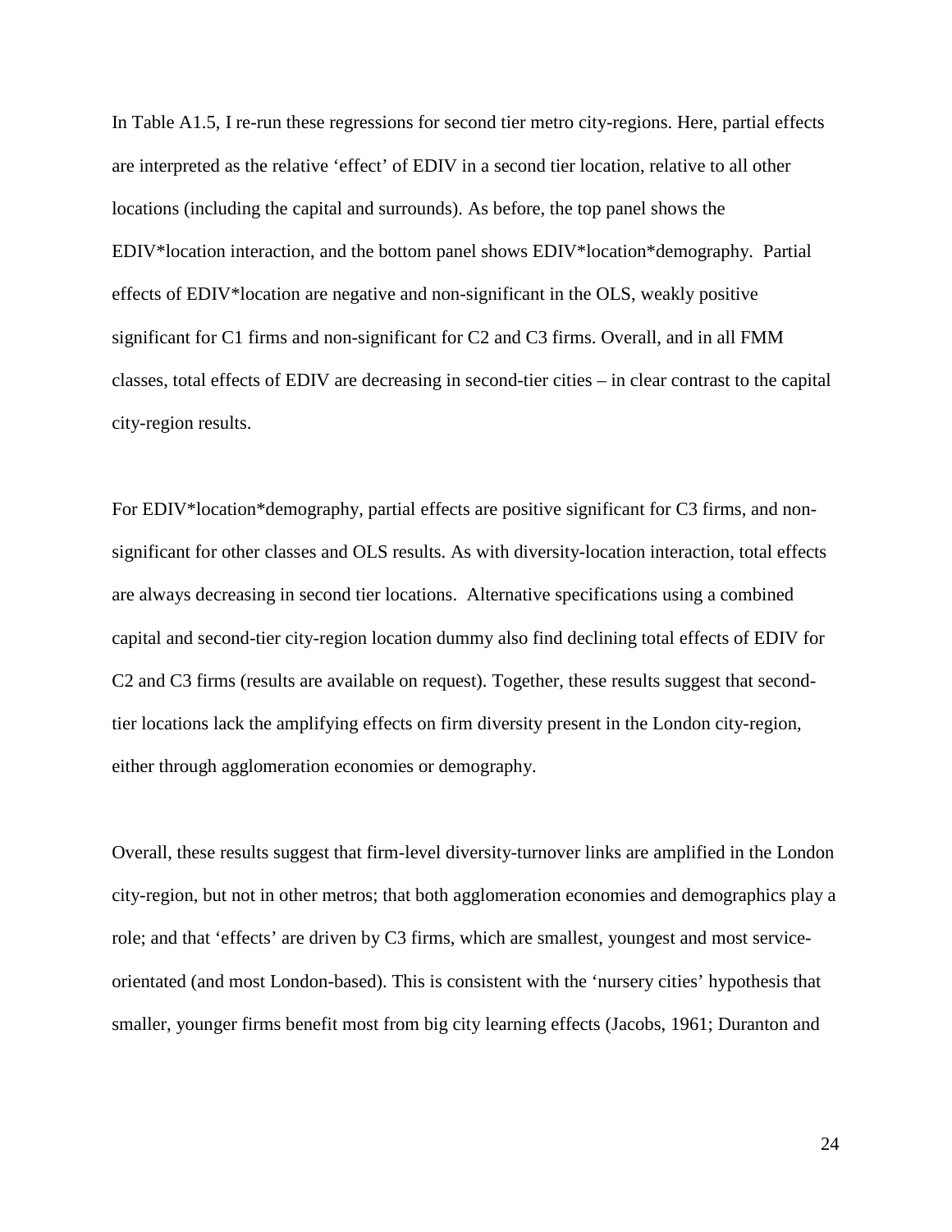In Table A1.5, I re-run these regressions for second tier metro city-regions. Here, partial effects are interpreted as the relative 'effect' of EDIV in a second tier location, relative to all other locations (including the capital and surrounds). As before, the top panel shows the EDIV*location interaction, and the bottom panel shows EDIV*location*demography. Partial effects of EDIV*location are negative and non-significant in the OLS, weakly positive significant for C1 firms and non-significant for C2 and C3 firms. Overall, and in all FMM classes, total effects of EDIV are decreasing in second-tier cities – in clear contrast to the capital city-region results.

For EDIV*location*demography, partial effects are positive significant for C3 firms, and non-significant for other classes and OLS results. As with diversity-location interaction, total effects are always decreasing in second tier locations. Alternative specifications using a combined capital and second-tier city-region location dummy also find declining total effects of EDIV for C2 and C3 firms (results are available on request). Together, these results suggest that second-tier locations lack the amplifying effects on firm diversity present in the London city-region, either through agglomeration economies or demography.

Overall, these results suggest that firm-level diversity-turnover links are amplified in the London city-region, but not in other metros; that both agglomeration economies and demographics play a role; and that 'effects' are driven by C3 firms, which are smallest, youngest and most service-orientated (and most London-based). This is consistent with the 'nursery cities' hypothesis that smaller, younger firms benefit most from big city learning effects (Jacobs, 1961; Duranton and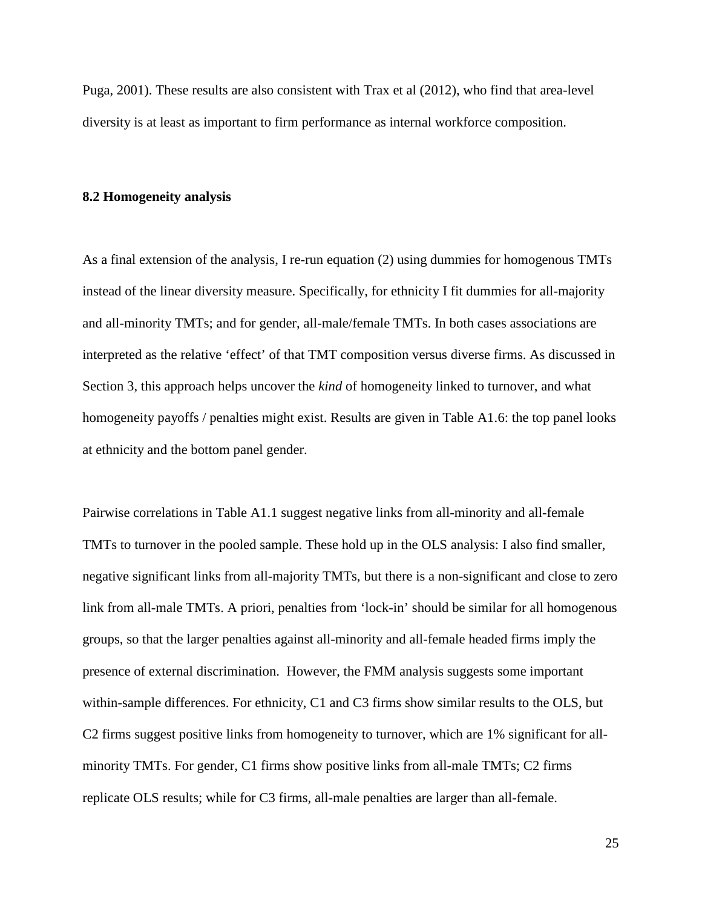Puga, 2001). These results are also consistent with Trax et al (2012), who find that area-level diversity is at least as important to firm performance as internal workforce composition.

### 8.2 Homogeneity analysis

As a final extension of the analysis, I re-run equation (2) using dummies for homogenous TMTs instead of the linear diversity measure. Specifically, for ethnicity I fit dummies for all-majority and all-minority TMTs; and for gender, all-male/female TMTs. In both cases associations are interpreted as the relative 'effect' of that TMT composition versus diverse firms. As discussed in Section 3, this approach helps uncover the *kind* of homogeneity linked to turnover, and what homogeneity payoffs / penalties might exist. Results are given in Table A1.6: the top panel looks at ethnicity and the bottom panel gender.

Pairwise correlations in Table A1.1 suggest negative links from all-minority and all-female TMTs to turnover in the pooled sample. These hold up in the OLS analysis: I also find smaller, negative significant links from all-majority TMTs, but there is a non-significant and close to zero link from all-male TMTs. A priori, penalties from 'lock-in' should be similar for all homogenous groups, so that the larger penalties against all-minority and all-female headed firms imply the presence of external discrimination. However, the FMM analysis suggests some important within-sample differences. For ethnicity, C1 and C3 firms show similar results to the OLS, but C2 firms suggest positive links from homogeneity to turnover, which are 1% significant for all-minority TMTs. For gender, C1 firms show positive links from all-male TMTs; C2 firms replicate OLS results; while for C3 firms, all-male penalties are larger than all-female.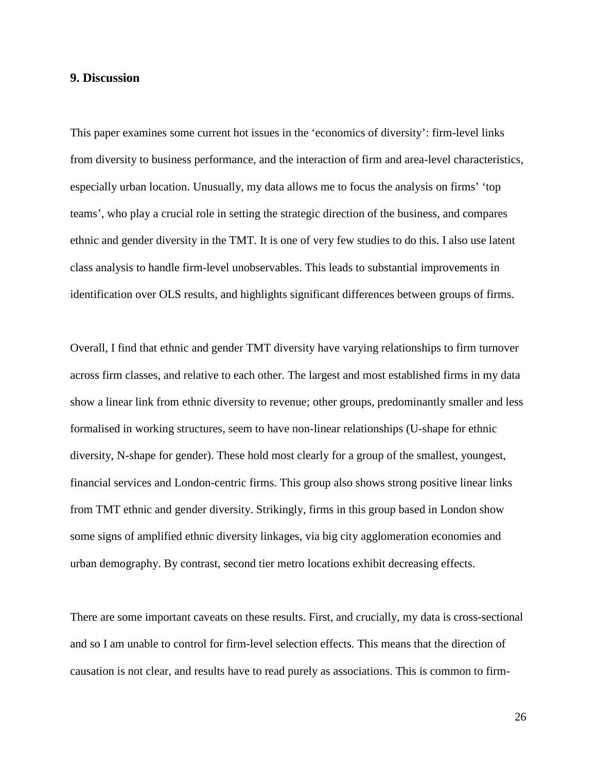## 9. Discussion

This paper examines some current hot issues in the 'economics of diversity': firm-level links from diversity to business performance, and the interaction of firm and area-level characteristics, especially urban location. Unusually, my data allows me to focus the analysis on firms' 'top teams', who play a crucial role in setting the strategic direction of the business, and compares ethnic and gender diversity in the TMT. It is one of very few studies to do this. I also use latent class analysis to handle firm-level unobservables. This leads to substantial improvements in identification over OLS results, and highlights significant differences between groups of firms.

Overall, I find that ethnic and gender TMT diversity have varying relationships to firm turnover across firm classes, and relative to each other. The largest and most established firms in my data show a linear link from ethnic diversity to revenue; other groups, predominantly smaller and less formalised in working structures, seem to have non-linear relationships (U-shape for ethnic diversity, N-shape for gender). These hold most clearly for a group of the smallest, youngest, financial services and London-centric firms. This group also shows strong positive linear links from TMT ethnic and gender diversity. Strikingly, firms in this group based in London show some signs of amplified ethnic diversity linkages, via big city agglomeration economies and urban demography. By contrast, second tier metro locations exhibit decreasing effects.

There are some important caveats on these results. First, and crucially, my data is cross-sectional and so I am unable to control for firm-level selection effects. This means that the direction of causation is not clear, and results have to read purely as associations. This is common to firm-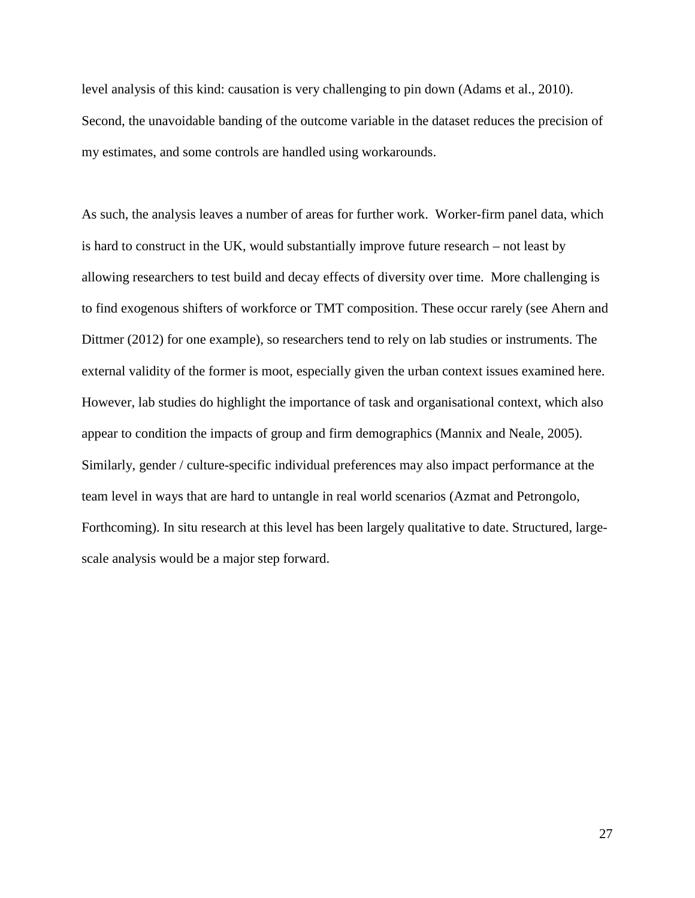level analysis of this kind: causation is very challenging to pin down (Adams et al., 2010). Second, the unavoidable banding of the outcome variable in the dataset reduces the precision of my estimates, and some controls are handled using workarounds.

As such, the analysis leaves a number of areas for further work. Worker-firm panel data, which is hard to construct in the UK, would substantially improve future research – not least by allowing researchers to test build and decay effects of diversity over time. More challenging is to find exogenous shifters of workforce or TMT composition. These occur rarely (see Ahern and Dittmer (2012) for one example), so researchers tend to rely on lab studies or instruments. The external validity of the former is moot, especially given the urban context issues examined here. However, lab studies do highlight the importance of task and organisational context, which also appear to condition the impacts of group and firm demographics (Mannix and Neale, 2005). Similarly, gender / culture-specific individual preferences may also impact performance at the team level in ways that are hard to untangle in real world scenarios (Azmat and Petrongolo, Forthcoming). In situ research at this level has been largely qualitative to date. Structured, large-scale analysis would be a major step forward.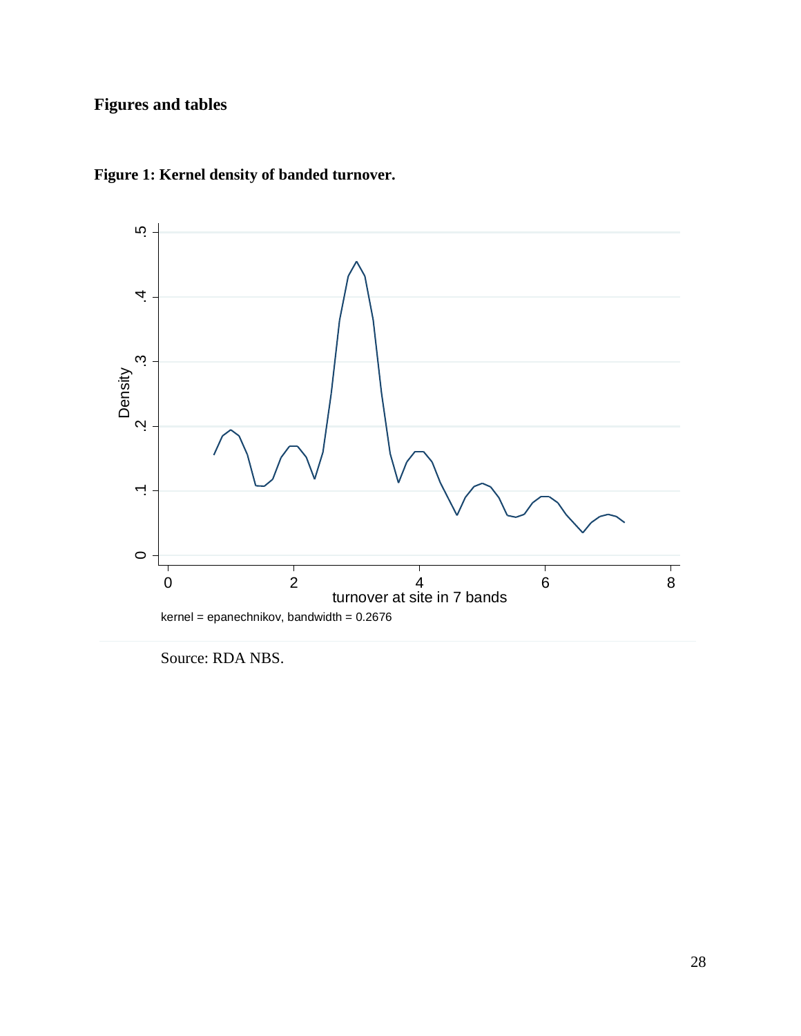## Figures and tables

**Figure 1: Kernel density of banded turnover.**

Source: RDA NBS.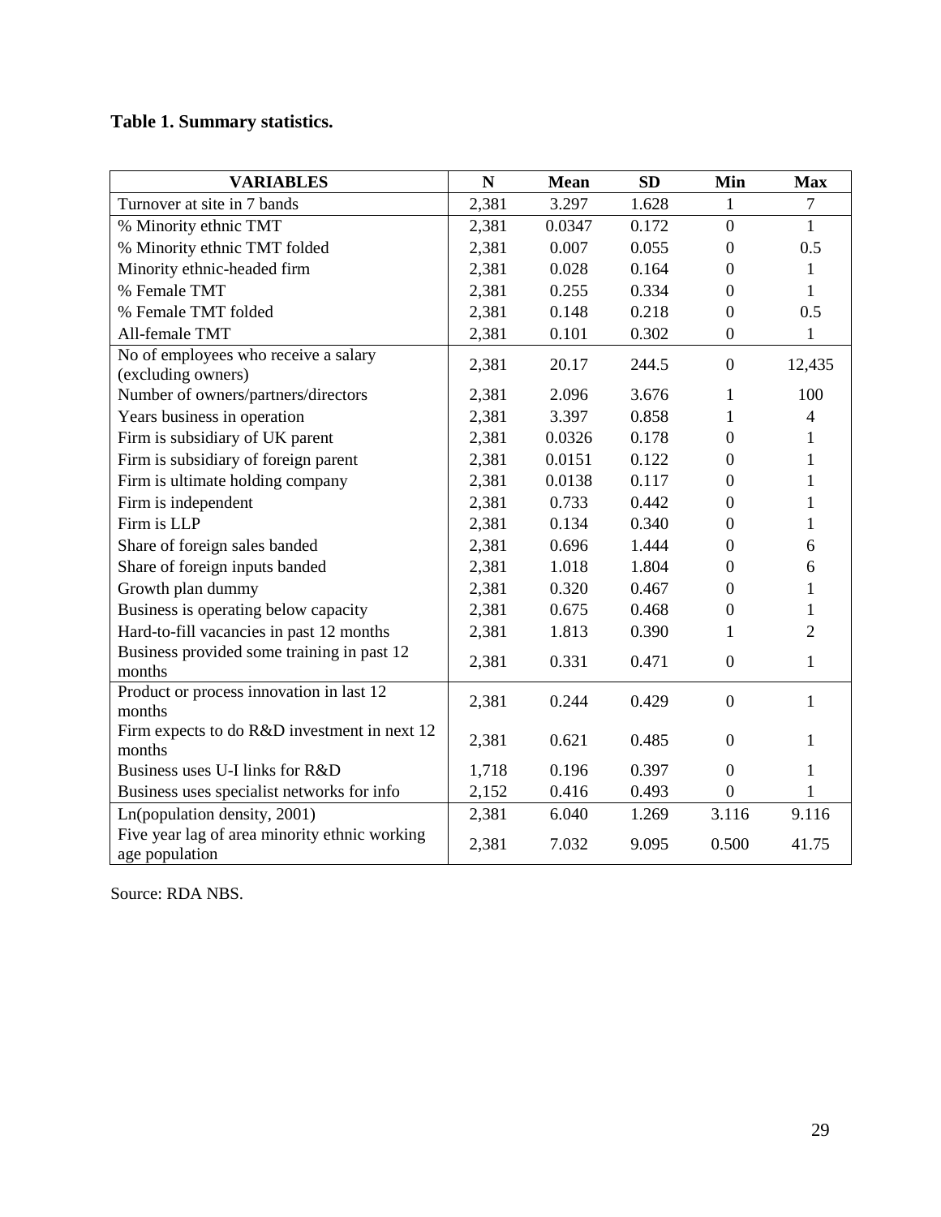**Table 1. Summary statistics.**

| VARIABLES | N | Mean | SD | Min | Max |
|---|---|---|---|---|---|
| Turnover at site in 7 bands | 2,381 | 3.297 | 1.628 | 1 | 7 |
| % Minority ethnic TMT | 2,381 | 0.0347 | 0.172 | 0 | 1 |
| % Minority ethnic TMT folded | 2,381 | 0.007 | 0.055 | 0 | 0.5 |
| Minority ethnic-headed firm | 2,381 | 0.028 | 0.164 | 0 | 1 |
| % Female TMT | 2,381 | 0.255 | 0.334 | 0 | 1 |
| % Female TMT folded | 2,381 | 0.148 | 0.218 | 0 | 0.5 |
| All-female TMT | 2,381 | 0.101 | 0.302 | 0 | 1 |
| No of employees who receive a salary (excluding owners) | 2,381 | 20.17 | 244.5 | 0 | 12,435 |
| Number of owners/partners/directors | 2,381 | 2.096 | 3.676 | 1 | 100 |
| Years business in operation | 2,381 | 3.397 | 0.858 | 1 | 4 |
| Firm is subsidiary of UK parent | 2,381 | 0.0326 | 0.178 | 0 | 1 |
| Firm is subsidiary of foreign parent | 2,381 | 0.0151 | 0.122 | 0 | 1 |
| Firm is ultimate holding company | 2,381 | 0.0138 | 0.117 | 0 | 1 |
| Firm is independent | 2,381 | 0.733 | 0.442 | 0 | 1 |
| Firm is LLP | 2,381 | 0.134 | 0.340 | 0 | 1 |
| Share of foreign sales banded | 2,381 | 0.696 | 1.444 | 0 | 6 |
| Share of foreign inputs banded | 2,381 | 1.018 | 1.804 | 0 | 6 |
| Growth plan dummy | 2,381 | 0.320 | 0.467 | 0 | 1 |
| Business is operating below capacity | 2,381 | 0.675 | 0.468 | 0 | 1 |
| Hard-to-fill vacancies in past 12 months | 2,381 | 1.813 | 0.390 | 1 | 2 |
| Business provided some training in past 12 months | 2,381 | 0.331 | 0.471 | 0 | 1 |
| Product or process innovation in last 12 months | 2,381 | 0.244 | 0.429 | 0 | 1 |
| Firm expects to do R&D investment in next 12 months | 2,381 | 0.621 | 0.485 | 0 | 1 |
| Business uses U-I links for R&D | 1,718 | 0.196 | 0.397 | 0 | 1 |
| Business uses specialist networks for info | 2,152 | 0.416 | 0.493 | 0 | 1 |
| Ln(population density, 2001) | 2,381 | 6.040 | 1.269 | 3.116 | 9.116 |
| Five year lag of area minority ethnic working age population | 2,381 | 7.032 | 9.095 | 0.500 | 41.75 |

Source: RDA NBS.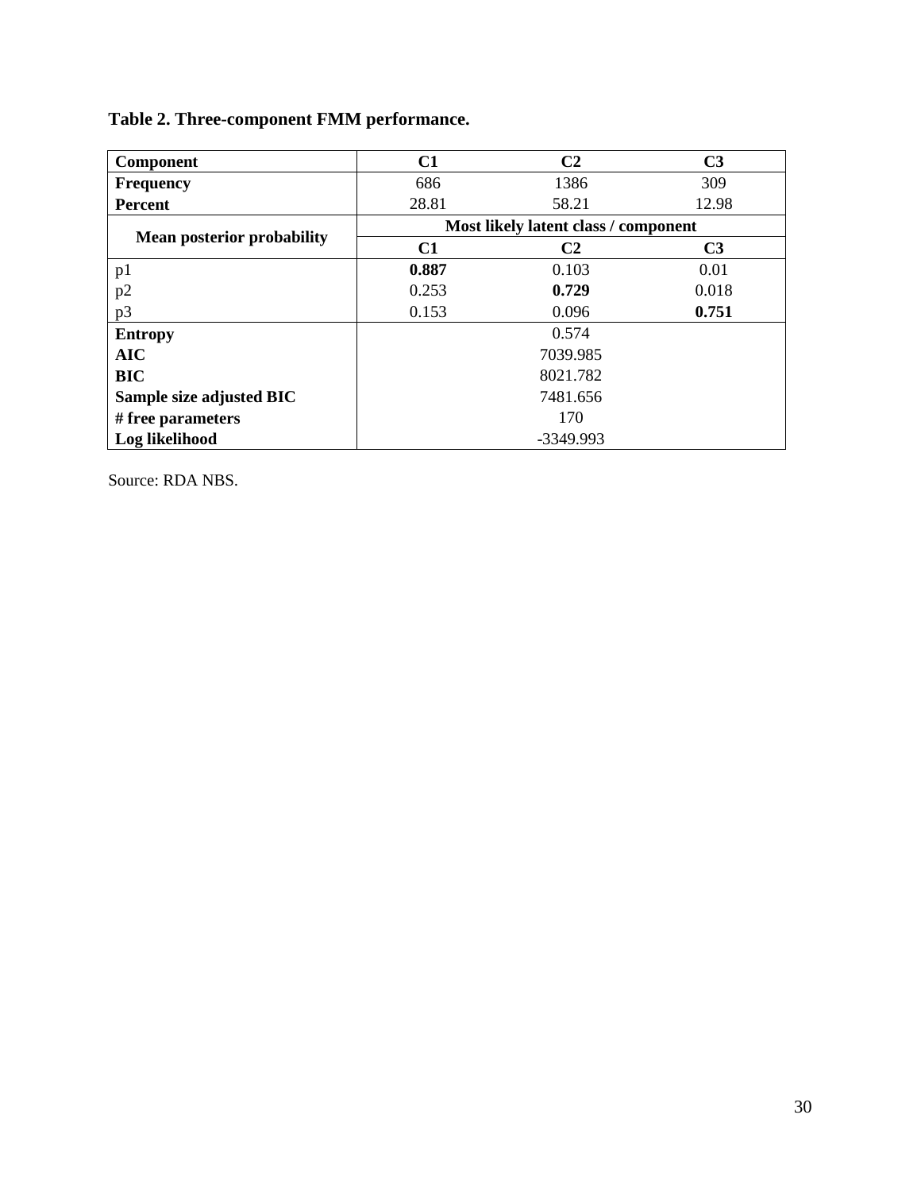**Table 2. Three-component FMM performance.**

| Component | C1 | C2 | C3 |
|---|---|---|---|
| **Frequency** | 686 | 1386 | 309 |
| **Percent** | 28.81 | 58.21 | 12.98 |
| **Mean posterior probability** | **Most likely latent class / component** | | |
| | **C1** | **C2** | **C3** |
| p1 | **0.887** | 0.103 | 0.01 |
| p2 | 0.253 | **0.729** | 0.018 |
| p3 | 0.153 | 0.096 | **0.751** |
| **Entropy** | 0.574 | | |
| **AIC** | 7039.985 | | |
| **BIC** | 8021.782 | | |
| **Sample size adjusted BIC** | 7481.656 | | |
| **# free parameters** | 170 | | |
| **Log likelihood** | -3349.993 | | |

Source: RDA NBS.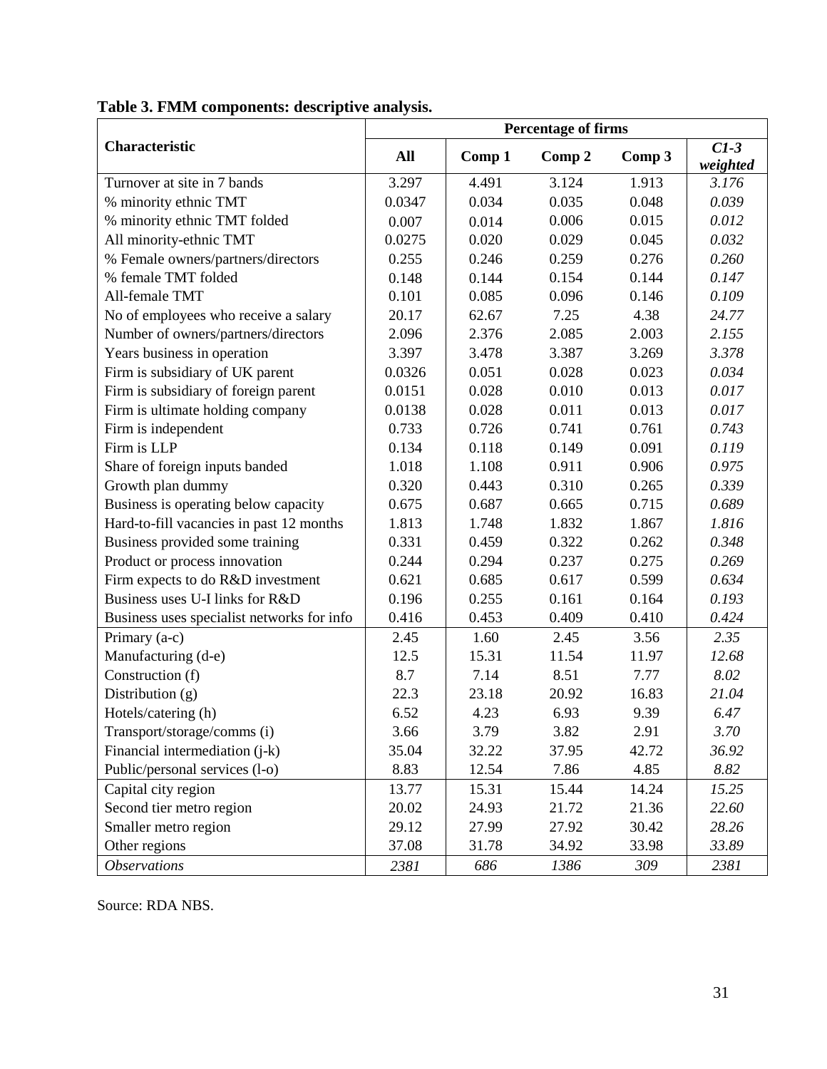**Table 3. FMM components: descriptive analysis.**

| Characteristic | Percentage of firms | | | | |
|---|---|---|---|---|---|
| | **All** | **Comp 1** | **Comp 2** | **Comp 3** | ***C1-3 weighted*** |
| Turnover at site in 7 bands | 3.297 | 4.491 | 3.124 | 1.913 | *3.176* |
| % minority ethnic TMT | 0.0347 | 0.034 | 0.035 | 0.048 | *0.039* |
| % minority ethnic TMT folded | 0.007 | 0.014 | 0.006 | 0.015 | *0.012* |
| All minority-ethnic TMT | 0.0275 | 0.020 | 0.029 | 0.045 | *0.032* |
| % Female owners/partners/directors | 0.255 | 0.246 | 0.259 | 0.276 | *0.260* |
| % female TMT folded | 0.148 | 0.144 | 0.154 | 0.144 | *0.147* |
| All-female TMT | 0.101 | 0.085 | 0.096 | 0.146 | *0.109* |
| No of employees who receive a salary | 20.17 | 62.67 | 7.25 | 4.38 | *24.77* |
| Number of owners/partners/directors | 2.096 | 2.376 | 2.085 | 2.003 | *2.155* |
| Years business in operation | 3.397 | 3.478 | 3.387 | 3.269 | *3.378* |
| Firm is subsidiary of UK parent | 0.0326 | 0.051 | 0.028 | 0.023 | *0.034* |
| Firm is subsidiary of foreign parent | 0.0151 | 0.028 | 0.010 | 0.013 | *0.017* |
| Firm is ultimate holding company | 0.0138 | 0.028 | 0.011 | 0.013 | *0.017* |
| Firm is independent | 0.733 | 0.726 | 0.741 | 0.761 | *0.743* |
| Firm is LLP | 0.134 | 0.118 | 0.149 | 0.091 | *0.119* |
| Share of foreign inputs banded | 1.018 | 1.108 | 0.911 | 0.906 | *0.975* |
| Growth plan dummy | 0.320 | 0.443 | 0.310 | 0.265 | *0.339* |
| Business is operating below capacity | 0.675 | 0.687 | 0.665 | 0.715 | *0.689* |
| Hard-to-fill vacancies in past 12 months | 1.813 | 1.748 | 1.832 | 1.867 | *1.816* |
| Business provided some training | 0.331 | 0.459 | 0.322 | 0.262 | *0.348* |
| Product or process innovation | 0.244 | 0.294 | 0.237 | 0.275 | *0.269* |
| Firm expects to do R&D investment | 0.621 | 0.685 | 0.617 | 0.599 | *0.634* |
| Business uses U-I links for R&D | 0.196 | 0.255 | 0.161 | 0.164 | *0.193* |
| Business uses specialist networks for info | 0.416 | 0.453 | 0.409 | 0.410 | *0.424* |
| Primary (a-c) | 2.45 | 1.60 | 2.45 | 3.56 | *2.35* |
| Manufacturing (d-e) | 12.5 | 15.31 | 11.54 | 11.97 | *12.68* |
| Construction (f) | 8.7 | 7.14 | 8.51 | 7.77 | *8.02* |
| Distribution (g) | 22.3 | 23.18 | 20.92 | 16.83 | *21.04* |
| Hotels/catering (h) | 6.52 | 4.23 | 6.93 | 9.39 | *6.47* |
| Transport/storage/comms (i) | 3.66 | 3.79 | 3.82 | 2.91 | *3.70* |
| Financial intermediation (j-k) | 35.04 | 32.22 | 37.95 | 42.72 | *36.92* |
| Public/personal services (l-o) | 8.83 | 12.54 | 7.86 | 4.85 | *8.82* |
| Capital city region | 13.77 | 15.31 | 15.44 | 14.24 | *15.25* |
| Second tier metro region | 20.02 | 24.93 | 21.72 | 21.36 | *22.60* |
| Smaller metro region | 29.12 | 27.99 | 27.92 | 30.42 | *28.26* |
| Other regions | 37.08 | 31.78 | 34.92 | 33.98 | *33.89* |
| *Observations* | *2381* | *686* | *1386* | *309* | *2381* |

Source: RDA NBS.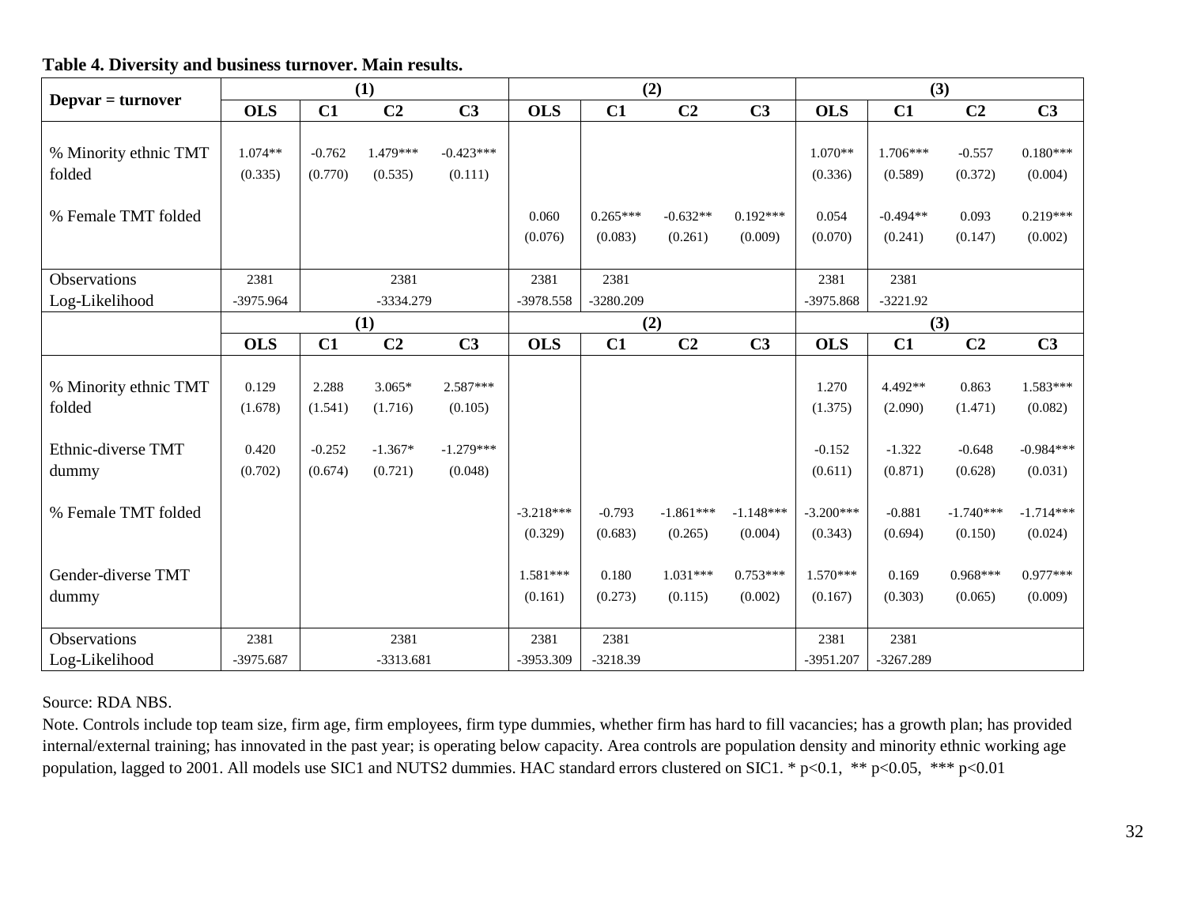**Table 4. Diversity and business turnover. Main results.**

| Depvar = turnover | (1) | | | | (2) | | | | (3) | | | |
|---|---|---|---|---|---|---|---|---|---|---|---|---|
| | OLS | C1 | C2 | C3 | OLS | C1 | C2 | C3 | OLS | C1 | C2 | C3 |
| % Minority ethnic TMT folded | 1.074** | -0.762 | 1.479*** | -0.423*** | | | | | 1.070** | 1.706*** | -0.557 | 0.180*** |
| | (0.335) | (0.770) | (0.535) | (0.111) | | | | | (0.336) | (0.589) | (0.372) | (0.004) |
| % Female TMT folded | | | | | 0.060 | 0.265*** | -0.632** | 0.192*** | 0.054 | -0.494** | 0.093 | 0.219*** |
| | | | | | (0.076) | (0.083) | (0.261) | (0.009) | (0.070) | (0.241) | (0.147) | (0.002) |
| Observations | 2381 | 2381 | | | 2381 | 2381 | | | 2381 | 2381 | | |
| Log-Likelihood | -3975.964 | -3334.279 | | | -3978.558 | -3280.209 | | | -3975.868 | -3221.92 | | |
| | (1) | | | | (2) | | | | (3) | | | |
| | OLS | C1 | C2 | C3 | OLS | C1 | C2 | C3 | OLS | C1 | C2 | C3 |
| % Minority ethnic TMT folded | 0.129 | 2.288 | 3.065* | 2.587*** | | | | | 1.270 | 4.492** | 0.863 | 1.583*** |
| | (1.678) | (1.541) | (1.716) | (0.105) | | | | | (1.375) | (2.090) | (1.471) | (0.082) |
| Ethnic-diverse TMT dummy | 0.420 | -0.252 | -1.367* | -1.279*** | | | | | -0.152 | -1.322 | -0.648 | -0.984*** |
| | (0.702) | (0.674) | (0.721) | (0.048) | | | | | (0.611) | (0.871) | (0.628) | (0.031) |
| % Female TMT folded | | | | | -3.218*** | -0.793 | -1.861*** | -1.148*** | -3.200*** | -0.881 | -1.740*** | -1.714*** |
| | | | | | (0.329) | (0.683) | (0.265) | (0.004) | (0.343) | (0.694) | (0.150) | (0.024) |
| Gender-diverse TMT dummy | | | | | 1.581*** | 0.180 | 1.031*** | 0.753*** | 1.570*** | 0.169 | 0.968*** | 0.977*** |
| | | | | | (0.161) | (0.273) | (0.115) | (0.002) | (0.167) | (0.303) | (0.065) | (0.009) |
| Observations | 2381 | 2381 | | | 2381 | 2381 | | | 2381 | 2381 | | |
| Log-Likelihood | -3975.687 | -3313.681 | | | -3953.309 | -3218.39 | | | -3951.207 | -3267.289 | | |

Source: RDA NBS.

Note. Controls include top team size, firm age, firm employees, firm type dummies, whether firm has hard to fill vacancies; has a growth plan; has provided internal/external training; has innovated in the past year; is operating below capacity. Area controls are population density and minority ethnic working age population, lagged to 2001. All models use SIC1 and NUTS2 dummies. HAC standard errors clustered on SIC1. * p<0.1, ** p<0.05, *** p<0.01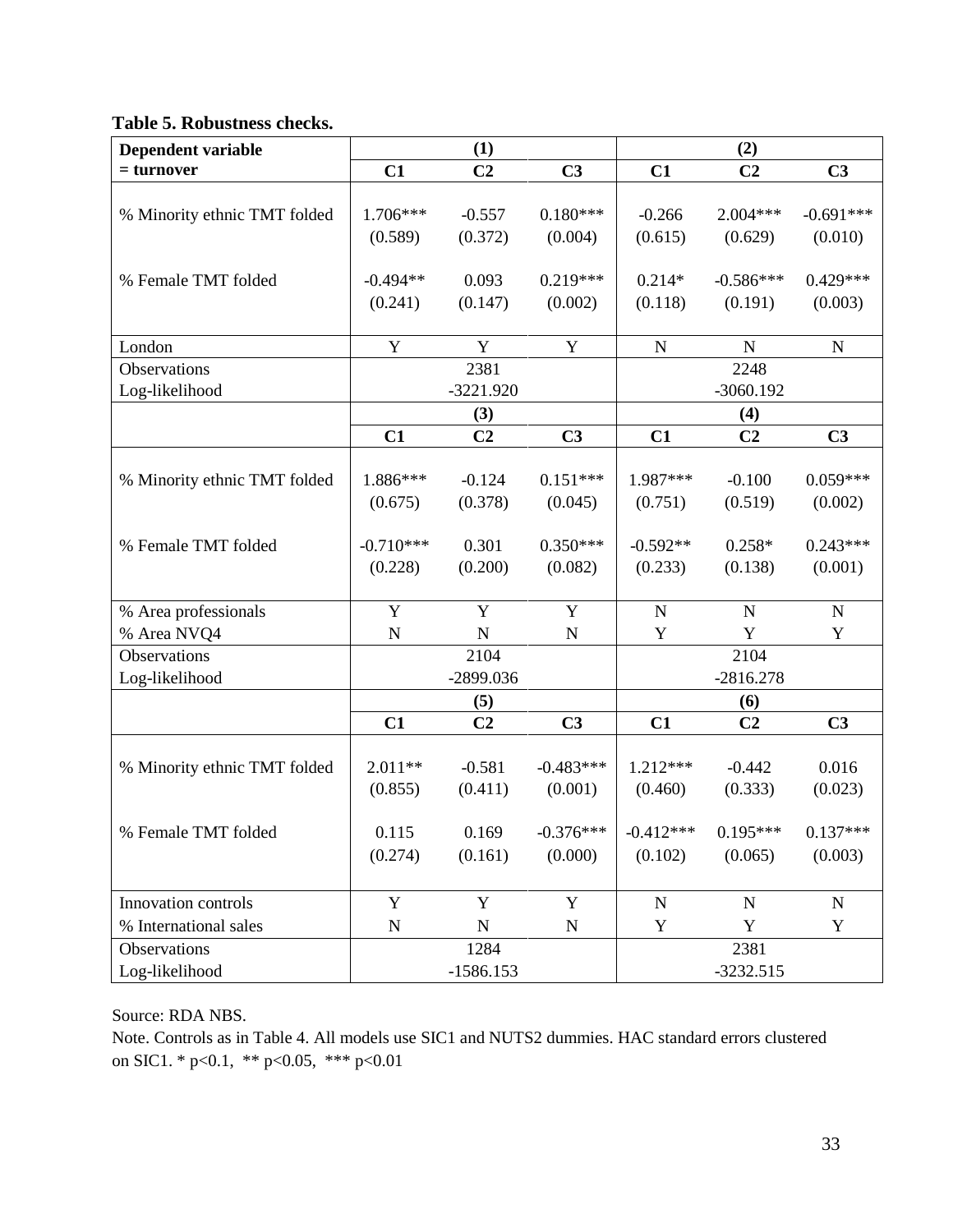**Table 5. Robustness checks.**

| Dependent variable = turnover | (1) | | | (2) | | |
|---|---|---|---|---|---|---|
| | C1 | C2 | C3 | C1 | C2 | C3 |
| % Minority ethnic TMT folded | 1.706*** | -0.557 | 0.180*** | -0.266 | 2.004*** | -0.691*** |
| | (0.589) | (0.372) | (0.004) | (0.615) | (0.629) | (0.010) |
| % Female TMT folded | -0.494** | 0.093 | 0.219*** | 0.214* | -0.586*** | 0.429*** |
| | (0.241) | (0.147) | (0.002) | (0.118) | (0.191) | (0.003) |
| London | Y | Y | Y | N | N | N |
| Observations | | 2381 | | | 2248 | |
| Log-likelihood | | -3221.920 | | | -3060.192 | |
| | (3) | | | (4) | | |
| | C1 | C2 | C3 | C1 | C2 | C3 |
| % Minority ethnic TMT folded | 1.886*** | -0.124 | 0.151*** | 1.987*** | -0.100 | 0.059*** |
| | (0.675) | (0.378) | (0.045) | (0.751) | (0.519) | (0.002) |
| % Female TMT folded | -0.710*** | 0.301 | 0.350*** | -0.592** | 0.258* | 0.243*** |
| | (0.228) | (0.200) | (0.082) | (0.233) | (0.138) | (0.001) |
| % Area professionals | Y | Y | Y | N | N | N |
| % Area NVQ4 | N | N | N | Y | Y | Y |
| Observations | | 2104 | | | 2104 | |
| Log-likelihood | | -2899.036 | | | -2816.278 | |
| | (5) | | | (6) | | |
| | C1 | C2 | C3 | C1 | C2 | C3 |
| % Minority ethnic TMT folded | 2.011** | -0.581 | -0.483*** | 1.212*** | -0.442 | 0.016 |
| | (0.855) | (0.411) | (0.001) | (0.460) | (0.333) | (0.023) |
| % Female TMT folded | 0.115 | 0.169 | -0.376*** | -0.412*** | 0.195*** | 0.137*** |
| | (0.274) | (0.161) | (0.000) | (0.102) | (0.065) | (0.003) |
| Innovation controls | Y | Y | Y | N | N | N |
| % International sales | N | N | N | Y | Y | Y |
| Observations | | 1284 | | | 2381 | |
| Log-likelihood | | -1586.153 | | | -3232.515 | |

Source: RDA NBS.

Note. Controls as in Table 4. All models use SIC1 and NUTS2 dummies. HAC standard errors clustered on SIC1. * p<0.1, ** p<0.05, *** p<0.01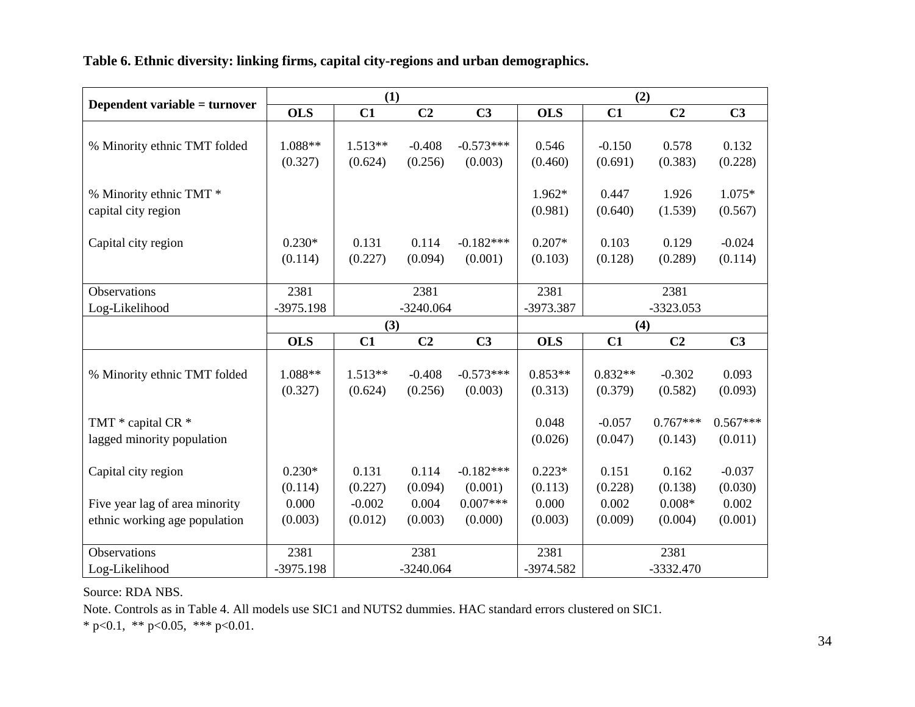**Table 6. Ethnic diversity: linking firms, capital city-regions and urban demographics.**

| Dependent variable = turnover | (1) | | | | (2) | | | |
|---|---|---|---|---|---|---|---|---|
| | OLS | C1 | C2 | C3 | OLS | C1 | C2 | C3 |
| % Minority ethnic TMT folded | 1.088** | 1.513** | -0.408 | -0.573*** | 0.546 | -0.150 | 0.578 | 0.132 |
| | (0.327) | (0.624) | (0.256) | (0.003) | (0.460) | (0.691) | (0.383) | (0.228) |
| % Minority ethnic TMT * capital city region | | | | | 1.962* | 0.447 | 1.926 | 1.075* |
| | | | | | (0.981) | (0.640) | (1.539) | (0.567) |
| Capital city region | 0.230* | 0.131 | 0.114 | -0.182*** | 0.207* | 0.103 | 0.129 | -0.024 |
| | (0.114) | (0.227) | (0.094) | (0.001) | (0.103) | (0.128) | (0.289) | (0.114) |
| Observations | 2381 | 2381 | | | 2381 | 2381 | | |
| Log-Likelihood | -3975.198 | -3240.064 | | | -3973.387 | -3323.053 | | |
| | (3) | | | | (4) | | | |
| | OLS | C1 | C2 | C3 | OLS | C1 | C2 | C3 |
| % Minority ethnic TMT folded | 1.088** | 1.513** | -0.408 | -0.573*** | 0.853** | 0.832** | -0.302 | 0.093 |
| | (0.327) | (0.624) | (0.256) | (0.003) | (0.313) | (0.379) | (0.582) | (0.093) |
| TMT * capital CR * lagged minority population | | | | | 0.048 | -0.057 | 0.767*** | 0.567*** |
| | | | | | (0.026) | (0.047) | (0.143) | (0.011) |
| Capital city region | 0.230* | 0.131 | 0.114 | -0.182*** | 0.223* | 0.151 | 0.162 | -0.037 |
| | (0.114) | (0.227) | (0.094) | (0.001) | (0.113) | (0.228) | (0.138) | (0.030) |
| Five year lag of area minority ethnic working age population | 0.000 | -0.002 | 0.004 | 0.007*** | 0.000 | 0.002 | 0.008* | 0.002 |
| | (0.003) | (0.012) | (0.003) | (0.000) | (0.003) | (0.009) | (0.004) | (0.001) |
| Observations | 2381 | 2381 | | | 2381 | 2381 | | |
| Log-Likelihood | -3975.198 | -3240.064 | | | -3974.582 | -3332.470 | | |

Source: RDA NBS.

Note. Controls as in Table 4. All models use SIC1 and NUTS2 dummies. HAC standard errors clustered on SIC1.

* $p<0.1$, ** $p<0.05$, *** $p<0.01$.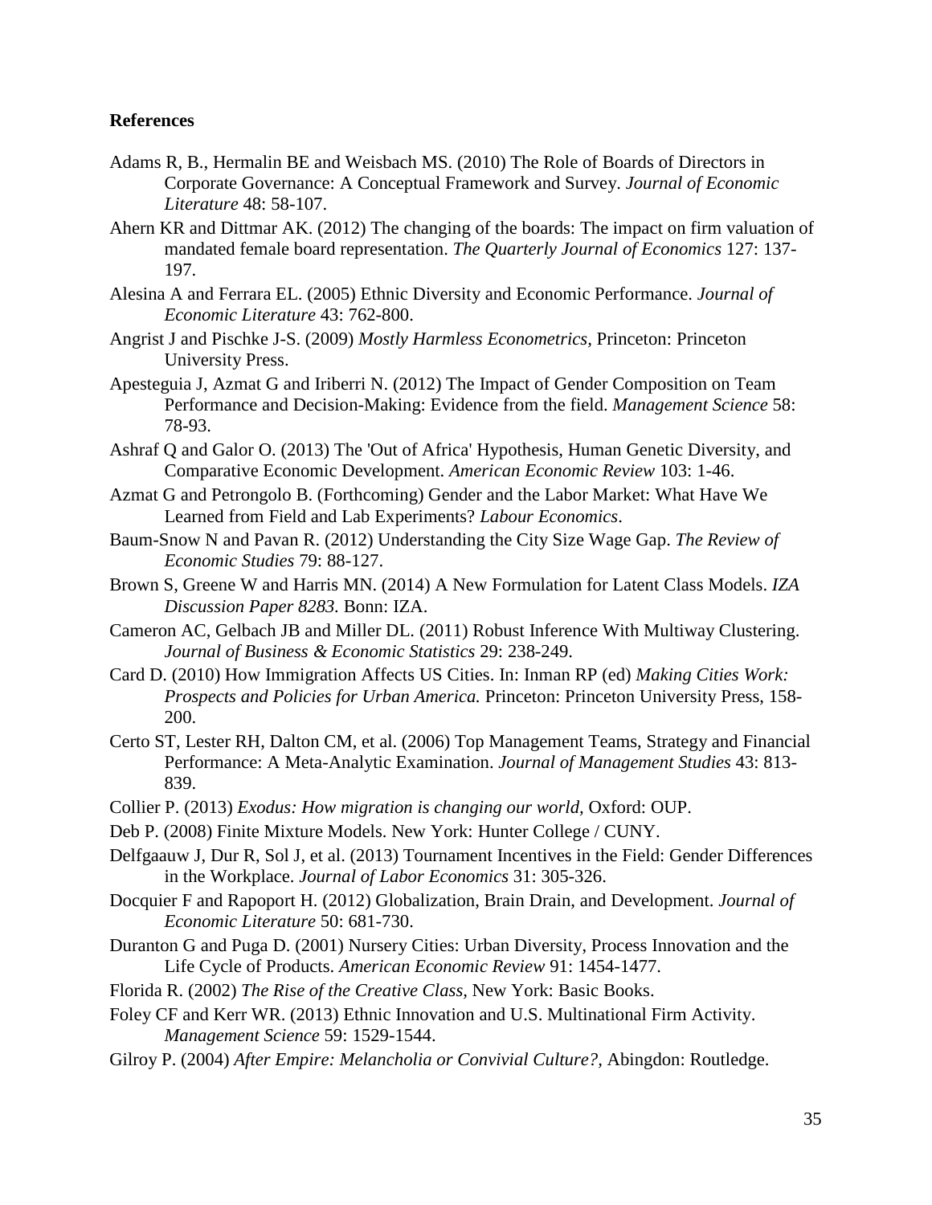**References**

Adams R, B., Hermalin BE and Weisbach MS. (2010) The Role of Boards of Directors in Corporate Governance: A Conceptual Framework and Survey. *Journal of Economic Literature* 48: 58-107.

Ahern KR and Dittmar AK. (2012) The changing of the boards: The impact on firm valuation of mandated female board representation. *The Quarterly Journal of Economics* 127: 137-197.

Alesina A and Ferrara EL. (2005) Ethnic Diversity and Economic Performance. *Journal of Economic Literature* 43: 762-800.

Angrist J and Pischke J-S. (2009) *Mostly Harmless Econometrics,* Princeton: Princeton University Press.

Apesteguia J, Azmat G and Iriberri N. (2012) The Impact of Gender Composition on Team Performance and Decision-Making: Evidence from the field. *Management Science* 58: 78-93.

Ashraf Q and Galor O. (2013) The 'Out of Africa' Hypothesis, Human Genetic Diversity, and Comparative Economic Development. *American Economic Review* 103: 1-46.

Azmat G and Petrongolo B. (Forthcoming) Gender and the Labor Market: What Have We Learned from Field and Lab Experiments? *Labour Economics*.

Baum-Snow N and Pavan R. (2012) Understanding the City Size Wage Gap. *The Review of Economic Studies* 79: 88-127.

Brown S, Greene W and Harris MN. (2014) A New Formulation for Latent Class Models. *IZA Discussion Paper 8283.* Bonn: IZA.

Cameron AC, Gelbach JB and Miller DL. (2011) Robust Inference With Multiway Clustering. *Journal of Business & Economic Statistics* 29: 238-249.

Card D. (2010) How Immigration Affects US Cities. In: Inman RP (ed) *Making Cities Work: Prospects and Policies for Urban America.* Princeton: Princeton University Press, 158-200.

Certo ST, Lester RH, Dalton CM, et al. (2006) Top Management Teams, Strategy and Financial Performance: A Meta-Analytic Examination. *Journal of Management Studies* 43: 813-839.

Collier P. (2013) *Exodus: How migration is changing our world,* Oxford: OUP.

Deb P. (2008) Finite Mixture Models. New York: Hunter College / CUNY.

Delfgaauw J, Dur R, Sol J, et al. (2013) Tournament Incentives in the Field: Gender Differences in the Workplace. *Journal of Labor Economics* 31: 305-326.

Docquier F and Rapoport H. (2012) Globalization, Brain Drain, and Development. *Journal of Economic Literature* 50: 681-730.

Duranton G and Puga D. (2001) Nursery Cities: Urban Diversity, Process Innovation and the Life Cycle of Products. *American Economic Review* 91: 1454-1477.

Florida R. (2002) *The Rise of the Creative Class,* New York: Basic Books.

Foley CF and Kerr WR. (2013) Ethnic Innovation and U.S. Multinational Firm Activity. *Management Science* 59: 1529-1544.

Gilroy P. (2004) *After Empire: Melancholia or Convivial Culture?,* Abingdon: Routledge.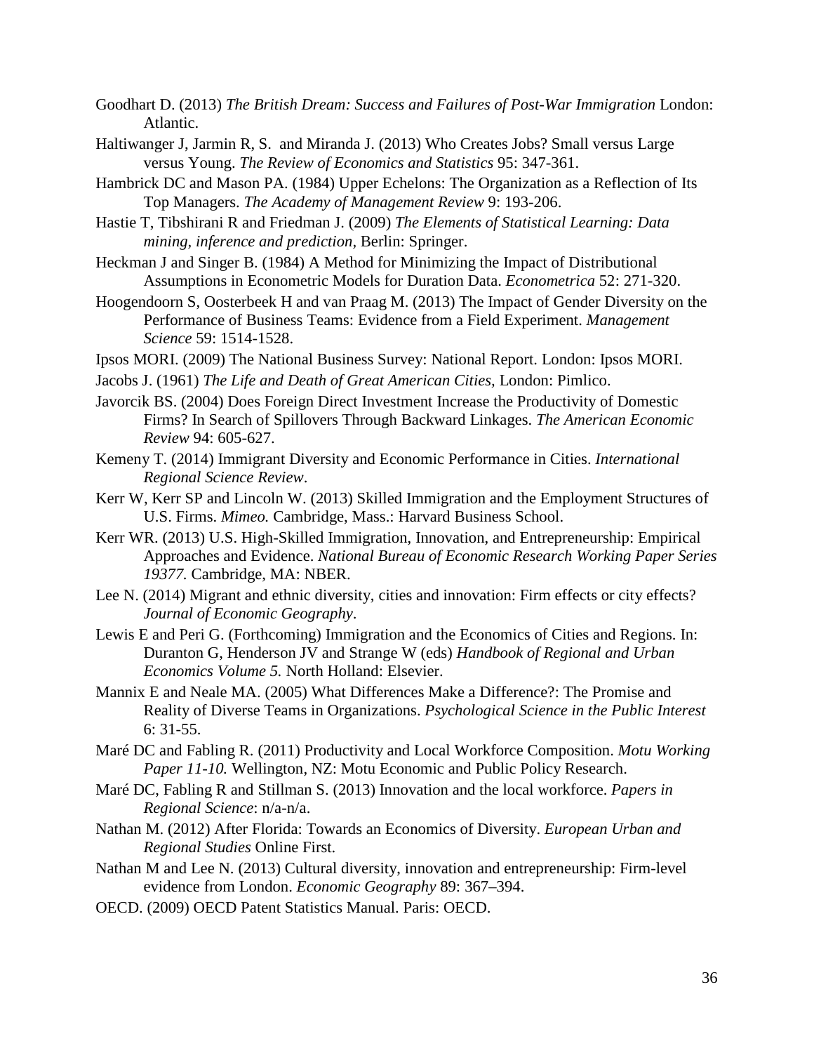Goodhart D. (2013) *The British Dream: Success and Failures of Post-War Immigration* London: Atlantic.

Haltiwanger J, Jarmin R, S. and Miranda J. (2013) Who Creates Jobs? Small versus Large versus Young. *The Review of Economics and Statistics* 95: 347-361.

Hambrick DC and Mason PA. (1984) Upper Echelons: The Organization as a Reflection of Its Top Managers. *The Academy of Management Review* 9: 193-206.

Hastie T, Tibshirani R and Friedman J. (2009) *The Elements of Statistical Learning: Data mining, inference and prediction,* Berlin: Springer.

Heckman J and Singer B. (1984) A Method for Minimizing the Impact of Distributional Assumptions in Econometric Models for Duration Data. *Econometrica* 52: 271-320.

Hoogendoorn S, Oosterbeek H and van Praag M. (2013) The Impact of Gender Diversity on the Performance of Business Teams: Evidence from a Field Experiment. *Management Science* 59: 1514-1528.

Ipsos MORI. (2009) The National Business Survey: National Report. London: Ipsos MORI.

Jacobs J. (1961) *The Life and Death of Great American Cities,* London: Pimlico.

Javorcik BS. (2004) Does Foreign Direct Investment Increase the Productivity of Domestic Firms? In Search of Spillovers Through Backward Linkages. *The American Economic Review* 94: 605-627.

Kemeny T. (2014) Immigrant Diversity and Economic Performance in Cities. *International Regional Science Review*.

Kerr W, Kerr SP and Lincoln W. (2013) Skilled Immigration and the Employment Structures of U.S. Firms. *Mimeo.* Cambridge, Mass.: Harvard Business School.

Kerr WR. (2013) U.S. High-Skilled Immigration, Innovation, and Entrepreneurship: Empirical Approaches and Evidence. *National Bureau of Economic Research Working Paper Series 19377.* Cambridge, MA: NBER.

Lee N. (2014) Migrant and ethnic diversity, cities and innovation: Firm effects or city effects? *Journal of Economic Geography*.

Lewis E and Peri G. (Forthcoming) Immigration and the Economics of Cities and Regions. In: Duranton G, Henderson JV and Strange W (eds) *Handbook of Regional and Urban Economics Volume 5.* North Holland: Elsevier.

Mannix E and Neale MA. (2005) What Differences Make a Difference?: The Promise and Reality of Diverse Teams in Organizations. *Psychological Science in the Public Interest* 6: 31-55.

Maré DC and Fabling R. (2011) Productivity and Local Workforce Composition. *Motu Working Paper 11-10.* Wellington, NZ: Motu Economic and Public Policy Research.

Maré DC, Fabling R and Stillman S. (2013) Innovation and the local workforce. *Papers in Regional Science*: n/a-n/a.

Nathan M. (2012) After Florida: Towards an Economics of Diversity. *European Urban and Regional Studies* Online First.

Nathan M and Lee N. (2013) Cultural diversity, innovation and entrepreneurship: Firm-level evidence from London. *Economic Geography* 89: 367–394.

OECD. (2009) OECD Patent Statistics Manual. Paris: OECD.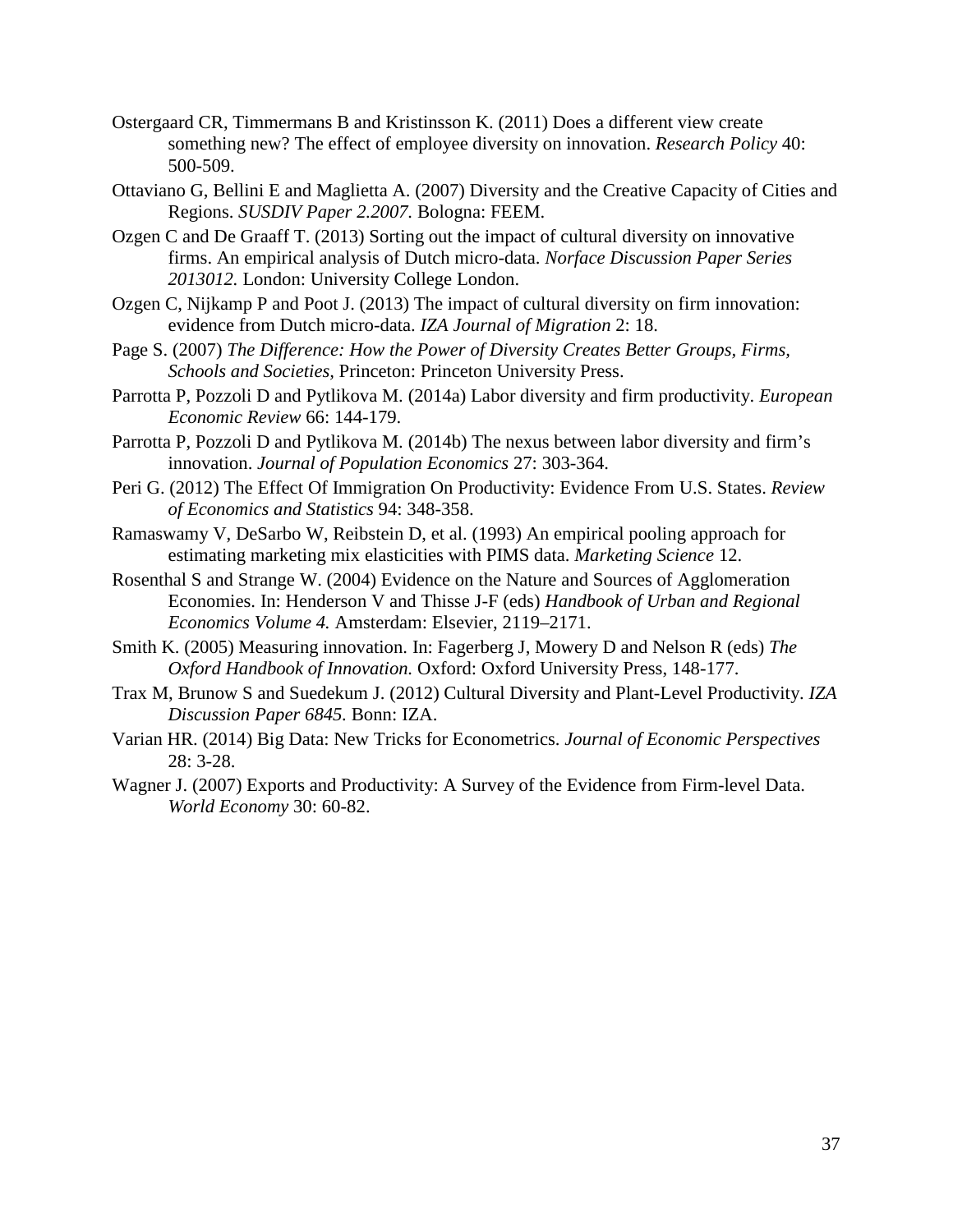Ostergaard CR, Timmermans B and Kristinsson K. (2011) Does a different view create something new? The effect of employee diversity on innovation. *Research Policy* 40: 500-509.

Ottaviano G, Bellini E and Maglietta A. (2007) Diversity and the Creative Capacity of Cities and Regions. *SUSDIV Paper 2.2007.* Bologna: FEEM.

Ozgen C and De Graaff T. (2013) Sorting out the impact of cultural diversity on innovative firms. An empirical analysis of Dutch micro-data. *Norface Discussion Paper Series 2013012.* London: University College London.

Ozgen C, Nijkamp P and Poot J. (2013) The impact of cultural diversity on firm innovation: evidence from Dutch micro-data. *IZA Journal of Migration* 2: 18.

Page S. (2007) *The Difference: How the Power of Diversity Creates Better Groups, Firms, Schools and Societies,* Princeton: Princeton University Press.

Parrotta P, Pozzoli D and Pytlikova M. (2014a) Labor diversity and firm productivity. *European Economic Review* 66: 144-179.

Parrotta P, Pozzoli D and Pytlikova M. (2014b) The nexus between labor diversity and firm's innovation. *Journal of Population Economics* 27: 303-364.

Peri G. (2012) The Effect Of Immigration On Productivity: Evidence From U.S. States. *Review of Economics and Statistics* 94: 348-358.

Ramaswamy V, DeSarbo W, Reibstein D, et al. (1993) An empirical pooling approach for estimating marketing mix elasticities with PIMS data. *Marketing Science* 12.

Rosenthal S and Strange W. (2004) Evidence on the Nature and Sources of Agglomeration Economies. In: Henderson V and Thisse J-F (eds) *Handbook of Urban and Regional Economics Volume 4.* Amsterdam: Elsevier, 2119–2171.

Smith K. (2005) Measuring innovation. In: Fagerberg J, Mowery D and Nelson R (eds) *The Oxford Handbook of Innovation.* Oxford: Oxford University Press, 148-177.

Trax M, Brunow S and Suedekum J. (2012) Cultural Diversity and Plant-Level Productivity. *IZA Discussion Paper 6845.* Bonn: IZA.

Varian HR. (2014) Big Data: New Tricks for Econometrics. *Journal of Economic Perspectives* 28: 3-28.

Wagner J. (2007) Exports and Productivity: A Survey of the Evidence from Firm-level Data. *World Economy* 30: 60-82.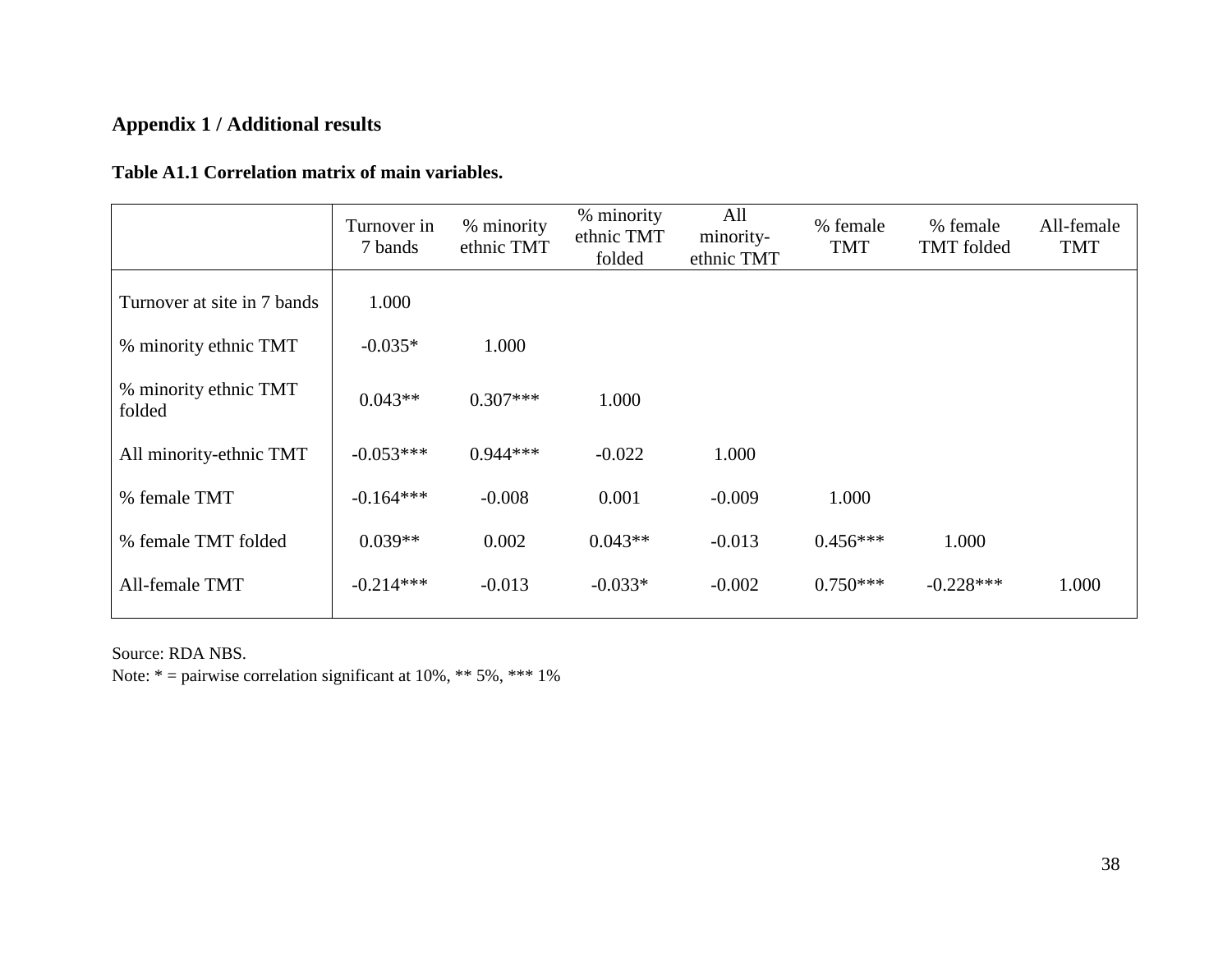## Appendix 1 / Additional results

**Table A1.1 Correlation matrix of main variables.**

| | Turnover in 7 bands | % minority ethnic TMT | % minority ethnic TMT folded | All minority-ethnic TMT | % female TMT | % female TMT folded | All-female TMT |
|---|---|---|---|---|---|---|---|
| Turnover at site in 7 bands | 1.000 | | | | | | |
| % minority ethnic TMT | -0.035* | 1.000 | | | | | |
| % minority ethnic TMT folded | 0.043** | 0.307*** | 1.000 | | | | |
| All minority-ethnic TMT | -0.053*** | 0.944*** | -0.022 | 1.000 | | | |
| % female TMT | -0.164*** | -0.008 | 0.001 | -0.009 | 1.000 | | |
| % female TMT folded | 0.039** | 0.002 | 0.043** | -0.013 | 0.456*** | 1.000 | |
| All-female TMT | -0.214*** | -0.013 | -0.033* | -0.002 | 0.750*** | -0.228*** | 1.000 |

Source: RDA NBS.

Note: * = pairwise correlation significant at 10%, ** 5%, *** 1%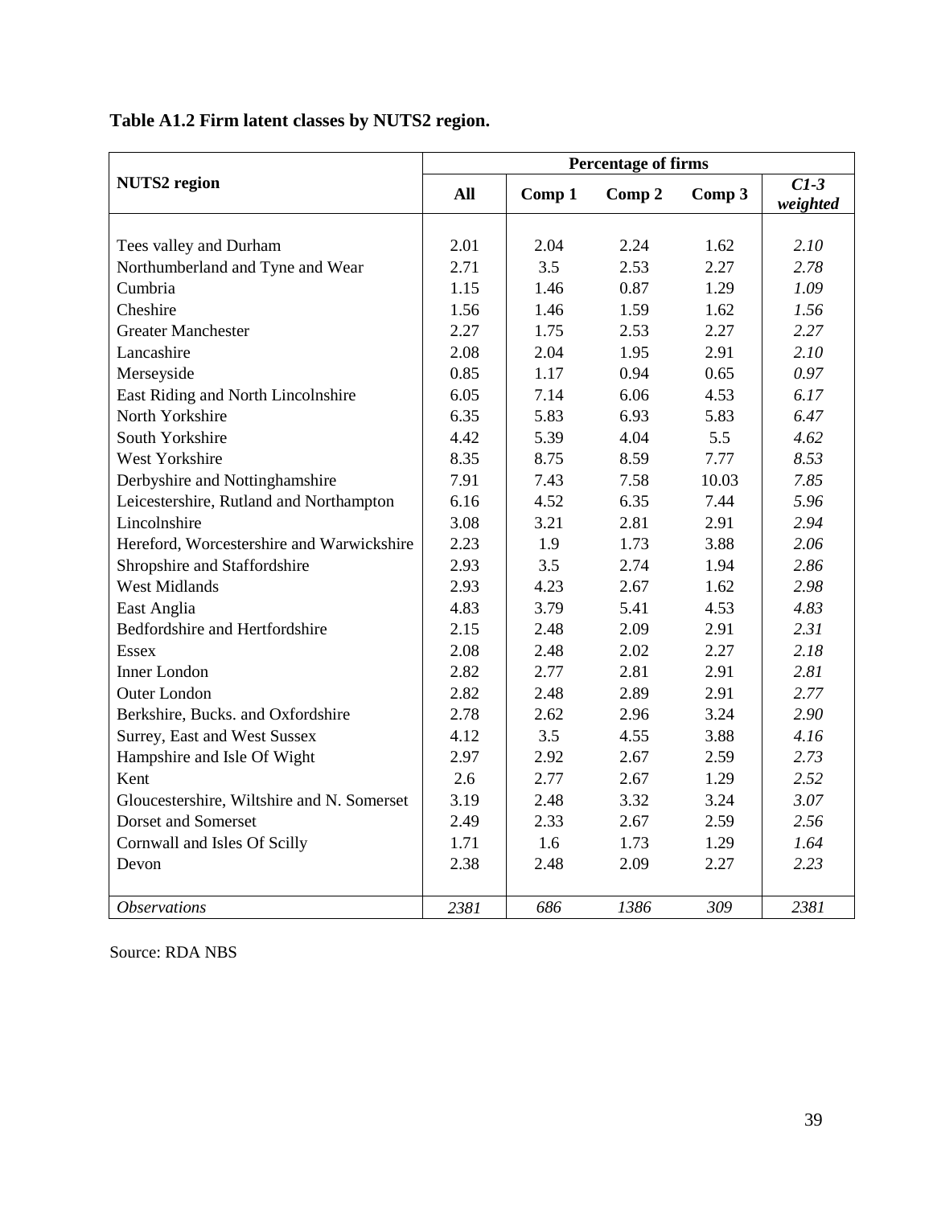**Table A1.2 Firm latent classes by NUTS2 region.**

| NUTS2 region | Percentage of firms | | | | |
|---|---|---|---|---|---|
| | **All** | **Comp 1** | **Comp 2** | **Comp 3** | ***C1-3 weighted*** |
| Tees valley and Durham | 2.01 | 2.04 | 2.24 | 1.62 | *2.10* |
| Northumberland and Tyne and Wear | 2.71 | 3.5 | 2.53 | 2.27 | *2.78* |
| Cumbria | 1.15 | 1.46 | 0.87 | 1.29 | *1.09* |
| Cheshire | 1.56 | 1.46 | 1.59 | 1.62 | *1.56* |
| Greater Manchester | 2.27 | 1.75 | 2.53 | 2.27 | *2.27* |
| Lancashire | 2.08 | 2.04 | 1.95 | 2.91 | *2.10* |
| Merseyside | 0.85 | 1.17 | 0.94 | 0.65 | *0.97* |
| East Riding and North Lincolnshire | 6.05 | 7.14 | 6.06 | 4.53 | *6.17* |
| North Yorkshire | 6.35 | 5.83 | 6.93 | 5.83 | *6.47* |
| South Yorkshire | 4.42 | 5.39 | 4.04 | 5.5 | *4.62* |
| West Yorkshire | 8.35 | 8.75 | 8.59 | 7.77 | *8.53* |
| Derbyshire and Nottinghamshire | 7.91 | 7.43 | 7.58 | 10.03 | *7.85* |
| Leicestershire, Rutland and Northampton | 6.16 | 4.52 | 6.35 | 7.44 | *5.96* |
| Lincolnshire | 3.08 | 3.21 | 2.81 | 2.91 | *2.94* |
| Hereford, Worcestershire and Warwickshire | 2.23 | 1.9 | 1.73 | 3.88 | *2.06* |
| Shropshire and Staffordshire | 2.93 | 3.5 | 2.74 | 1.94 | *2.86* |
| West Midlands | 2.93 | 4.23 | 2.67 | 1.62 | *2.98* |
| East Anglia | 4.83 | 3.79 | 5.41 | 4.53 | *4.83* |
| Bedfordshire and Hertfordshire | 2.15 | 2.48 | 2.09 | 2.91 | *2.31* |
| Essex | 2.08 | 2.48 | 2.02 | 2.27 | *2.18* |
| Inner London | 2.82 | 2.77 | 2.81 | 2.91 | *2.81* |
| Outer London | 2.82 | 2.48 | 2.89 | 2.91 | *2.77* |
| Berkshire, Bucks. and Oxfordshire | 2.78 | 2.62 | 2.96 | 3.24 | *2.90* |
| Surrey, East and West Sussex | 4.12 | 3.5 | 4.55 | 3.88 | *4.16* |
| Hampshire and Isle Of Wight | 2.97 | 2.92 | 2.67 | 2.59 | *2.73* |
| Kent | 2.6 | 2.77 | 2.67 | 1.29 | *2.52* |
| Gloucestershire, Wiltshire and N. Somerset | 3.19 | 2.48 | 3.32 | 3.24 | *3.07* |
| Dorset and Somerset | 2.49 | 2.33 | 2.67 | 2.59 | *2.56* |
| Cornwall and Isles Of Scilly | 1.71 | 1.6 | 1.73 | 1.29 | *1.64* |
| Devon | 2.38 | 2.48 | 2.09 | 2.27 | *2.23* |
| *Observations* | *2381* | *686* | *1386* | *309* | *2381* |

Source: RDA NBS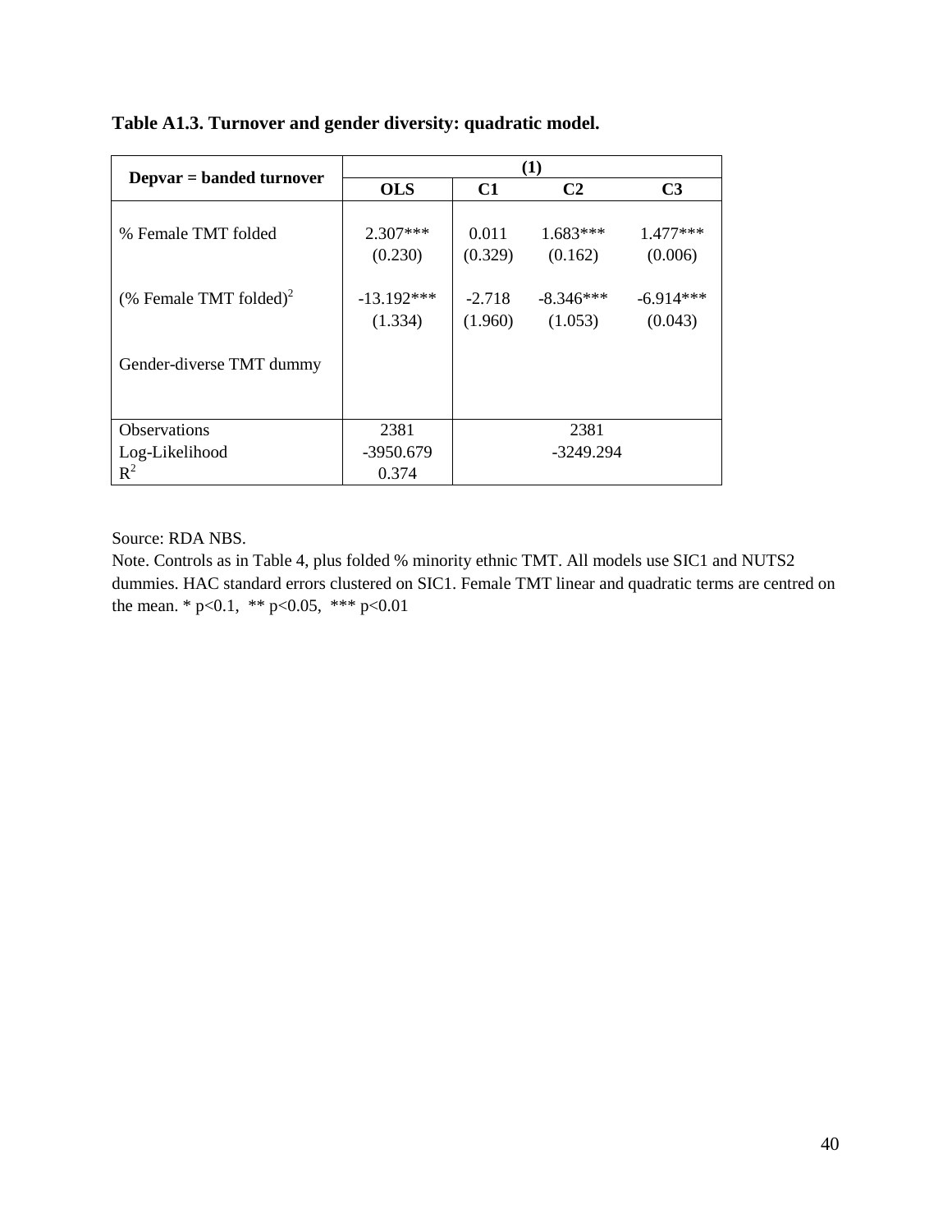**Table A1.3. Turnover and gender diversity: quadratic model.**

| Depvar = banded turnover | (1) | | | |
|---|---|---|---|---|
| | **OLS** | **C1** | **C2** | **C3** |
| % Female TMT folded | 2.307*** | 0.011 | 1.683*** | 1.477*** |
| | (0.230) | (0.329) | (0.162) | (0.006) |
| (% Female TMT folded)$^2$ | -13.192*** | -2.718 | -8.346*** | -6.914*** |
| | (1.334) | (1.960) | (1.053) | (0.043) |
| Gender-diverse TMT dummy | | | | |
| Observations | 2381 | | 2381 | |
| Log-Likelihood | -3950.679 | | -3249.294 | |
| $R^2$ | 0.374 | | | |

Source: RDA NBS.

Note. Controls as in Table 4, plus folded % minority ethnic TMT. All models use SIC1 and NUTS2 dummies. HAC standard errors clustered on SIC1. Female TMT linear and quadratic terms are centred on the mean. * p<0.1, ** p<0.05, *** p<0.01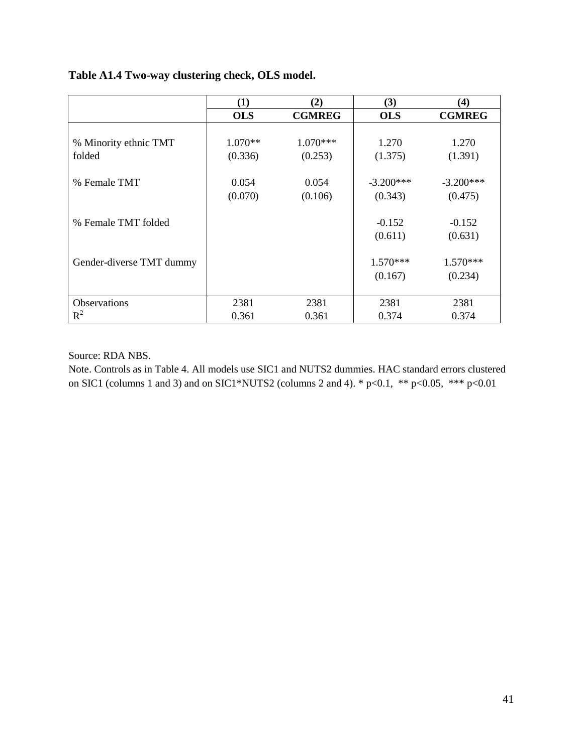**Table A1.4 Two-way clustering check, OLS model.**

| | (1) | (2) | (3) | (4) |
|---|---|---|---|---|
| | **OLS** | **CGMREG** | **OLS** | **CGMREG** |
| % Minority ethnic TMT folded | 1.070** | 1.070*** | 1.270 | 1.270 |
| | (0.336) | (0.253) | (1.375) | (1.391) |
| % Female TMT | 0.054 | 0.054 | -3.200*** | -3.200*** |
| | (0.070) | (0.106) | (0.343) | (0.475) |
| % Female TMT folded | | | -0.152 | -0.152 |
| | | | (0.611) | (0.631) |
| Gender-diverse TMT dummy | | | 1.570*** | 1.570*** |
| | | | (0.167) | (0.234) |
| Observations | 2381 | 2381 | 2381 | 2381 |
| $R^2$ | 0.361 | 0.361 | 0.374 | 0.374 |

Source: RDA NBS.

Note. Controls as in Table 4. All models use SIC1 and NUTS2 dummies. HAC standard errors clustered on SIC1 (columns 1 and 3) and on SIC1*NUTS2 (columns 2 and 4). * $p<0.1$, ** $p<0.05$, *** $p<0.01$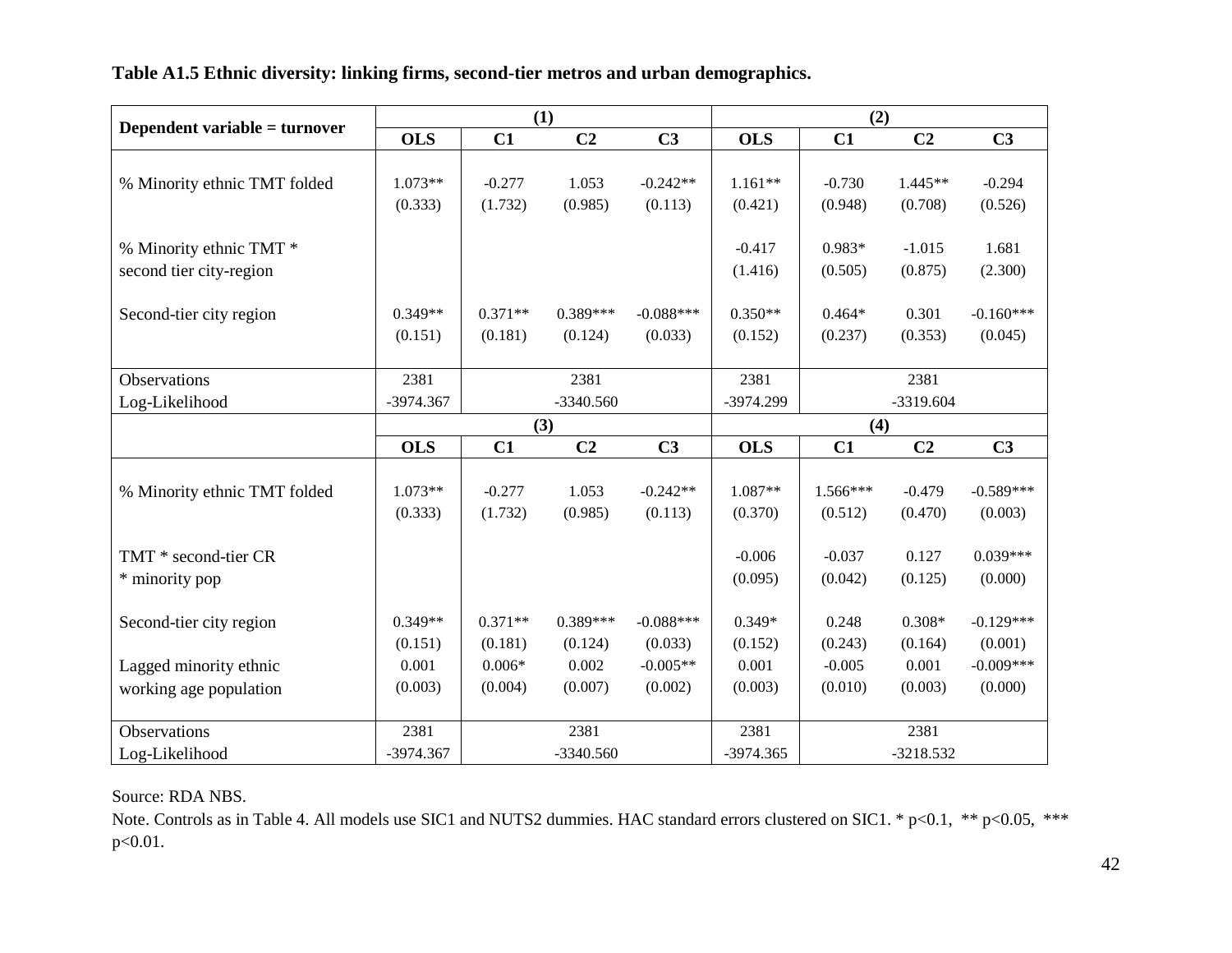**Table A1.5 Ethnic diversity: linking firms, second-tier metros and urban demographics.**

| Dependent variable = turnover | (1) | | | | (2) | | | |
|---|---|---|---|---|---|---|---|---|
| | **OLS** | **C1** | **C2** | **C3** | **OLS** | **C1** | **C2** | **C3** |
| % Minority ethnic TMT folded | 1.073** | -0.277 | 1.053 | -0.242** | 1.161** | -0.730 | 1.445** | -0.294 |
| | (0.333) | (1.732) | (0.985) | (0.113) | (0.421) | (0.948) | (0.708) | (0.526) |
| % Minority ethnic TMT * second tier city-region | | | | | -0.417 | 0.983* | -1.015 | 1.681 |
| | | | | | (1.416) | (0.505) | (0.875) | (2.300) |
| Second-tier city region | 0.349** | 0.371** | 0.389*** | -0.088*** | 0.350** | 0.464* | 0.301 | -0.160*** |
| | (0.151) | (0.181) | (0.124) | (0.033) | (0.152) | (0.237) | (0.353) | (0.045) |
| Observations | 2381 | 2381 | | | 2381 | 2381 | | |
| Log-Likelihood | -3974.367 | -3340.560 | | | -3974.299 | -3319.604 | | |
| | **(3)** | | | | **(4)** | | | |
| | **OLS** | **C1** | **C2** | **C3** | **OLS** | **C1** | **C2** | **C3** |
| % Minority ethnic TMT folded | 1.073** | -0.277 | 1.053 | -0.242** | 1.087** | 1.566*** | -0.479 | -0.589*** |
| | (0.333) | (1.732) | (0.985) | (0.113) | (0.370) | (0.512) | (0.470) | (0.003) |
| TMT * second-tier CR * minority pop | | | | | -0.006 | -0.037 | 0.127 | 0.039*** |
| | | | | | (0.095) | (0.042) | (0.125) | (0.000) |
| Second-tier city region | 0.349** | 0.371** | 0.389*** | -0.088*** | 0.349* | 0.248 | 0.308* | -0.129*** |
| | (0.151) | (0.181) | (0.124) | (0.033) | (0.152) | (0.243) | (0.164) | (0.001) |
| Lagged minority ethnic working age population | 0.001 | 0.006* | 0.002 | -0.005** | 0.001 | -0.005 | 0.001 | -0.009*** |
| | (0.003) | (0.004) | (0.007) | (0.002) | (0.003) | (0.010) | (0.003) | (0.000) |
| Observations | 2381 | 2381 | | | 2381 | 2381 | | |
| Log-Likelihood | -3974.367 | -3340.560 | | | -3974.365 | -3218.532 | | |

Source: RDA NBS.

Note. Controls as in Table 4. All models use SIC1 and NUTS2 dummies. HAC standard errors clustered on SIC1. * p<0.1, ** p<0.05, *** p<0.01.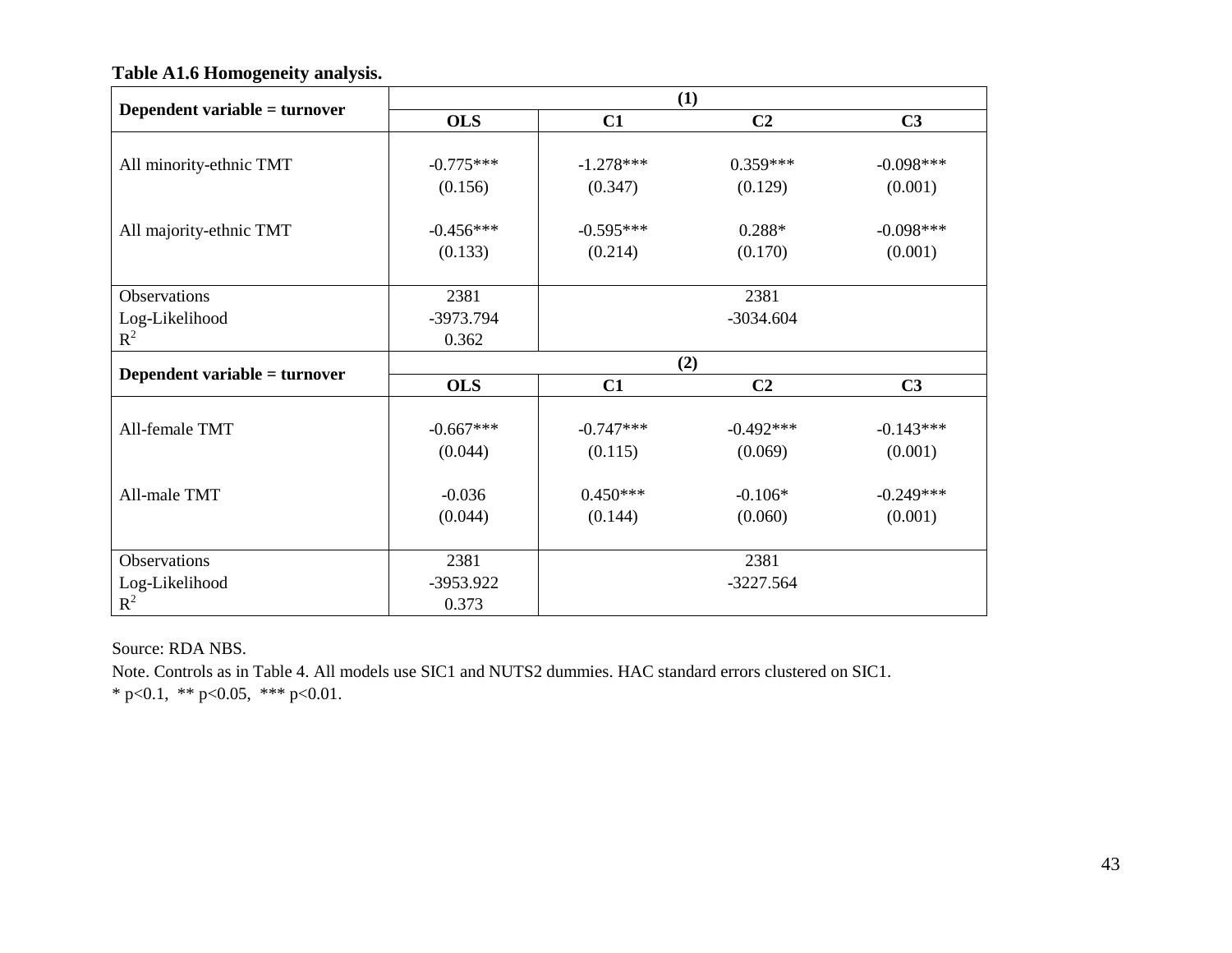**Table A1.6 Homogeneity analysis.**

| Dependent variable = turnover | (1) | | | |
|---|---|---|---|---|
| | OLS | C1 | C2 | C3 |
| All minority-ethnic TMT | -0.775*** | -1.278*** | 0.359*** | -0.098*** |
| | (0.156) | (0.347) | (0.129) | (0.001) |
| All majority-ethnic TMT | -0.456*** | -0.595*** | 0.288* | -0.098*** |
| | (0.133) | (0.214) | (0.170) | (0.001) |
| Observations | 2381 | 2381 | | |
| Log-Likelihood | -3973.794 | -3034.604 | | |
| $R^2$ | 0.362 | | | |

| Dependent variable = turnover | (2) | | | |
|---|---|---|---|---|
| | OLS | C1 | C2 | C3 |
| All-female TMT | -0.667*** | -0.747*** | -0.492*** | -0.143*** |
| | (0.044) | (0.115) | (0.069) | (0.001) |
| All-male TMT | -0.036 | 0.450*** | -0.106* | -0.249*** |
| | (0.044) | (0.144) | (0.060) | (0.001) |
| Observations | 2381 | 2381 | | |
| Log-Likelihood | -3953.922 | -3227.564 | | |
| $R^2$ | 0.373 | | | |

Source: RDA NBS.

Note. Controls as in Table 4. All models use SIC1 and NUTS2 dummies. HAC standard errors clustered on SIC1.

* $p<0.1$, ** $p<0.05$, *** $p<0.01$.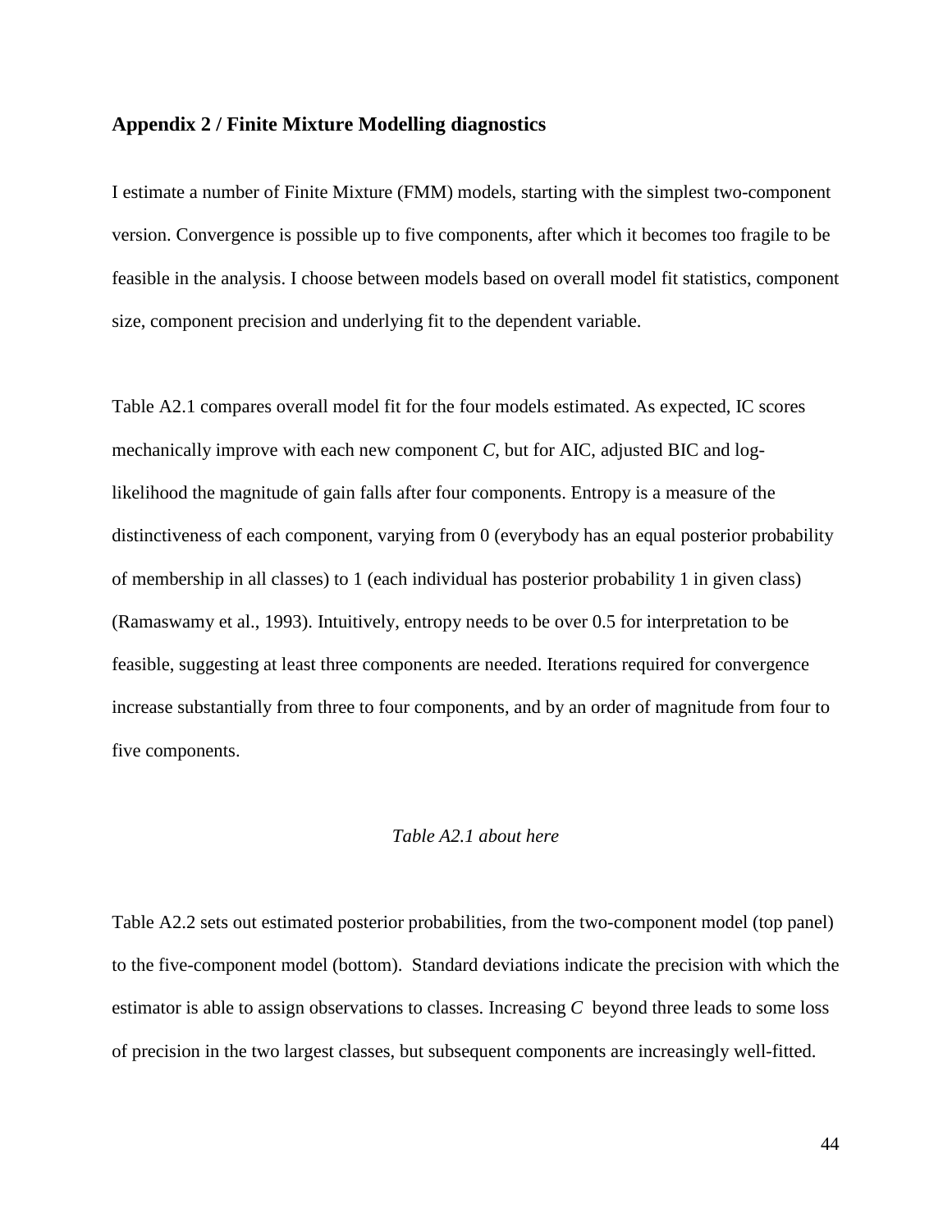## Appendix 2 / Finite Mixture Modelling diagnostics

I estimate a number of Finite Mixture (FMM) models, starting with the simplest two-component version. Convergence is possible up to five components, after which it becomes too fragile to be feasible in the analysis. I choose between models based on overall model fit statistics, component size, component precision and underlying fit to the dependent variable.

Table A2.1 compares overall model fit for the four models estimated. As expected, IC scores mechanically improve with each new component $C$, but for AIC, adjusted BIC and log-likelihood the magnitude of gain falls after four components. Entropy is a measure of the distinctiveness of each component, varying from 0 (everybody has an equal posterior probability of membership in all classes) to 1 (each individual has posterior probability 1 in given class) (Ramaswamy et al., 1993). Intuitively, entropy needs to be over 0.5 for interpretation to be feasible, suggesting at least three components are needed. Iterations required for convergence increase substantially from three to four components, and by an order of magnitude from four to five components.

*Table A2.1 about here*

Table A2.2 sets out estimated posterior probabilities, from the two-component model (top panel) to the five-component model (bottom). Standard deviations indicate the precision with which the estimator is able to assign observations to classes. Increasing $C$ beyond three leads to some loss of precision in the two largest classes, but subsequent components are increasingly well-fitted.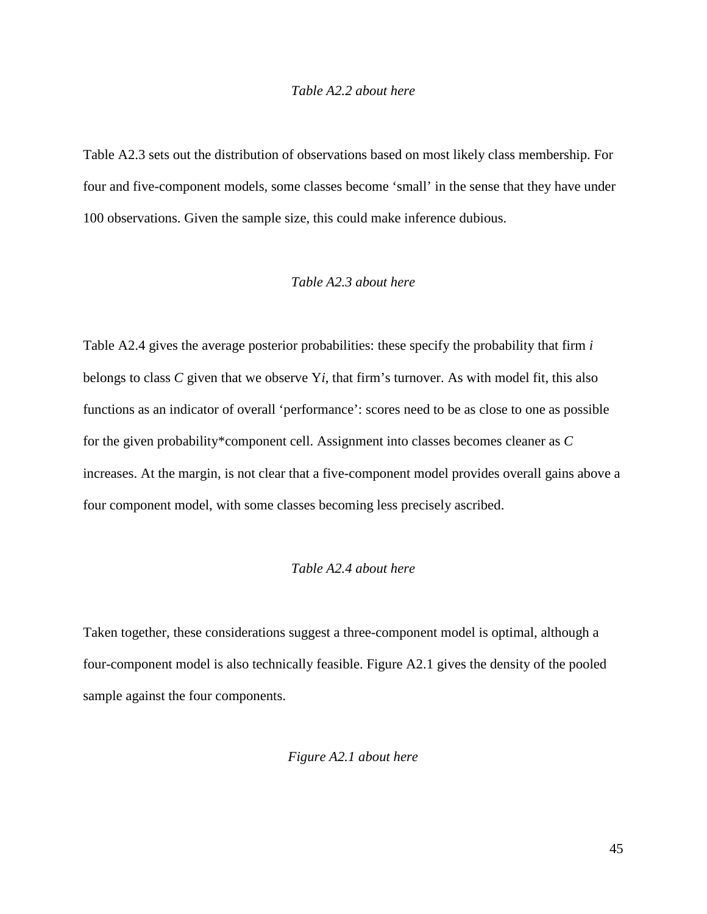*Table A2.2 about here*

Table A2.3 sets out the distribution of observations based on most likely class membership. For four and five-component models, some classes become 'small' in the sense that they have under 100 observations. Given the sample size, this could make inference dubious.

*Table A2.3 about here*

Table A2.4 gives the average posterior probabilities: these specify the probability that firm $i$ belongs to class $C$ given that we observe $Yi$, that firm's turnover. As with model fit, this also functions as an indicator of overall 'performance': scores need to be as close to one as possible for the given probability*component cell. Assignment into classes becomes cleaner as $C$ increases. At the margin, is not clear that a five-component model provides overall gains above a four component model, with some classes becoming less precisely ascribed.

*Table A2.4 about here*

Taken together, these considerations suggest a three-component model is optimal, although a four-component model is also technically feasible. Figure A2.1 gives the density of the pooled sample against the four components.

*Figure A2.1 about here*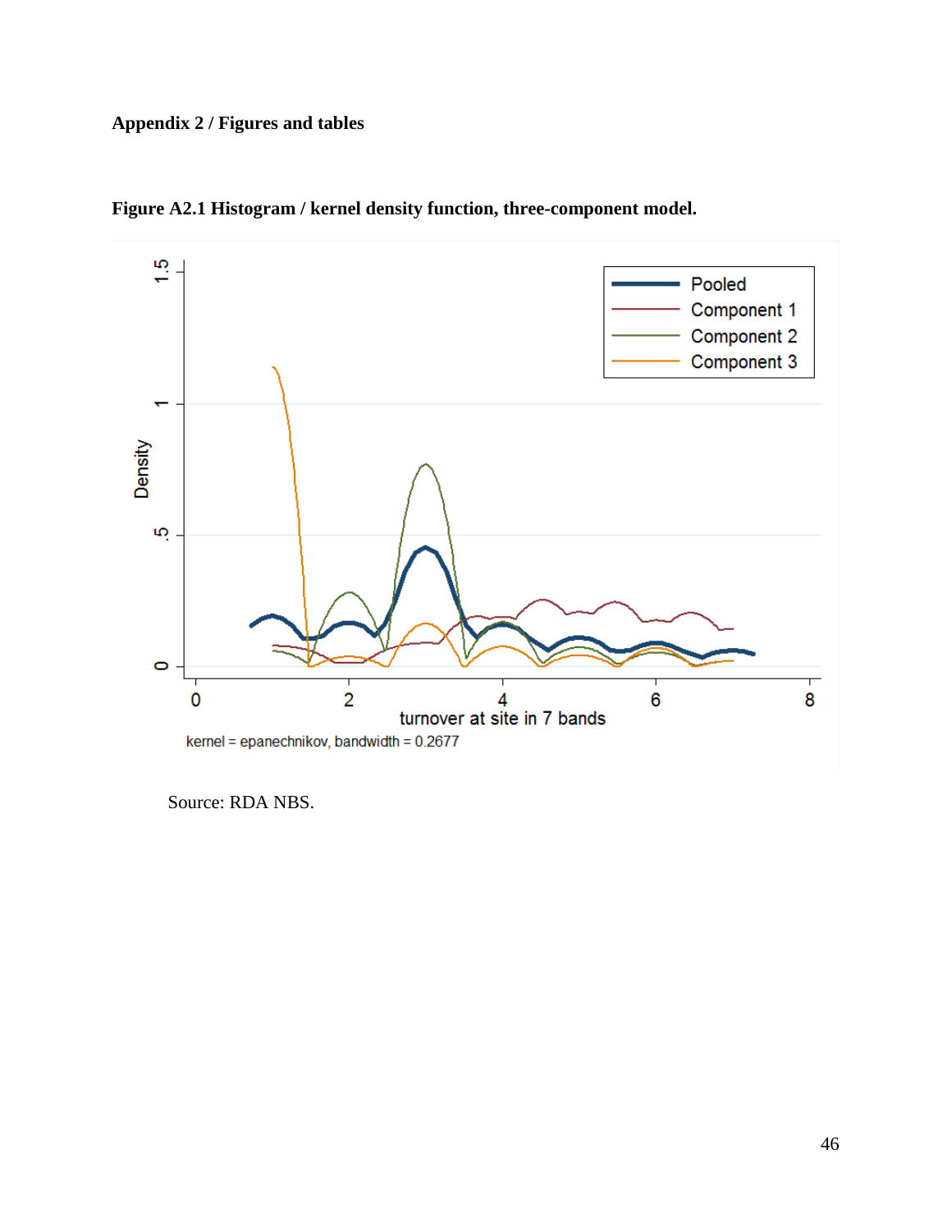**Appendix 2 / Figures and tables**

**Figure A2.1 Histogram / kernel density function, three-component model.**

Source: RDA NBS.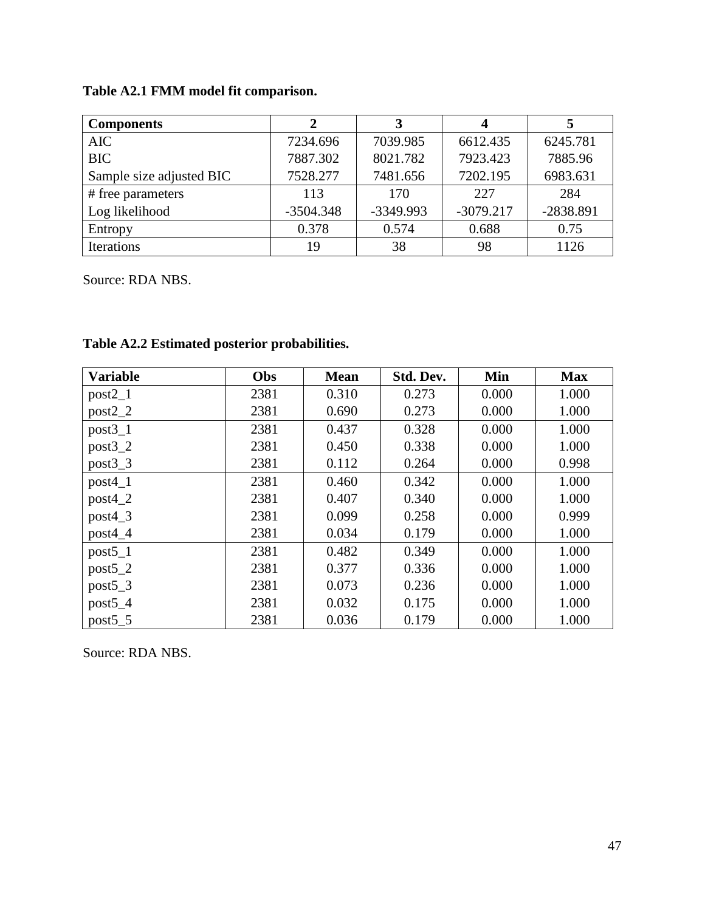**Table A2.1 FMM model fit comparison.**

| Components | 2 | 3 | 4 | 5 |
|---|---|---|---|---|
| AIC | 7234.696 | 7039.985 | 6612.435 | 6245.781 |
| BIC | 7887.302 | 8021.782 | 7923.423 | 7885.96 |
| Sample size adjusted BIC | 7528.277 | 7481.656 | 7202.195 | 6983.631 |
| # free parameters | 113 | 170 | 227 | 284 |
| Log likelihood | -3504.348 | -3349.993 | -3079.217 | -2838.891 |
| Entropy | 0.378 | 0.574 | 0.688 | 0.75 |
| Iterations | 19 | 38 | 98 | 1126 |

Source: RDA NBS.

**Table A2.2 Estimated posterior probabilities.**

| Variable | Obs | Mean | Std. Dev. | Min | Max |
|---|---|---|---|---|---|
| post2_1 | 2381 | 0.310 | 0.273 | 0.000 | 1.000 |
| post2_2 | 2381 | 0.690 | 0.273 | 0.000 | 1.000 |
| post3_1 | 2381 | 0.437 | 0.328 | 0.000 | 1.000 |
| post3_2 | 2381 | 0.450 | 0.338 | 0.000 | 1.000 |
| post3_3 | 2381 | 0.112 | 0.264 | 0.000 | 0.998 |
| post4_1 | 2381 | 0.460 | 0.342 | 0.000 | 1.000 |
| post4_2 | 2381 | 0.407 | 0.340 | 0.000 | 1.000 |
| post4_3 | 2381 | 0.099 | 0.258 | 0.000 | 0.999 |
| post4_4 | 2381 | 0.034 | 0.179 | 0.000 | 1.000 |
| post5_1 | 2381 | 0.482 | 0.349 | 0.000 | 1.000 |
| post5_2 | 2381 | 0.377 | 0.336 | 0.000 | 1.000 |
| post5_3 | 2381 | 0.073 | 0.236 | 0.000 | 1.000 |
| post5_4 | 2381 | 0.032 | 0.175 | 0.000 | 1.000 |
| post5_5 | 2381 | 0.036 | 0.179 | 0.000 | 1.000 |

Source: RDA NBS.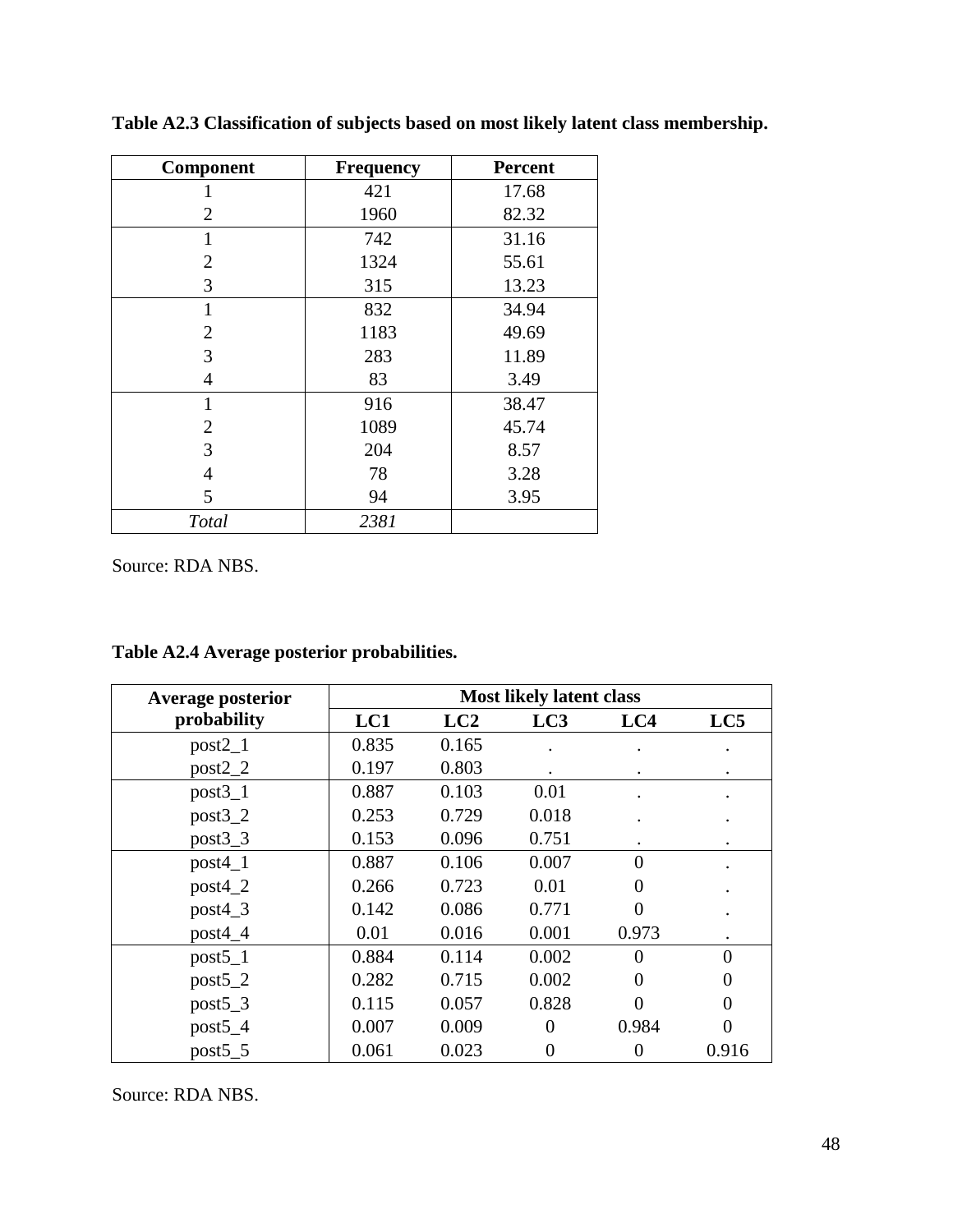**Table A2.3 Classification of subjects based on most likely latent class membership.**

| Component | Frequency | Percent |
|---|---|---|
| 1 | 421 | 17.68 |
| 2 | 1960 | 82.32 |
| 1 | 742 | 31.16 |
| 2 | 1324 | 55.61 |
| 3 | 315 | 13.23 |
| 1 | 832 | 34.94 |
| 2 | 1183 | 49.69 |
| 3 | 283 | 11.89 |
| 4 | 83 | 3.49 |
| 1 | 916 | 38.47 |
| 2 | 1089 | 45.74 |
| 3 | 204 | 8.57 |
| 4 | 78 | 3.28 |
| 5 | 94 | 3.95 |
| *Total* | *2381* | |

Source: RDA NBS.

**Table A2.4 Average posterior probabilities.**

| Average posterior probability | Most likely latent class | | | | |
|---|---|---|---|---|---|
| | LC1 | LC2 | LC3 | LC4 | LC5 |
| post2_1 | 0.835 | 0.165 | . | . | . |
| post2_2 | 0.197 | 0.803 | . | . | . |
| post3_1 | 0.887 | 0.103 | 0.01 | . | . |
| post3_2 | 0.253 | 0.729 | 0.018 | . | . |
| post3_3 | 0.153 | 0.096 | 0.751 | . | . |
| post4_1 | 0.887 | 0.106 | 0.007 | 0 | . |
| post4_2 | 0.266 | 0.723 | 0.01 | 0 | . |
| post4_3 | 0.142 | 0.086 | 0.771 | 0 | . |
| post4_4 | 0.01 | 0.016 | 0.001 | 0.973 | . |
| post5_1 | 0.884 | 0.114 | 0.002 | 0 | 0 |
| post5_2 | 0.282 | 0.715 | 0.002 | 0 | 0 |
| post5_3 | 0.115 | 0.057 | 0.828 | 0 | 0 |
| post5_4 | 0.007 | 0.009 | 0 | 0.984 | 0 |
| post5_5 | 0.061 | 0.023 | 0 | 0 | 0.916 |

Source: RDA NBS.